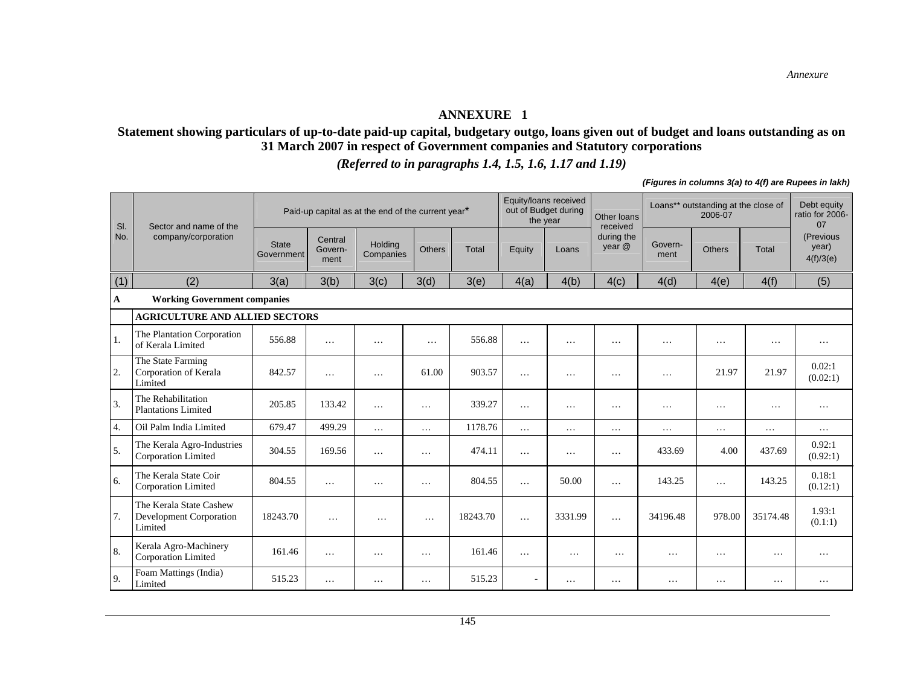*Annexure*

# ANNEXURE 1

## Statement showing particulars of up-to-date paid-up capital, budgetary outgo, loans given out of budget and loans outstanding as on 31 March 2007 in respect of Government companies and Statutory corporations

*(Referred to in paragraphs 1.4, 1.5, 1.6, 1.17 and 1.19)*

***(Figures in columns 3(a) to 4(f) are Rupees in lakh)***

| Sl. No. | Sector and name of the company/corporation | Paid-up capital as at the end of the current year* | | | | | Equity/loans received out of Budget during the year | | Other loans received during the year @ | Loans** outstanding at the close of 2006-07 | | | Debt equity ratio for 2006-07 (Previous year) 4(f)/3(e) |
|---|---|---|---|---|---|---|---|---|---|---|---|---|---|
| | | State Government | Central Govern-ment | Holding Companies | Others | Total | Equity | Loans | | Govern-ment | Others | Total | |
| (1) | (2) | 3(a) | 3(b) | 3(c) | 3(d) | 3(e) | 4(a) | 4(b) | 4(c) | 4(d) | 4(e) | 4(f) | (5) |
| **A** | **Working Government companies** | | | | | | | | | | | | |
| | **AGRICULTURE AND ALLIED SECTORS** | | | | | | | | | | | | |
| 1. | The Plantation Corporation of Kerala Limited | 556.88 | … | … | … | 556.88 | … | … | … | … | … | … | … |
| 2. | The State Farming Corporation of Kerala Limited | 842.57 | … | … | 61.00 | 903.57 | … | … | … | … | 21.97 | 21.97 | 0.02:1 (0.02:1) |
| 3. | The Rehabilitation Plantations Limited | 205.85 | 133.42 | … | … | 339.27 | … | … | … | … | … | … | … |
| 4. | Oil Palm India Limited | 679.47 | 499.29 | … | … | 1178.76 | … | … | … | … | … | … | … |
| 5. | The Kerala Agro-Industries Corporation Limited | 304.55 | 169.56 | … | … | 474.11 | … | … | … | 433.69 | 4.00 | 437.69 | 0.92:1 (0.92:1) |
| 6. | The Kerala State Coir Corporation Limited | 804.55 | … | … | … | 804.55 | … | 50.00 | … | 143.25 | … | 143.25 | 0.18:1 (0.12:1) |
| 7. | The Kerala State Cashew Development Corporation Limited | 18243.70 | … | … | … | 18243.70 | … | 3331.99 | … | 34196.48 | 978.00 | 35174.48 | 1.93:1 (0.1:1) |
| 8. | Kerala Agro-Machinery Corporation Limited | 161.46 | … | … | … | 161.46 | … | … | … | … | … | … | … |
| 9. | Foam Mattings (India) Limited | 515.23 | … | … | … | 515.23 | - | … | … | … | … | … | … |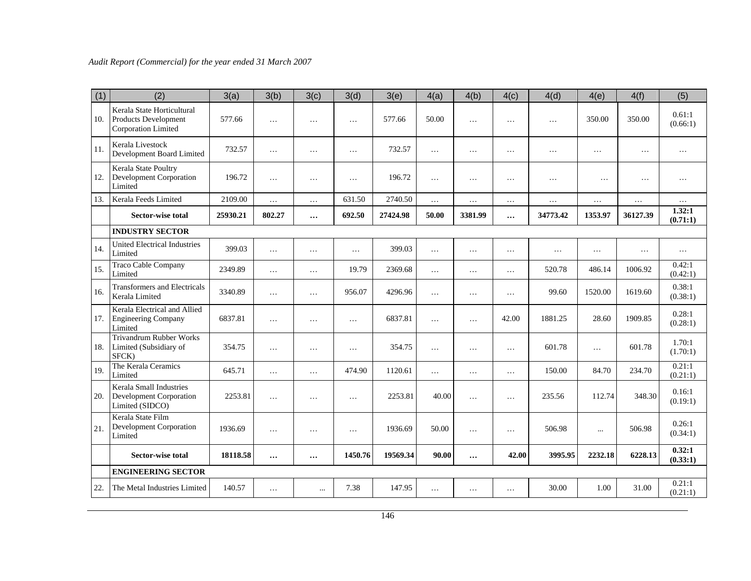| (1) | (2) | 3(a) | 3(b) | 3(c) | 3(d) | 3(e) | 4(a) | 4(b) | 4(c) | 4(d) | 4(e) | 4(f) | (5) |
|---|---|---|---|---|---|---|---|---|---|---|---|---|---|
| 10. | Kerala State Horticultural Products Development Corporation Limited | 577.66 | … | … | … | 577.66 | 50.00 | … | … | … | 350.00 | 350.00 | 0.61:1 (0.66:1) |
| 11. | Kerala Livestock Development Board Limited | 732.57 | … | … | … | 732.57 | … | … | … | … | … | … | … |
| 12. | Kerala State Poultry Development Corporation Limited | 196.72 | … | … | … | 196.72 | … | … | … | … | … | … | … |
| 13. | Kerala Feeds Limited | 2109.00 | … | … | 631.50 | 2740.50 | … | … | … | … | … | … | … |
| | **Sector-wise total** | **25930.21** | **802.27** | **…** | **692.50** | **27424.98** | **50.00** | **3381.99** | **…** | **34773.42** | **1353.97** | **36127.39** | **1.32:1 (0.71:1)** |
| | **INDUSTRY SECTOR** | | | | | | | | | | | | |
| 14. | United Electrical Industries Limited | 399.03 | … | … | … | 399.03 | … | … | … | … | … | … | … |
| 15. | Traco Cable Company Limited | 2349.89 | … | … | 19.79 | 2369.68 | … | … | … | 520.78 | 486.14 | 1006.92 | 0.42:1 (0.42:1) |
| 16. | Transformers and Electricals Kerala Limited | 3340.89 | … | … | 956.07 | 4296.96 | … | … | … | 99.60 | 1520.00 | 1619.60 | 0.38:1 (0.38:1) |
| 17. | Kerala Electrical and Allied Engineering Company Limited | 6837.81 | … | … | … | 6837.81 | … | … | 42.00 | 1881.25 | 28.60 | 1909.85 | 0.28:1 (0.28:1) |
| 18. | Trivandrum Rubber Works Limited (Subsidiary of SFCK) | 354.75 | … | … | … | 354.75 | … | … | … | 601.78 | … | 601.78 | 1.70:1 (1.70:1) |
| 19. | The Kerala Ceramics Limited | 645.71 | … | … | 474.90 | 1120.61 | … | … | … | 150.00 | 84.70 | 234.70 | 0.21:1 (0.21:1) |
| 20. | Kerala Small Industries Development Corporation Limited (SIDCO) | 2253.81 | … | … | … | 2253.81 | 40.00 | … | … | 235.56 | 112.74 | 348.30 | 0.16:1 (0.19:1) |
| 21. | Kerala State Film Development Corporation Limited | 1936.69 | … | … | … | 1936.69 | 50.00 | … | … | 506.98 | ... | 506.98 | 0.26:1 (0.34:1) |
| | **Sector-wise total** | **18118.58** | **…** | **…** | **1450.76** | **19569.34** | **90.00** | **…** | **42.00** | **3995.95** | **2232.18** | **6228.13** | **0.32:1 (0.33:1)** |
| | **ENGINEERING SECTOR** | | | | | | | | | | | | |
| 22. | The Metal Industries Limited | 140.57 | … | ... | 7.38 | 147.95 | … | … | … | 30.00 | 1.00 | 31.00 | 0.21:1 (0.21:1) |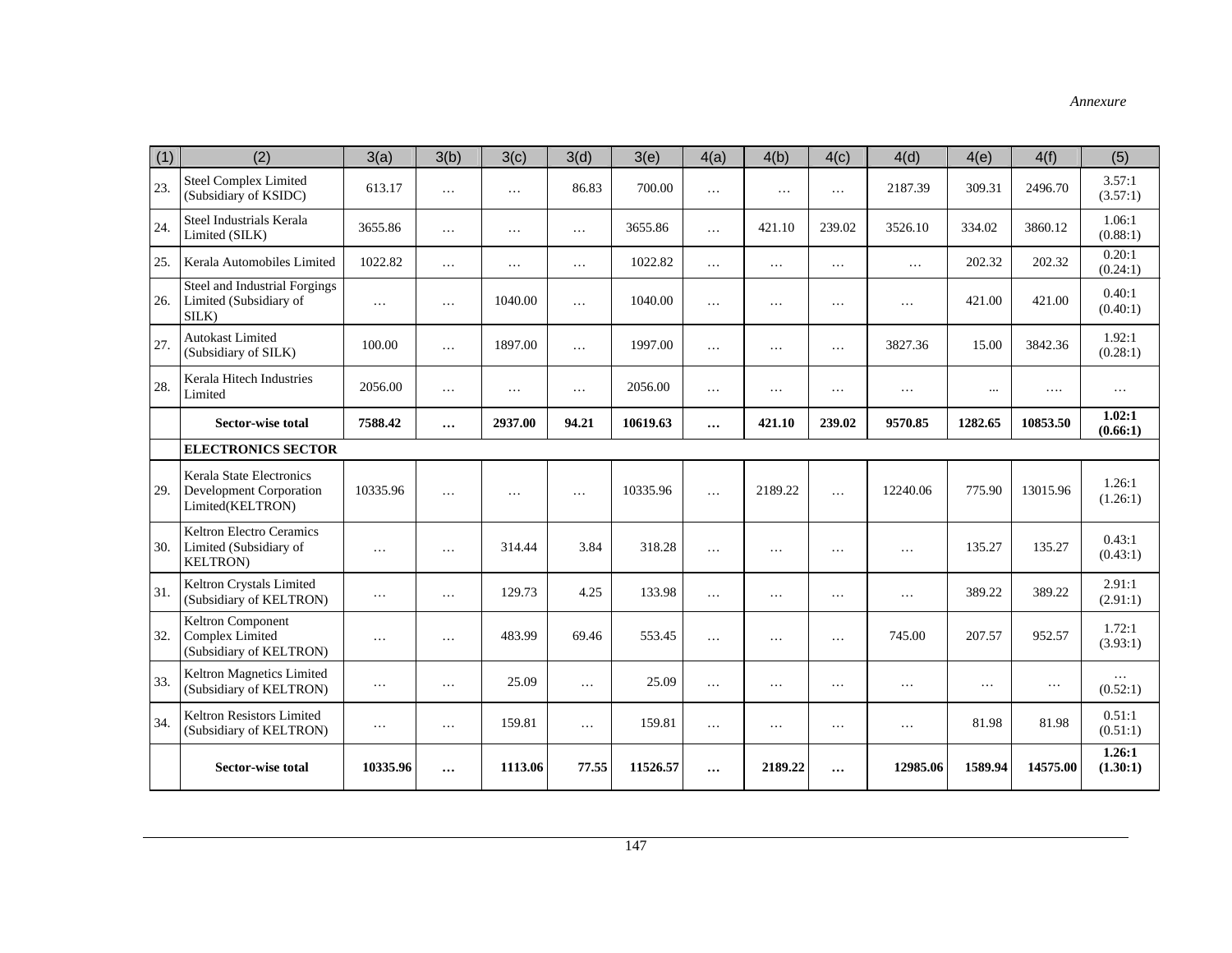*Annexure*

| (1) | (2) | 3(a) | 3(b) | 3(c) | 3(d) | 3(e) | 4(a) | 4(b) | 4(c) | 4(d) | 4(e) | 4(f) | (5) |
|---|---|---|---|---|---|---|---|---|---|---|---|---|---|
| 23. | Steel Complex Limited (Subsidiary of KSIDC) | 613.17 | … | … | 86.83 | 700.00 | … | … | … | 2187.39 | 309.31 | 2496.70 | 3.57:1 (3.57:1) |
| 24. | Steel Industrials Kerala Limited (SILK) | 3655.86 | … | … | … | 3655.86 | … | 421.10 | 239.02 | 3526.10 | 334.02 | 3860.12 | 1.06:1 (0.88:1) |
| 25. | Kerala Automobiles Limited | 1022.82 | … | … | … | 1022.82 | … | … | … | … | 202.32 | 202.32 | 0.20:1 (0.24:1) |
| 26. | Steel and Industrial Forgings Limited (Subsidiary of SILK) | … | … | 1040.00 | … | 1040.00 | … | … | … | … | 421.00 | 421.00 | 0.40:1 (0.40:1) |
| 27. | Autokast Limited (Subsidiary of SILK) | 100.00 | … | 1897.00 | … | 1997.00 | … | … | … | 3827.36 | 15.00 | 3842.36 | 1.92:1 (0.28:1) |
| 28. | Kerala Hitech Industries Limited | 2056.00 | … | … | … | 2056.00 | … | … | … | … | ... | …. | … |
| | **Sector-wise total** | **7588.42** | **…** | **2937.00** | **94.21** | **10619.63** | **…** | **421.10** | **239.02** | **9570.85** | **1282.65** | **10853.50** | **1.02:1 (0.66:1)** |
| | **ELECTRONICS SECTOR** | | | | | | | | | | | | |
| 29. | Kerala State Electronics Development Corporation Limited(KELTRON) | 10335.96 | … | … | … | 10335.96 | … | 2189.22 | … | 12240.06 | 775.90 | 13015.96 | 1.26:1 (1.26:1) |
| 30. | Keltron Electro Ceramics Limited (Subsidiary of KELTRON) | … | … | 314.44 | 3.84 | 318.28 | … | … | … | … | 135.27 | 135.27 | 0.43:1 (0.43:1) |
| 31. | Keltron Crystals Limited (Subsidiary of KELTRON) | … | … | 129.73 | 4.25 | 133.98 | … | … | … | … | 389.22 | 389.22 | 2.91:1 (2.91:1) |
| 32. | Keltron Component Complex Limited (Subsidiary of KELTRON) | … | … | 483.99 | 69.46 | 553.45 | … | … | … | 745.00 | 207.57 | 952.57 | 1.72:1 (3.93:1) |
| 33. | Keltron Magnetics Limited (Subsidiary of KELTRON) | … | … | 25.09 | … | 25.09 | … | … | … | … | … | … | … (0.52:1) |
| 34. | Keltron Resistors Limited (Subsidiary of KELTRON) | … | … | 159.81 | … | 159.81 | … | … | … | … | 81.98 | 81.98 | 0.51:1 (0.51:1) |
| | **Sector-wise total** | **10335.96** | **…** | **1113.06** | **77.55** | **11526.57** | **…** | **2189.22** | **…** | **12985.06** | **1589.94** | **14575.00** | **1.26:1 (1.30:1)** |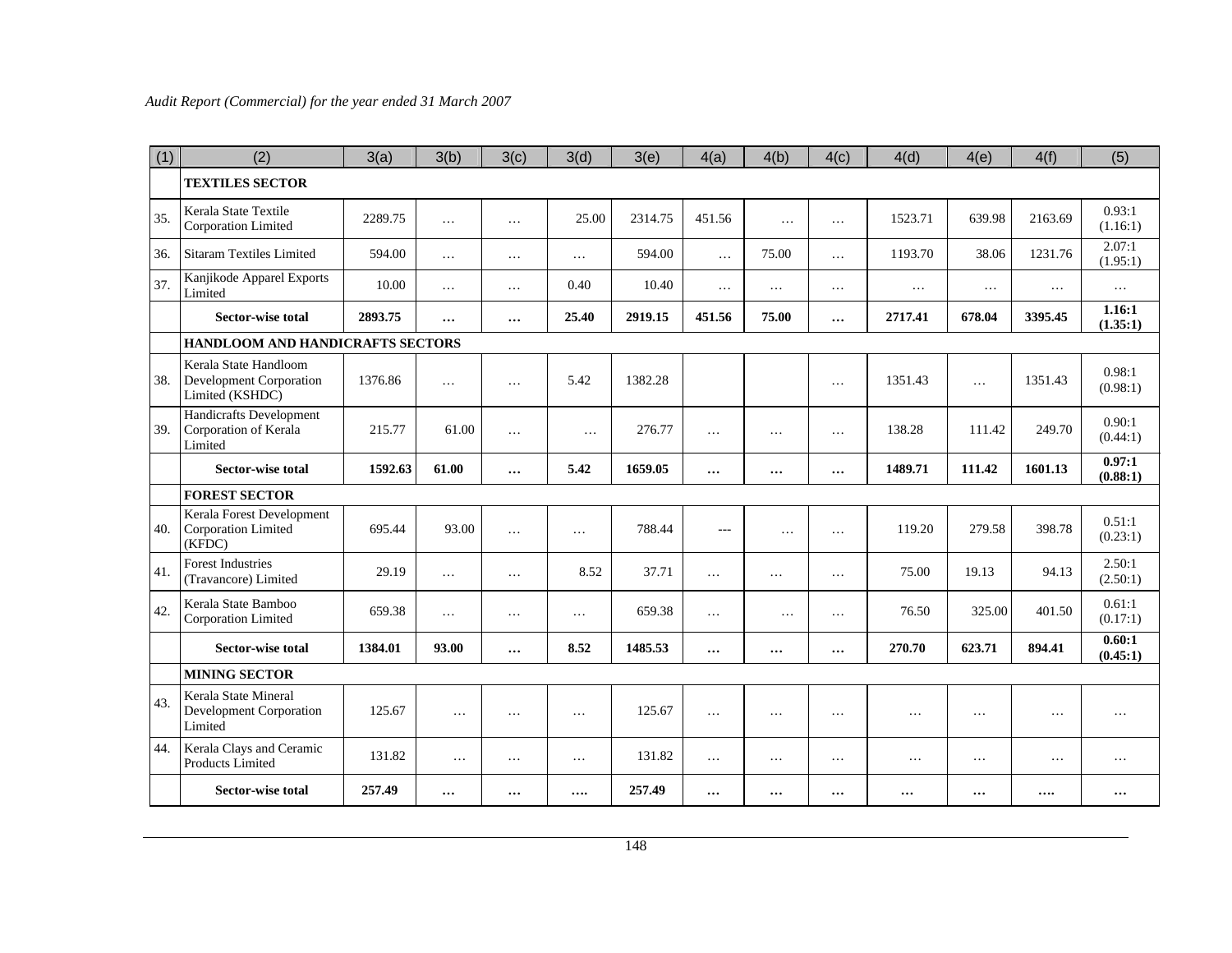| (1) | (2) | 3(a) | 3(b) | 3(c) | 3(d) | 3(e) | 4(a) | 4(b) | 4(c) | 4(d) | 4(e) | 4(f) | (5) |
|---|---|---|---|---|---|---|---|---|---|---|---|---|---|
| | **TEXTILES SECTOR** | | | | | | | | | | | | |
| 35. | Kerala State Textile Corporation Limited | 2289.75 | … | … | 25.00 | 2314.75 | 451.56 | … | … | 1523.71 | 639.98 | 2163.69 | 0.93:1 (1.16:1) |
| 36. | Sitaram Textiles Limited | 594.00 | … | … | … | 594.00 | … | 75.00 | … | 1193.70 | 38.06 | 1231.76 | 2.07:1 (1.95:1) |
| 37. | Kanjikode Apparel Exports Limited | 10.00 | … | … | 0.40 | 10.40 | … | … | … | … | … | … | … |
| | **Sector-wise total** | **2893.75** | **…** | **…** | **25.40** | **2919.15** | **451.56** | **75.00** | **…** | **2717.41** | **678.04** | **3395.45** | **1.16:1 (1.35:1)** |
| | **HANDLOOM AND HANDICRAFTS SECTORS** | | | | | | | | | | | | |
| 38. | Kerala State Handloom Development Corporation Limited (KSHDC) | 1376.86 | … | … | 5.42 | 1382.28 | | | … | 1351.43 | … | 1351.43 | 0.98:1 (0.98:1) |
| 39. | Handicrafts Development Corporation of Kerala Limited | 215.77 | 61.00 | … | … | 276.77 | … | … | … | 138.28 | 111.42 | 249.70 | 0.90:1 (0.44:1) |
| | **Sector-wise total** | **1592.63** | **61.00** | **…** | **5.42** | **1659.05** | **…** | **…** | **…** | **1489.71** | **111.42** | **1601.13** | **0.97:1 (0.88:1)** |
| | **FOREST SECTOR** | | | | | | | | | | | | |
| 40. | Kerala Forest Development Corporation Limited (KFDC) | 695.44 | 93.00 | … | … | 788.44 | --- | … | … | 119.20 | 279.58 | 398.78 | 0.51:1 (0.23:1) |
| 41. | Forest Industries (Travancore) Limited | 29.19 | … | … | 8.52 | 37.71 | … | … | … | 75.00 | 19.13 | 94.13 | 2.50:1 (2.50:1) |
| 42. | Kerala State Bamboo Corporation Limited | 659.38 | … | … | … | 659.38 | … | … | … | 76.50 | 325.00 | 401.50 | 0.61:1 (0.17:1) |
| | **Sector-wise total** | **1384.01** | **93.00** | **…** | **8.52** | **1485.53** | **…** | **…** | **…** | **270.70** | **623.71** | **894.41** | **0.60:1 (0.45:1)** |
| | **MINING SECTOR** | | | | | | | | | | | | |
| 43. | Kerala State Mineral Development Corporation Limited | 125.67 | … | … | … | 125.67 | … | … | … | … | … | … | … |
| 44. | Kerala Clays and Ceramic Products Limited | 131.82 | … | … | … | 131.82 | … | … | … | … | … | … | … |
| | **Sector-wise total** | **257.49** | **…** | **…** | **….** | **257.49** | **…** | **…** | **…** | **…** | **…** | **….** | **…** |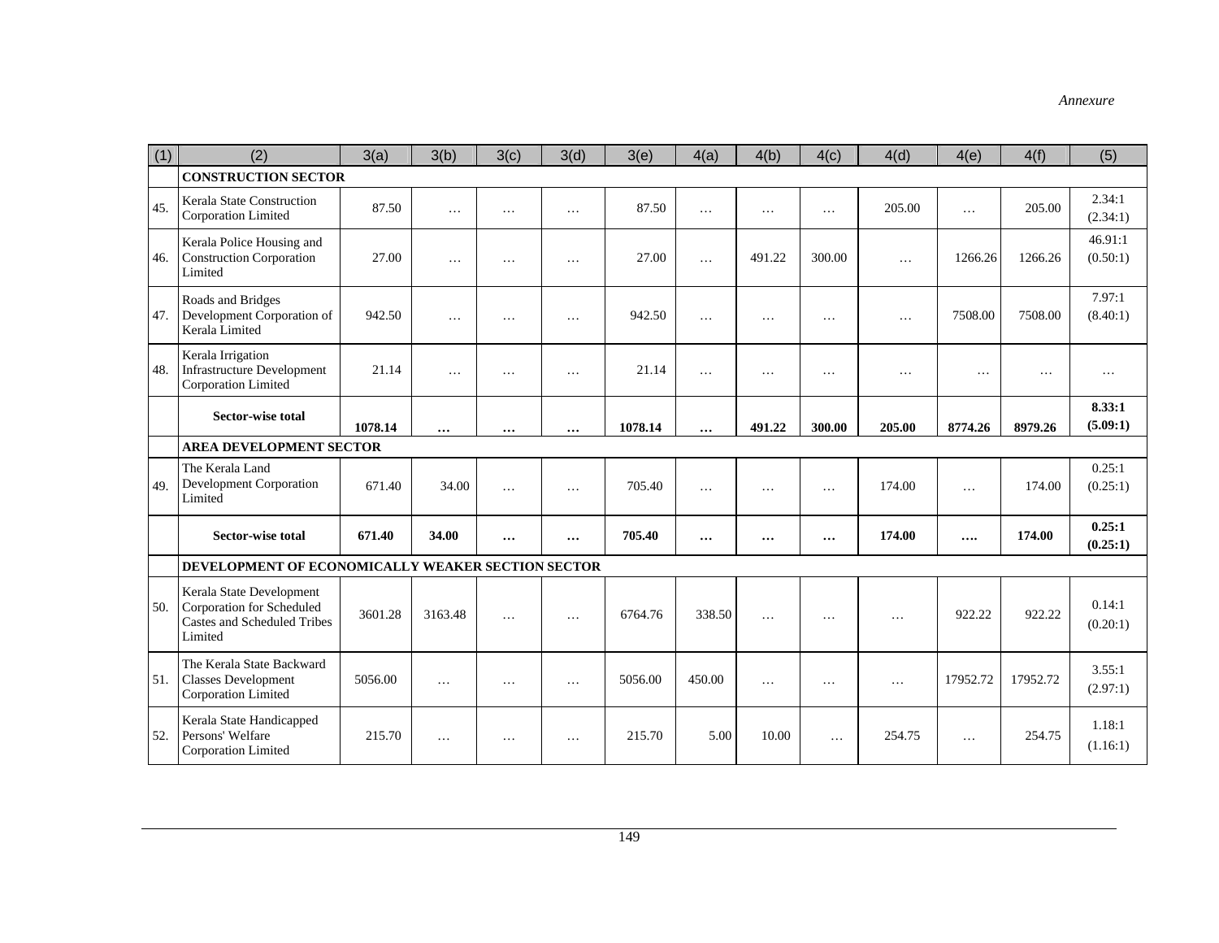*Annexure*

| (1) | (2) | 3(a) | 3(b) | 3(c) | 3(d) | 3(e) | 4(a) | 4(b) | 4(c) | 4(d) | 4(e) | 4(f) | (5) |
|---|---|---|---|---|---|---|---|---|---|---|---|---|---|
| | **CONSTRUCTION SECTOR** | | | | | | | | | | | | |
| 45. | Kerala State Construction Corporation Limited | 87.50 | … | … | … | 87.50 | … | … | … | 205.00 | … | 205.00 | 2.34:1 (2.34:1) |
| 46. | Kerala Police Housing and Construction Corporation Limited | 27.00 | … | … | … | 27.00 | … | 491.22 | 300.00 | … | 1266.26 | 1266.26 | 46.91:1 (0.50:1) |
| 47. | Roads and Bridges Development Corporation of Kerala Limited | 942.50 | … | … | … | 942.50 | … | … | … | … | 7508.00 | 7508.00 | 7.97:1 (8.40:1) |
| 48. | Kerala Irrigation Infrastructure Development Corporation Limited | 21.14 | … | … | … | 21.14 | … | … | … | … | … | … | … |
| | **Sector-wise total** | **1078.14** | **…** | **…** | **…** | **1078.14** | **…** | **491.22** | **300.00** | **205.00** | **8774.26** | **8979.26** | **8.33:1 (5.09:1)** |
| | **AREA DEVELOPMENT SECTOR** | | | | | | | | | | | | |
| 49. | The Kerala Land Development Corporation Limited | 671.40 | 34.00 | … | … | 705.40 | … | … | … | 174.00 | … | 174.00 | 0.25:1 (0.25:1) |
| | **Sector-wise total** | **671.40** | **34.00** | **…** | **…** | **705.40** | **…** | **…** | **…** | **174.00** | **….** | **174.00** | **0.25:1 (0.25:1)** |
| | **DEVELOPMENT OF ECONOMICALLY WEAKER SECTION SECTOR** | | | | | | | | | | | | |
| 50. | Kerala State Development Corporation for Scheduled Castes and Scheduled Tribes Limited | 3601.28 | 3163.48 | … | … | 6764.76 | 338.50 | … | … | … | 922.22 | 922.22 | 0.14:1 (0.20:1) |
| 51. | The Kerala State Backward Classes Development Corporation Limited | 5056.00 | … | … | … | 5056.00 | 450.00 | … | … | … | 17952.72 | 17952.72 | 3.55:1 (2.97:1) |
| 52. | Kerala State Handicapped Persons' Welfare Corporation Limited | 215.70 | … | … | … | 215.70 | 5.00 | 10.00 | … | 254.75 | … | 254.75 | 1.18:1 (1.16:1) |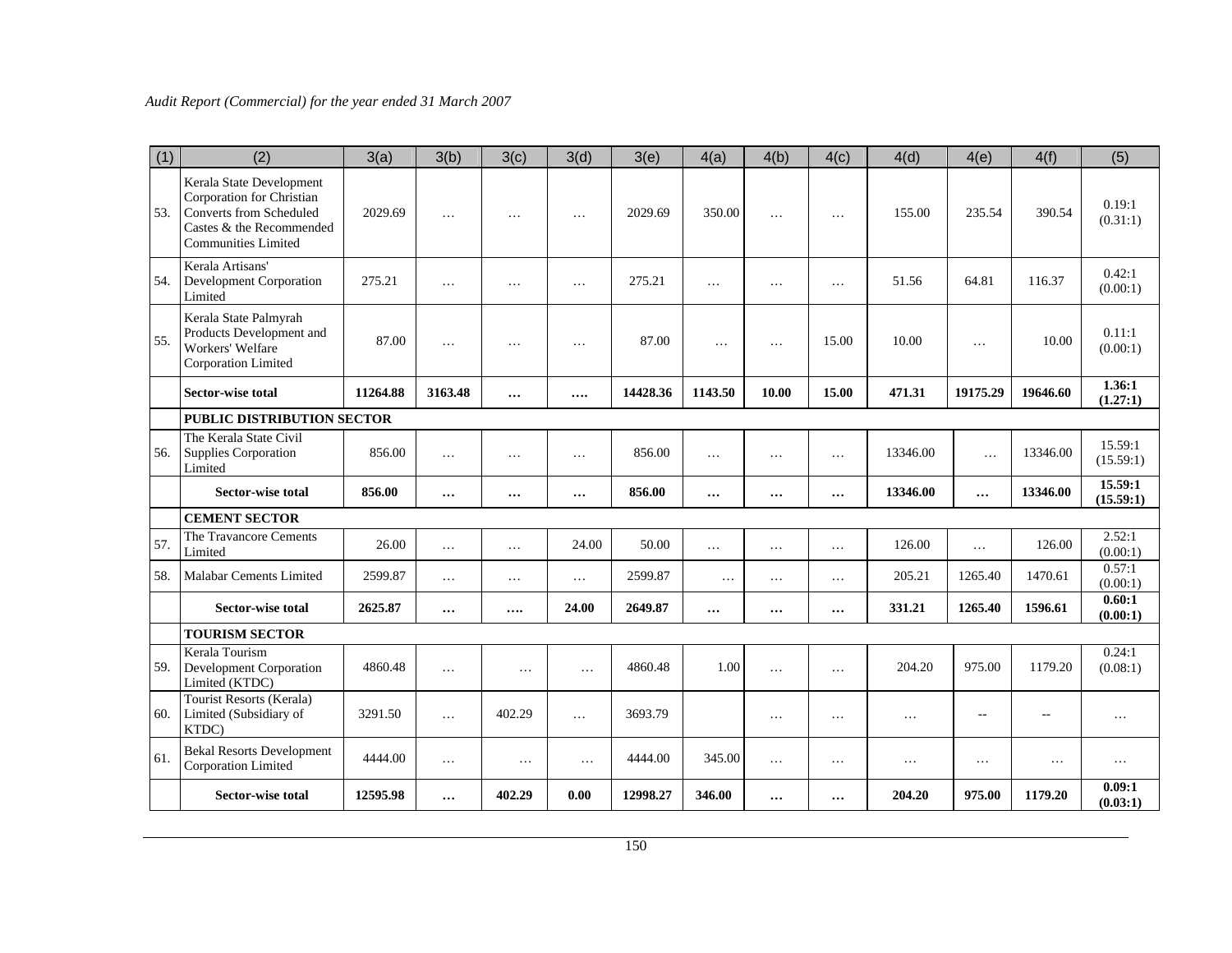| (1) | (2) | 3(a) | 3(b) | 3(c) | 3(d) | 3(e) | 4(a) | 4(b) | 4(c) | 4(d) | 4(e) | 4(f) | (5) |
|---|---|---|---|---|---|---|---|---|---|---|---|---|---|
| 53. | Kerala State Development Corporation for Christian Converts from Scheduled Castes & the Recommended Communities Limited | 2029.69 | … | … | … | 2029.69 | 350.00 | … | … | 155.00 | 235.54 | 390.54 | 0.19:1 (0.31:1) |
| 54. | Kerala Artisans' Development Corporation Limited | 275.21 | … | … | … | 275.21 | … | … | … | 51.56 | 64.81 | 116.37 | 0.42:1 (0.00:1) |
| 55. | Kerala State Palmyrah Products Development and Workers' Welfare Corporation Limited | 87.00 | … | … | … | 87.00 | … | … | 15.00 | 10.00 | … | 10.00 | 0.11:1 (0.00:1) |
| | **Sector-wise total** | **11264.88** | **3163.48** | **…** | **….** | **14428.36** | **1143.50** | **10.00** | **15.00** | **471.31** | **19175.29** | **19646.60** | **1.36:1 (1.27:1)** |
| | **PUBLIC DISTRIBUTION SECTOR** | | | | | | | | | | | | |
| 56. | The Kerala State Civil Supplies Corporation Limited | 856.00 | … | … | … | 856.00 | … | … | … | 13346.00 | … | 13346.00 | 15.59:1 (15.59:1) |
| | **Sector-wise total** | **856.00** | **…** | **…** | **…** | **856.00** | **…** | **…** | **…** | **13346.00** | **…** | **13346.00** | **15.59:1 (15.59:1)** |
| | **CEMENT SECTOR** | | | | | | | | | | | | |
| 57. | The Travancore Cements Limited | 26.00 | … | … | 24.00 | 50.00 | … | … | … | 126.00 | … | 126.00 | 2.52:1 (0.00:1) |
| 58. | Malabar Cements Limited | 2599.87 | … | … | … | 2599.87 | … | … | … | 205.21 | 1265.40 | 1470.61 | 0.57:1 (0.00:1) |
| | **Sector-wise total** | **2625.87** | **…** | **….** | **24.00** | **2649.87** | **…** | **…** | **…** | **331.21** | **1265.40** | **1596.61** | **0.60:1 (0.00:1)** |
| | **TOURISM SECTOR** | | | | | | | | | | | | |
| 59. | Kerala Tourism Development Corporation Limited (KTDC) | 4860.48 | … | … | … | 4860.48 | 1.00 | … | … | 204.20 | 975.00 | 1179.20 | 0.24:1 (0.08:1) |
| 60. | Tourist Resorts (Kerala) Limited (Subsidiary of KTDC) | 3291.50 | … | 402.29 | … | 3693.79 | | … | … | … | -- | -- | … |
| 61. | Bekal Resorts Development Corporation Limited | 4444.00 | … | … | … | 4444.00 | 345.00 | … | … | … | … | … | … |
| | **Sector-wise total** | **12595.98** | **…** | **402.29** | **0.00** | **12998.27** | **346.00** | **…** | **…** | **204.20** | **975.00** | **1179.20** | **0.09:1 (0.03:1)** |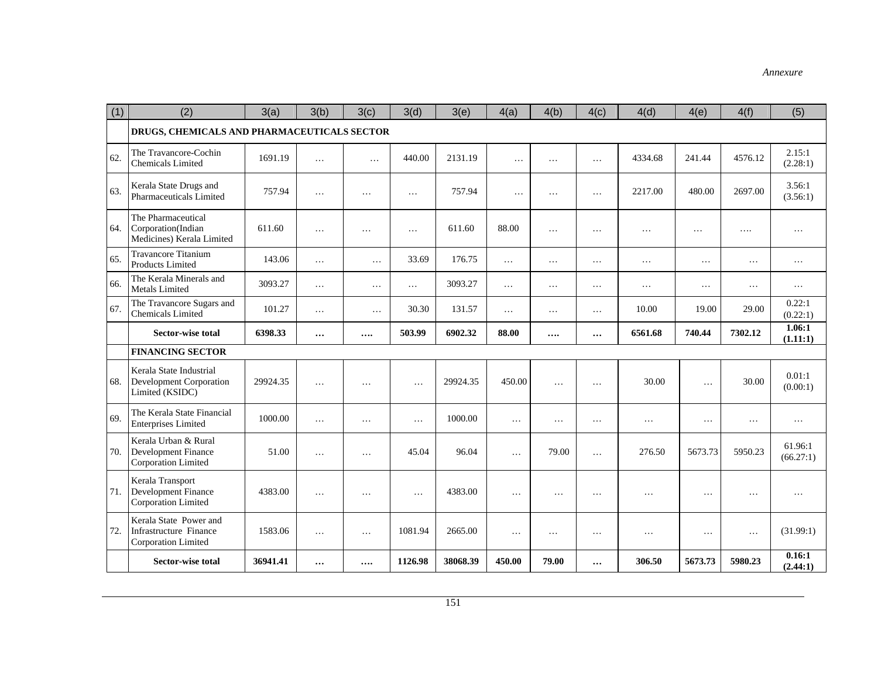*Annexure*

| (1) | (2) | 3(a) | 3(b) | 3(c) | 3(d) | 3(e) | 4(a) | 4(b) | 4(c) | 4(d) | 4(e) | 4(f) | (5) |
|---|---|---|---|---|---|---|---|---|---|---|---|---|---|
| | **DRUGS, CHEMICALS AND PHARMACEUTICALS SECTOR** | | | | | | | | | | | | |
| 62. | The Travancore-Cochin Chemicals Limited | 1691.19 | … | … | 440.00 | 2131.19 | … | … | … | 4334.68 | 241.44 | 4576.12 | 2.15:1 (2.28:1) |
| 63. | Kerala State Drugs and Pharmaceuticals Limited | 757.94 | … | … | … | 757.94 | … | … | … | 2217.00 | 480.00 | 2697.00 | 3.56:1 (3.56:1) |
| 64. | The Pharmaceutical Corporation(Indian Medicines) Kerala Limited | 611.60 | … | … | … | 611.60 | 88.00 | … | … | … | … | …. | … |
| 65. | Travancore Titanium Products Limited | 143.06 | … | … | 33.69 | 176.75 | … | … | … | … | … | … | … |
| 66. | The Kerala Minerals and Metals Limited | 3093.27 | … | … | … | 3093.27 | … | … | … | … | … | … | … |
| 67. | The Travancore Sugars and Chemicals Limited | 101.27 | … | … | 30.30 | 131.57 | … | … | … | 10.00 | 19.00 | 29.00 | 0.22:1 (0.22:1) |
| | **Sector-wise total** | **6398.33** | **…** | **….** | **503.99** | **6902.32** | **88.00** | **….** | **…** | **6561.68** | **740.44** | **7302.12** | **1.06:1 (1.11:1)** |
| | **FINANCING SECTOR** | | | | | | | | | | | | |
| 68. | Kerala State Industrial Development Corporation Limited (KSIDC) | 29924.35 | … | … | … | 29924.35 | 450.00 | … | … | 30.00 | … | 30.00 | 0.01:1 (0.00:1) |
| 69. | The Kerala State Financial Enterprises Limited | 1000.00 | … | … | … | 1000.00 | … | … | … | … | … | … | … |
| 70. | Kerala Urban & Rural Development Finance Corporation Limited | 51.00 | … | … | 45.04 | 96.04 | … | 79.00 | … | 276.50 | 5673.73 | 5950.23 | 61.96:1 (66.27:1) |
| 71. | Kerala Transport Development Finance Corporation Limited | 4383.00 | … | … | … | 4383.00 | … | … | … | … | … | … | … |
| 72. | Kerala State Power and Infrastructure Finance Corporation Limited | 1583.06 | … | … | 1081.94 | 2665.00 | … | … | … | … | … | … | (31.99:1) |
| | **Sector-wise total** | **36941.41** | **…** | **….** | **1126.98** | **38068.39** | **450.00** | **79.00** | **…** | **306.50** | **5673.73** | **5980.23** | **0.16:1 (2.44:1)** |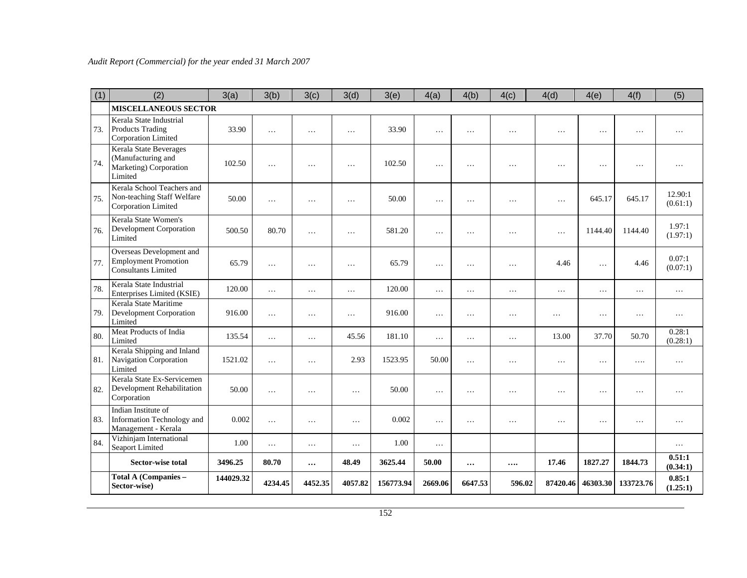| (1) | (2) | 3(a) | 3(b) | 3(c) | 3(d) | 3(e) | 4(a) | 4(b) | 4(c) | 4(d) | 4(e) | 4(f) | (5) |
|---|---|---|---|---|---|---|---|---|---|---|---|---|---|
| | **MISCELLANEOUS SECTOR** | | | | | | | | | | | | |
| 73. | Kerala State Industrial Products Trading Corporation Limited | 33.90 | … | … | … | 33.90 | … | … | … | … | … | … | … |
| 74. | Kerala State Beverages (Manufacturing and Marketing) Corporation Limited | 102.50 | … | … | … | 102.50 | … | … | … | … | … | … | … |
| 75. | Kerala School Teachers and Non-teaching Staff Welfare Corporation Limited | 50.00 | … | … | … | 50.00 | … | … | … | … | 645.17 | 645.17 | 12.90:1 (0.61:1) |
| 76. | Kerala State Women's Development Corporation Limited | 500.50 | 80.70 | … | … | 581.20 | … | … | … | … | 1144.40 | 1144.40 | 1.97:1 (1.97:1) |
| 77. | Overseas Development and Employment Promotion Consultants Limited | 65.79 | … | … | … | 65.79 | … | … | … | 4.46 | … | 4.46 | 0.07:1 (0.07:1) |
| 78. | Kerala State Industrial Enterprises Limited (KSIE) | 120.00 | … | … | … | 120.00 | … | … | … | … | … | … | … |
| 79. | Kerala State Maritime Development Corporation Limited | 916.00 | … | … | … | 916.00 | … | … | … | … | … | … | … |
| 80. | Meat Products of India Limited | 135.54 | … | … | 45.56 | 181.10 | … | … | … | 13.00 | 37.70 | 50.70 | 0.28:1 (0.28:1) |
| 81. | Kerala Shipping and Inland Navigation Corporation Limited | 1521.02 | … | … | 2.93 | 1523.95 | 50.00 | … | … | … | … | …. | … |
| 82. | Kerala State Ex-Servicemen Development Rehabilitation Corporation | 50.00 | … | … | … | 50.00 | … | … | … | … | … | … | … |
| 83. | Indian Institute of Information Technology and Management - Kerala | 0.002 | … | … | … | 0.002 | … | … | … | … | … | … | … |
| 84. | Vizhinjam International Seaport Limited | 1.00 | … | … | … | 1.00 | … | | | | | | … |
| | **Sector-wise total** | **3496.25** | **80.70** | **…** | **48.49** | **3625.44** | **50.00** | **…** | **….** | **17.46** | **1827.27** | **1844.73** | **0.51:1 (0.34:1)** |
| | **Total A (Companies – Sector-wise)** | **144029.32** | **4234.45** | **4452.35** | **4057.82** | **156773.94** | **2669.06** | **6647.53** | **596.02** | **87420.46** | **46303.30** | **133723.76** | **0.85:1 (1.25:1)** |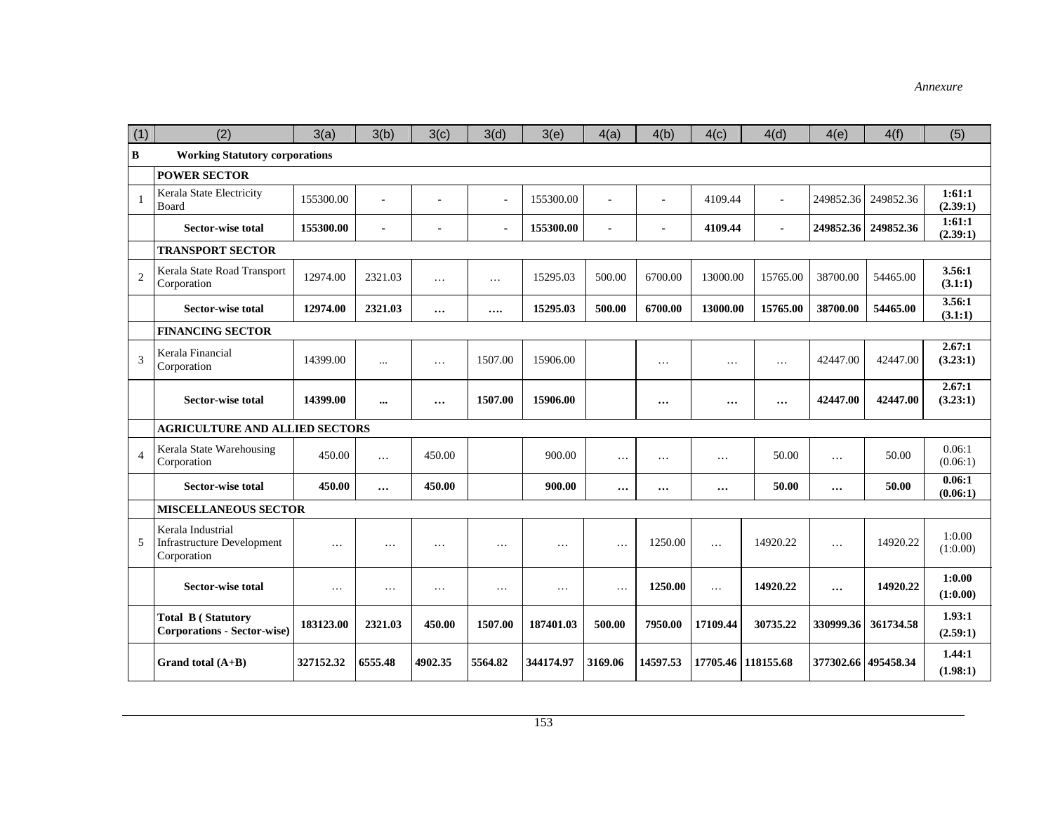| (1) | (2) | 3(a) | 3(b) | 3(c) | 3(d) | 3(e) | 4(a) | 4(b) | 4(c) | 4(d) | 4(e) | 4(f) | (5) |
|---|---|---|---|---|---|---|---|---|---|---|---|---|---|
| **B** | **Working Statutory corporations** | | | | | | | | | | | | |
| | **POWER SECTOR** | | | | | | | | | | | | |
| 1 | Kerala State Electricity Board | 155300.00 | - | - | - | 155300.00 | - | - | 4109.44 | - | 249852.36 | 249852.36 | **1:61:1 (2.39:1)** |
| | **Sector-wise total** | **155300.00** | **-** | **-** | **-** | **155300.00** | **-** | **-** | **4109.44** | **-** | **249852.36** | **249852.36** | **1:61:1 (2.39:1)** |
| | **TRANSPORT SECTOR** | | | | | | | | | | | | |
| 2 | Kerala State Road Transport Corporation | 12974.00 | 2321.03 | … | … | 15295.03 | 500.00 | 6700.00 | 13000.00 | 15765.00 | 38700.00 | 54465.00 | **3.56:1 (3.1:1)** |
| | **Sector-wise total** | **12974.00** | **2321.03** | **…** | **….** | **15295.03** | **500.00** | **6700.00** | **13000.00** | **15765.00** | **38700.00** | **54465.00** | **3.56:1 (3.1:1)** |
| | **FINANCING SECTOR** | | | | | | | | | | | | |
| 3 | Kerala Financial Corporation | 14399.00 | ... | … | 1507.00 | 15906.00 | | … | … | … | 42447.00 | 42447.00 | **2.67:1 (3.23:1)** |
| | **Sector-wise total** | **14399.00** | **...** | **…** | **1507.00** | **15906.00** | | **…** | **…** | **…** | **42447.00** | **42447.00** | **2.67:1 (3.23:1)** |
| | **AGRICULTURE AND ALLIED SECTORS** | | | | | | | | | | | | |
| 4 | Kerala State Warehousing Corporation | 450.00 | … | 450.00 | | 900.00 | … | … | … | 50.00 | … | 50.00 | 0.06:1 (0.06:1) |
| | **Sector-wise total** | **450.00** | **…** | **450.00** | | **900.00** | **…** | **…** | **…** | **50.00** | **…** | **50.00** | **0.06:1 (0.06:1)** |
| | **MISCELLANEOUS SECTOR** | | | | | | | | | | | | |
| 5 | Kerala Industrial Infrastructure Development Corporation | … | … | … | … | … | … | 1250.00 | … | 14920.22 | … | 14920.22 | 1:0.00 (1:0.00) |
| | **Sector-wise total** | … | … | … | … | … | … | **1250.00** | … | **14920.22** | **…** | **14920.22** | **1:0.00 (1:0.00)** |
| | **Total B ( Statutory Corporations - Sector-wise)** | **183123.00** | **2321.03** | **450.00** | **1507.00** | **187401.03** | **500.00** | **7950.00** | **17109.44** | **30735.22** | **330999.36** | **361734.58** | **1.93:1 (2.59:1)** |
| | **Grand total (A+B)** | **327152.32** | **6555.48** | **4902.35** | **5564.82** | **344174.97** | **3169.06** | **14597.53** | **17705.46** | **118155.68** | **377302.66** | **495458.34** | **1.44:1 (1.98:1)** |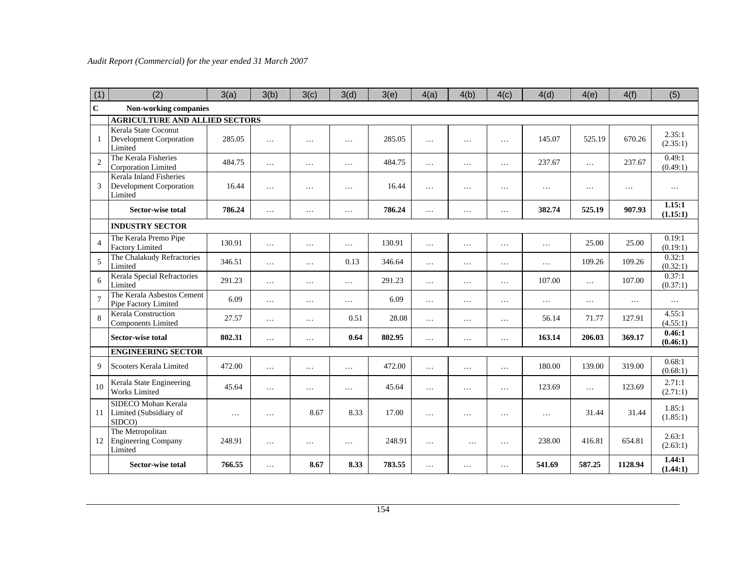| (1) | (2) | 3(a) | 3(b) | 3(c) | 3(d) | 3(e) | 4(a) | 4(b) | 4(c) | 4(d) | 4(e) | 4(f) | (5) |
|---|---|---|---|---|---|---|---|---|---|---|---|---|---|
| **C** | **Non-working companies** | | | | | | | | | | | | |
| | **AGRICULTURE AND ALLIED SECTORS** | | | | | | | | | | | | |
| 1 | Kerala State Coconut Development Corporation Limited | 285.05 | … | … | … | 285.05 | … | … | … | 145.07 | 525.19 | 670.26 | 2.35:1 (2.35:1) |
| 2 | The Kerala Fisheries Corporation Limited | 484.75 | … | … | … | 484.75 | … | … | … | 237.67 | … | 237.67 | 0.49:1 (0.49:1) |
| 3 | Kerala Inland Fisheries Development Corporation Limited | 16.44 | … | … | … | 16.44 | … | … | … | … | … | … | … |
| | **Sector-wise total** | **786.24** | … | … | … | **786.24** | … | … | … | **382.74** | **525.19** | **907.93** | **1.15:1 (1.15:1)** |
| | **INDUSTRY SECTOR** | | | | | | | | | | | | |
| 4 | The Kerala Premo Pipe Factory Limited | 130.91 | … | … | … | 130.91 | … | … | … | … | 25.00 | 25.00 | 0.19:1 (0.19:1) |
| 5 | The Chalakudy Refractories Limited | 346.51 | … | … | 0.13 | 346.64 | … | … | … | … | 109.26 | 109.26 | 0.32:1 (0.32:1) |
| 6 | Kerala Special Refractories Limited | 291.23 | … | … | … | 291.23 | … | … | … | 107.00 | … | 107.00 | 0.37:1 (0.37:1) |
| 7 | The Kerala Asbestos Cement Pipe Factory Limited | 6.09 | … | … | … | 6.09 | … | … | … | … | … | … | … |
| 8 | Kerala Construction Components Limited | 27.57 | … | … | 0.51 | 28.08 | … | … | … | 56.14 | 71.77 | 127.91 | 4.55:1 (4.55:1) |
| | **Sector-wise total** | **802.31** | … | … | **0.64** | **802.95** | … | … | … | **163.14** | **206.03** | **369.17** | **0.46:1 (0.46:1)** |
| | **ENGINEERING SECTOR** | | | | | | | | | | | | |
| 9 | Scooters Kerala Limited | 472.00 | … | … | … | 472.00 | … | … | … | 180.00 | 139.00 | 319.00 | 0.68:1 (0.68:1) |
| 10 | Kerala State Engineering Works Limited | 45.64 | … | … | … | 45.64 | … | … | … | 123.69 | … | 123.69 | 2.71:1 (2.71:1) |
| 11 | SIDECO Mohan Kerala Limited (Subsidiary of SIDCO) | … | … | 8.67 | 8.33 | 17.00 | … | … | … | … | 31.44 | 31.44 | 1.85:1 (1.85:1) |
| 12 | The Metropolitan Engineering Company Limited | 248.91 | … | … | … | 248.91 | … | … | … | 238.00 | 416.81 | 654.81 | 2.63:1 (2.63:1) |
| | **Sector-wise total** | **766.55** | … | **8.67** | **8.33** | **783.55** | … | … | … | **541.69** | **587.25** | **1128.94** | **1.44:1 (1.44:1)** |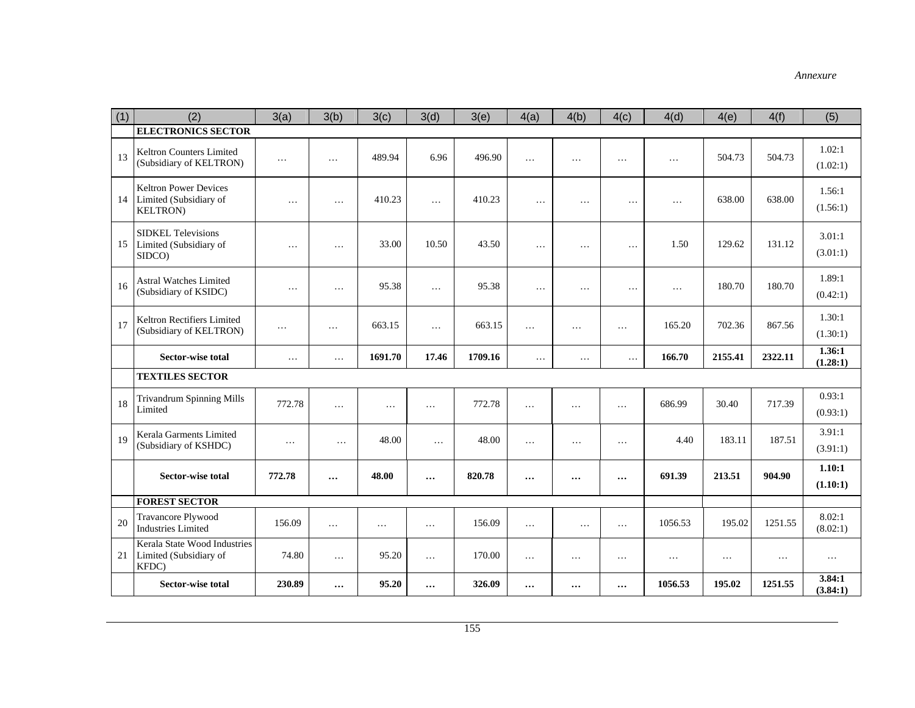*Annexure*

| (1) | (2) | 3(a) | 3(b) | 3(c) | 3(d) | 3(e) | 4(a) | 4(b) | 4(c) | 4(d) | 4(e) | 4(f) | (5) |
|---|---|---|---|---|---|---|---|---|---|---|---|---|---|
| | **ELECTRONICS SECTOR** | | | | | | | | | | | | |
| 13 | Keltron Counters Limited (Subsidiary of KELTRON) | … | … | 489.94 | 6.96 | 496.90 | … | … | … | … | 504.73 | 504.73 | 1.02:1 (1.02:1) |
| 14 | Keltron Power Devices Limited (Subsidiary of KELTRON) | … | … | 410.23 | … | 410.23 | … | … | … | … | 638.00 | 638.00 | 1.56:1 (1.56:1) |
| 15 | SIDKEL Televisions Limited (Subsidiary of SIDCO) | … | … | 33.00 | 10.50 | 43.50 | … | … | … | 1.50 | 129.62 | 131.12 | 3.01:1 (3.01:1) |
| 16 | Astral Watches Limited (Subsidiary of KSIDC) | … | … | 95.38 | … | 95.38 | … | … | … | … | 180.70 | 180.70 | 1.89:1 (0.42:1) |
| 17 | Keltron Rectifiers Limited (Subsidiary of KELTRON) | … | … | 663.15 | … | 663.15 | … | … | … | 165.20 | 702.36 | 867.56 | 1.30:1 (1.30:1) |
| | **Sector-wise total** | … | … | **1691.70** | **17.46** | **1709.16** | … | … | … | **166.70** | **2155.41** | **2322.11** | **1.36:1 (1.28:1)** |
| | **TEXTILES SECTOR** | | | | | | | | | | | | |
| 18 | Trivandrum Spinning Mills Limited | 772.78 | … | … | … | 772.78 | … | … | … | 686.99 | 30.40 | 717.39 | 0.93:1 (0.93:1) |
| 19 | Kerala Garments Limited (Subsidiary of KSHDC) | … | … | 48.00 | … | 48.00 | … | … | … | 4.40 | 183.11 | 187.51 | 3.91:1 (3.91:1) |
| | **Sector-wise total** | **772.78** | **…** | **48.00** | **…** | **820.78** | **…** | **…** | **…** | **691.39** | **213.51** | **904.90** | **1.10:1 (1.10:1)** |
| | **FOREST SECTOR** | | | | | | | | | | | | |
| 20 | Travancore Plywood Industries Limited | 156.09 | … | … | … | 156.09 | … | … | … | 1056.53 | 195.02 | 1251.55 | 8.02:1 (8.02:1) |
| 21 | Kerala State Wood Industries Limited (Subsidiary of KFDC) | 74.80 | … | 95.20 | … | 170.00 | … | … | … | … | … | … | … |
| | **Sector-wise total** | **230.89** | **…** | **95.20** | **…** | **326.09** | **…** | **…** | **…** | **1056.53** | **195.02** | **1251.55** | **3.84:1 (3.84:1)** |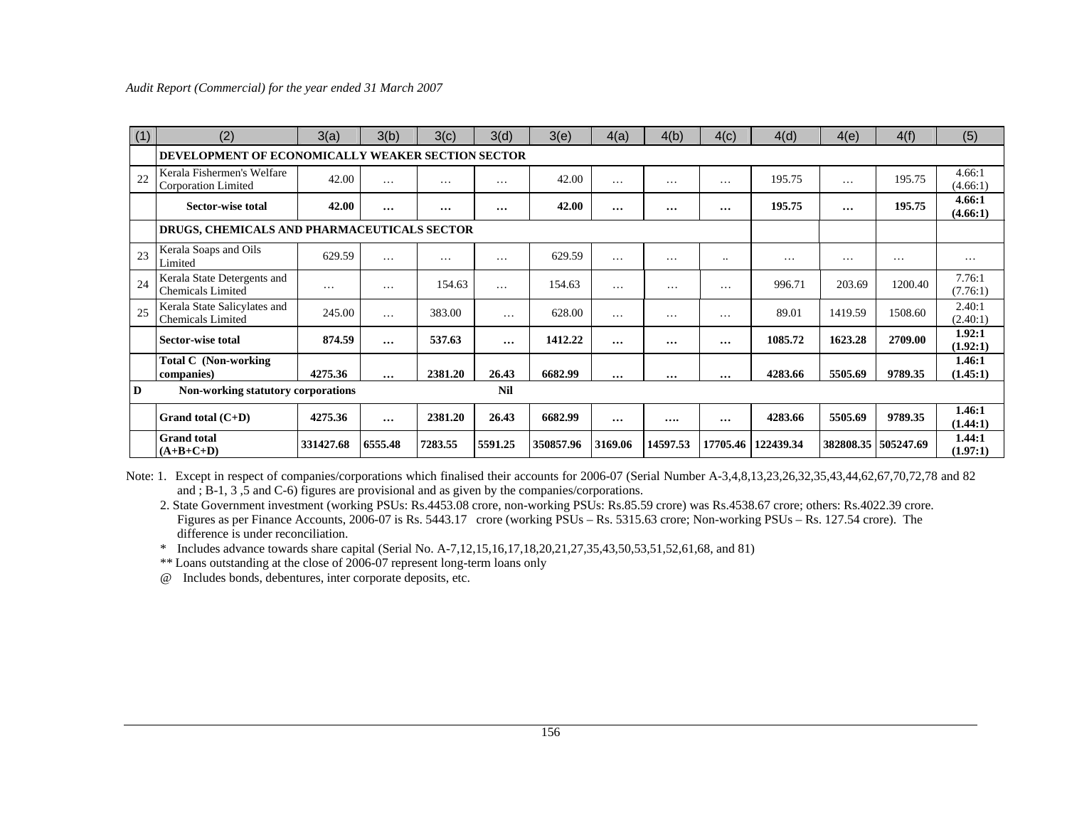| (1) | (2) | 3(a) | 3(b) | 3(c) | 3(d) | 3(e) | 4(a) | 4(b) | 4(c) | 4(d) | 4(e) | 4(f) | (5) |
|---|---|---|---|---|---|---|---|---|---|---|---|---|---|
| | **DEVELOPMENT OF ECONOMICALLY WEAKER SECTION SECTOR** | | | | | | | | | | | | |
| 22 | Kerala Fishermen's Welfare Corporation Limited | 42.00 | … | … | … | 42.00 | … | … | … | 195.75 | … | 195.75 | 4.66:1 (4.66:1) |
| | **Sector-wise total** | **42.00** | **…** | **…** | **…** | **42.00** | **…** | **…** | **…** | **195.75** | **…** | **195.75** | **4.66:1 (4.66:1)** |
| | **DRUGS, CHEMICALS AND PHARMACEUTICALS SECTOR** | | | | | | | | | | | | |
| 23 | Kerala Soaps and Oils Limited | 629.59 | … | … | … | 629.59 | … | … | .. | … | … | … | … |
| 24 | Kerala State Detergents and Chemicals Limited | … | … | 154.63 | … | 154.63 | … | … | … | 996.71 | 203.69 | 1200.40 | 7.76:1 (7.76:1) |
| 25 | Kerala State Salicylates and Chemicals Limited | 245.00 | … | 383.00 | … | 628.00 | … | … | … | 89.01 | 1419.59 | 1508.60 | 2.40:1 (2.40:1) |
| | **Sector-wise total** | **874.59** | **…** | **537.63** | **…** | **1412.22** | **…** | **…** | **…** | **1085.72** | **1623.28** | **2709.00** | **1.92:1 (1.92:1)** |
| | **Total C (Non-working companies)** | **4275.36** | **…** | **2381.20** | **26.43** | **6682.99** | **…** | **…** | **…** | **4283.66** | **5505.69** | **9789.35** | **1.46:1 (1.45:1)** |
| **D** | **Non-working statutory corporations** | | | | **Nil** | | | | | | | | |
| | **Grand total (C+D)** | **4275.36** | **…** | **2381.20** | **26.43** | **6682.99** | **…** | **….** | **…** | **4283.66** | **5505.69** | **9789.35** | **1.46:1 (1.44:1)** |
| | **Grand total (A+B+C+D)** | **331427.68** | **6555.48** | **7283.55** | **5591.25** | **350857.96** | **3169.06** | **14597.53** | **17705.46** | **122439.34** | **382808.35** | **505247.69** | **1.44:1 (1.97:1)** |

Note: 1. Except in respect of companies/corporations which finalised their accounts for 2006-07 (Serial Number A-3,4,8,13,23,26,32,35,43,44,62,67,70,72,78 and 82 and ; B-1, 3 ,5 and C-6) figures are provisional and as given by the companies/corporations.

2. State Government investment (working PSUs: Rs.4453.08 crore, non-working PSUs: Rs.85.59 crore) was Rs.4538.67 crore; others: Rs.4022.39 crore. Figures as per Finance Accounts, 2006-07 is Rs. 5443.17 crore (working PSUs – Rs. 5315.63 crore; Non-working PSUs – Rs. 127.54 crore). The difference is under reconciliation.

\* Includes advance towards share capital (Serial No. A-7,12,15,16,17,18,20,21,27,35,43,50,53,51,52,61,68, and 81)

** Loans outstanding at the close of 2006-07 represent long-term loans only

@ Includes bonds, debentures, inter corporate deposits, etc.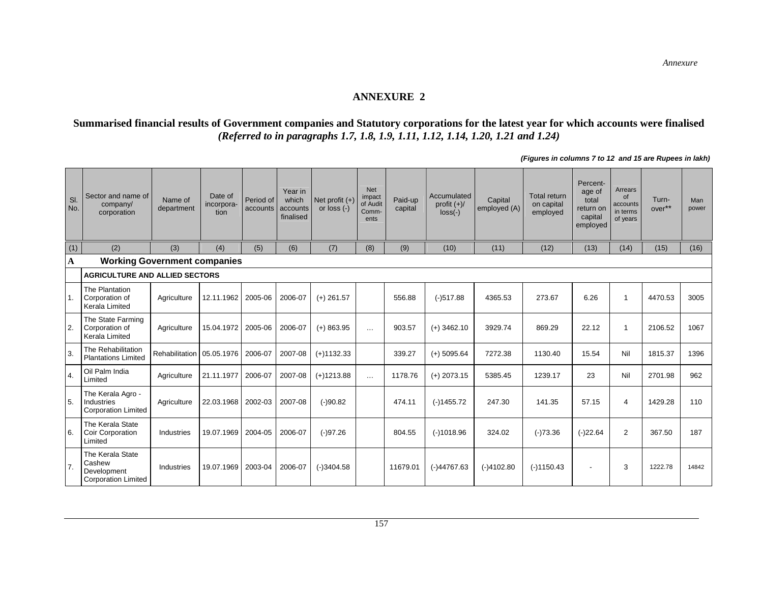*Annexure*

# ANNEXURE 2

## Summarised financial results of Government companies and Statutory corporations for the latest year for which accounts were finalised

*(Referred to in paragraphs 1.7, 1.8, 1.9, 1.11, 1.12, 1.14, 1.20, 1.21 and 1.24)*

***(Figures in columns 7 to 12 and 15 are Rupees in lakh)***

| Sl. No. | Sector and name of company/ corporation | Name of department | Date of incorpora-tion | Period of accounts | Year in which accounts finalised | Net profit (+) or loss (-) | Net impact of Audit Comm-ents | Paid-up capital | Accumulated profit (+)/ loss(-) | Capital employed (A) | Total return on capital employed | Percent-age of total return on capital employed | Arrears of accounts in terms of years | Turn-over** | Man power |
|---|---|---|---|---|---|---|---|---|---|---|---|---|---|---|---|
| (1) | (2) | (3) | (4) | (5) | (6) | (7) | (8) | (9) | (10) | (11) | (12) | (13) | (14) | (15) | (16) |
| **A** | **Working Government companies** | | | | | | | | | | | | | | |
| | **AGRICULTURE AND ALLIED SECTORS** | | | | | | | | | | | | | | |
| 1. | The Plantation Corporation of Kerala Limited | Agriculture | 12.11.1962 | 2005-06 | 2006-07 | (+) 261.57 | | 556.88 | (-)517.88 | 4365.53 | 273.67 | 6.26 | 1 | 4470.53 | 3005 |
| 2. | The State Farming Corporation of Kerala Limited | Agriculture | 15.04.1972 | 2005-06 | 2006-07 | (+) 863.95 | … | 903.57 | (+) 3462.10 | 3929.74 | 869.29 | 22.12 | 1 | 2106.52 | 1067 |
| 3. | The Rehabilitation Plantations Limited | Rehabilitation | 05.05.1976 | 2006-07 | 2007-08 | (+)1132.33 | | 339.27 | (+) 5095.64 | 7272.38 | 1130.40 | 15.54 | Nil | 1815.37 | 1396 |
| 4. | Oil Palm India Limited | Agriculture | 21.11.1977 | 2006-07 | 2007-08 | (+)1213.88 | … | 1178.76 | (+) 2073.15 | 5385.45 | 1239.17 | 23 | Nil | 2701.98 | 962 |
| 5. | The Kerala Agro - Industries Corporation Limited | Agriculture | 22.03.1968 | 2002-03 | 2007-08 | (-)90.82 | | 474.11 | (-)1455.72 | 247.30 | 141.35 | 57.15 | 4 | 1429.28 | 110 |
| 6. | The Kerala State Coir Corporation Limited | Industries | 19.07.1969 | 2004-05 | 2006-07 | (-)97.26 | | 804.55 | (-)1018.96 | 324.02 | (-)73.36 | (-)22.64 | 2 | 367.50 | 187 |
| 7. | The Kerala State Cashew Development Corporation Limited | Industries | 19.07.1969 | 2003-04 | 2006-07 | (-)3404.58 | | 11679.01 | (-)44767.63 | (-)4102.80 | (-)1150.43 | - | 3 | 1222.78 | 14842 |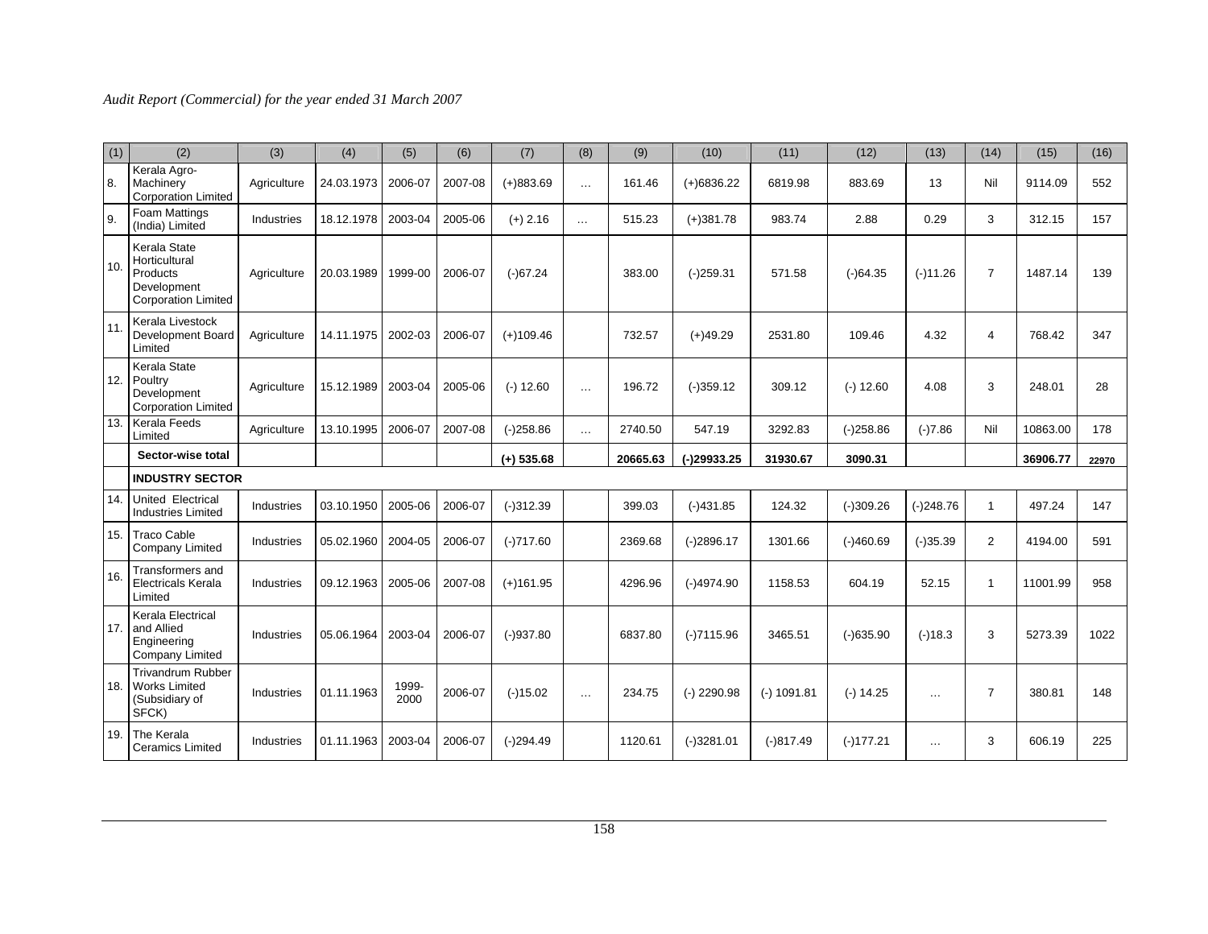| (1) | (2) | (3) | (4) | (5) | (6) | (7) | (8) | (9) | (10) | (11) | (12) | (13) | (14) | (15) | (16) |
|---|---|---|---|---|---|---|---|---|---|---|---|---|---|---|---|
| 8. | Kerala Agro-Machinery Corporation Limited | Agriculture | 24.03.1973 | 2006-07 | 2007-08 | (+)883.69 | … | 161.46 | (+)6836.22 | 6819.98 | 883.69 | 13 | Nil | 9114.09 | 552 |
| 9. | Foam Mattings (India) Limited | Industries | 18.12.1978 | 2003-04 | 2005-06 | (+) 2.16 | … | 515.23 | (+)381.78 | 983.74 | 2.88 | 0.29 | 3 | 312.15 | 157 |
| 10. | Kerala State Horticultural Products Development Corporation Limited | Agriculture | 20.03.1989 | 1999-00 | 2006-07 | (-)67.24 | | 383.00 | (-)259.31 | 571.58 | (-)64.35 | (-)11.26 | 7 | 1487.14 | 139 |
| 11. | Kerala Livestock Development Board Limited | Agriculture | 14.11.1975 | 2002-03 | 2006-07 | (+)109.46 | | 732.57 | (+)49.29 | 2531.80 | 109.46 | 4.32 | 4 | 768.42 | 347 |
| 12. | Kerala State Poultry Development Corporation Limited | Agriculture | 15.12.1989 | 2003-04 | 2005-06 | (-) 12.60 | … | 196.72 | (-)359.12 | 309.12 | (-) 12.60 | 4.08 | 3 | 248.01 | 28 |
| 13. | Kerala Feeds Limited | Agriculture | 13.10.1995 | 2006-07 | 2007-08 | (-)258.86 | … | 2740.50 | 547.19 | 3292.83 | (-)258.86 | (-)7.86 | Nil | 10863.00 | 178 |
| | **Sector-wise total** | | | | | **(+) 535.68** | | **20665.63** | **(-)29933.25** | **31930.67** | **3090.31** | | | **36906.77** | **22970** |
| | **INDUSTRY SECTOR** | | | | | | | | | | | | | | |
| 14. | United Electrical Industries Limited | Industries | 03.10.1950 | 2005-06 | 2006-07 | (-)312.39 | | 399.03 | (-)431.85 | 124.32 | (-)309.26 | (-)248.76 | 1 | 497.24 | 147 |
| 15. | Traco Cable Company Limited | Industries | 05.02.1960 | 2004-05 | 2006-07 | (-)717.60 | | 2369.68 | (-)2896.17 | 1301.66 | (-)460.69 | (-)35.39 | 2 | 4194.00 | 591 |
| 16. | Transformers and Electricals Kerala Limited | Industries | 09.12.1963 | 2005-06 | 2007-08 | (+)161.95 | | 4296.96 | (-)4974.90 | 1158.53 | 604.19 | 52.15 | 1 | 11001.99 | 958 |
| 17. | Kerala Electrical and Allied Engineering Company Limited | Industries | 05.06.1964 | 2003-04 | 2006-07 | (-)937.80 | | 6837.80 | (-)7115.96 | 3465.51 | (-)635.90 | (-)18.3 | 3 | 5273.39 | 1022 |
| 18. | Trivandrum Rubber Works Limited (Subsidiary of SFCK) | Industries | 01.11.1963 | 1999-2000 | 2006-07 | (-)15.02 | … | 234.75 | (-) 2290.98 | (-) 1091.81 | (-) 14.25 | … | 7 | 380.81 | 148 |
| 19. | The Kerala Ceramics Limited | Industries | 01.11.1963 | 2003-04 | 2006-07 | (-)294.49 | | 1120.61 | (-)3281.01 | (-)817.49 | (-)177.21 | … | 3 | 606.19 | 225 |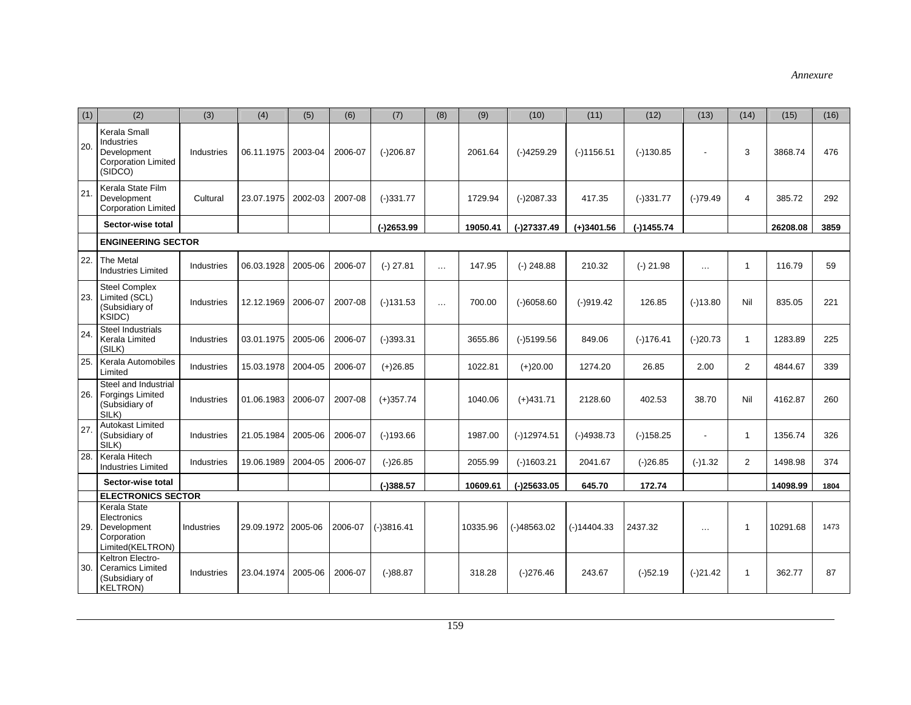*Annexure*

| (1) | (2) | (3) | (4) | (5) | (6) | (7) | (8) | (9) | (10) | (11) | (12) | (13) | (14) | (15) | (16) |
|---|---|---|---|---|---|---|---|---|---|---|---|---|---|---|---|
| 20. | Kerala Small Industries Development Corporation Limited (SIDCO) | Industries | 06.11.1975 | 2003-04 | 2006-07 | (-)206.87 | | 2061.64 | (-)4259.29 | (-)1156.51 | (-)130.85 | - | 3 | 3868.74 | 476 |
| 21. | Kerala State Film Development Corporation Limited | Cultural | 23.07.1975 | 2002-03 | 2007-08 | (-)331.77 | | 1729.94 | (-)2087.33 | 417.35 | (-)331.77 | (-)79.49 | 4 | 385.72 | 292 |
| | **Sector-wise total** | | | | | **(-)2653.99** | | **19050.41** | **(-)27337.49** | **(+)3401.56** | **(-)1455.74** | | | **26208.08** | **3859** |
| | **ENGINEERING SECTOR** | | | | | | | | | | | | | | |
| 22. | The Metal Industries Limited | Industries | 06.03.1928 | 2005-06 | 2006-07 | (-) 27.81 | … | 147.95 | (-) 248.88 | 210.32 | (-) 21.98 | … | 1 | 116.79 | 59 |
| 23. | Steel Complex Limited (SCL) (Subsidiary of KSIDC) | Industries | 12.12.1969 | 2006-07 | 2007-08 | (-)131.53 | … | 700.00 | (-)6058.60 | (-)919.42 | 126.85 | (-)13.80 | Nil | 835.05 | 221 |
| 24. | Steel Industrials Kerala Limited (SILK) | Industries | 03.01.1975 | 2005-06 | 2006-07 | (-)393.31 | | 3655.86 | (-)5199.56 | 849.06 | (-)176.41 | (-)20.73 | 1 | 1283.89 | 225 |
| 25. | Kerala Automobiles Limited | Industries | 15.03.1978 | 2004-05 | 2006-07 | (+)26.85 | | 1022.81 | (+)20.00 | 1274.20 | 26.85 | 2.00 | 2 | 4844.67 | 339 |
| 26. | Steel and Industrial Forgings Limited (Subsidiary of SILK) | Industries | 01.06.1983 | 2006-07 | 2007-08 | (+)357.74 | | 1040.06 | (+)431.71 | 2128.60 | 402.53 | 38.70 | Nil | 4162.87 | 260 |
| 27. | Autokast Limited (Subsidiary of SILK) | Industries | 21.05.1984 | 2005-06 | 2006-07 | (-)193.66 | | 1987.00 | (-)12974.51 | (-)4938.73 | (-)158.25 | - | 1 | 1356.74 | 326 |
| 28. | Kerala Hitech Industries Limited | Industries | 19.06.1989 | 2004-05 | 2006-07 | (-)26.85 | | 2055.99 | (-)1603.21 | 2041.67 | (-)26.85 | (-)1.32 | 2 | 1498.98 | 374 |
| | **Sector-wise total** | | | | | **(-)388.57** | | **10609.61** | **(-)25633.05** | **645.70** | **172.74** | | | **14098.99** | **1804** |
| | **ELECTRONICS SECTOR** | | | | | | | | | | | | | | |
| 29. | Kerala State Electronics Development Corporation Limited(KELTRON) | Industries | 29.09.1972 | 2005-06 | 2006-07 | (-)3816.41 | | 10335.96 | (-)48563.02 | (-)14404.33 | 2437.32 | … | 1 | 10291.68 | 1473 |
| 30. | Keltron Electro-Ceramics Limited (Subsidiary of KELTRON) | Industries | 23.04.1974 | 2005-06 | 2006-07 | (-)88.87 | | 318.28 | (-)276.46 | 243.67 | (-)52.19 | (-)21.42 | 1 | 362.77 | 87 |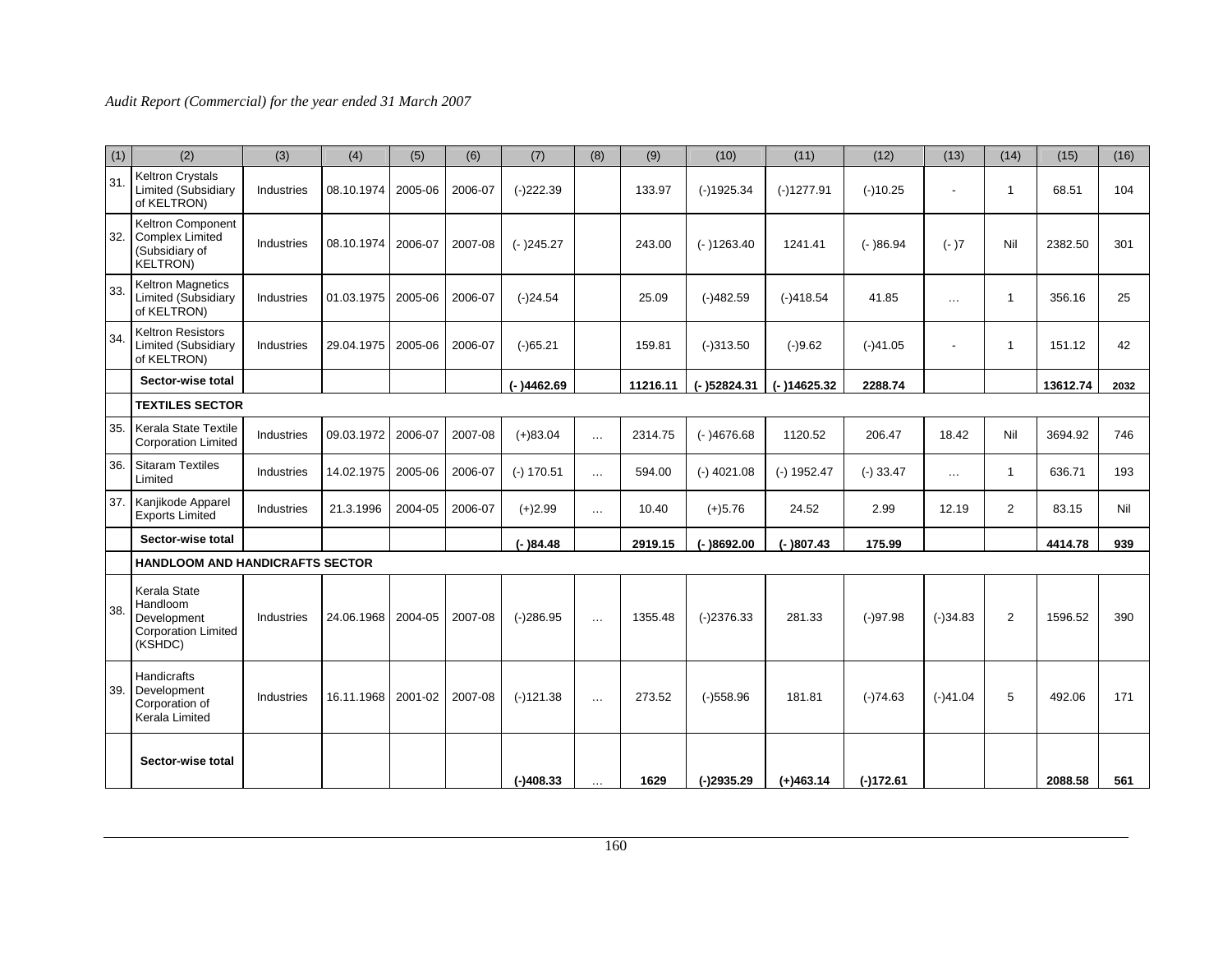*Audit Report (Commercial) for the year ended 31 March 2007*

| (1) | (2) | (3) | (4) | (5) | (6) | (7) | (8) | (9) | (10) | (11) | (12) | (13) | (14) | (15) | (16) |
|---|---|---|---|---|---|---|---|---|---|---|---|---|---|---|---|
| 31. | Keltron Crystals Limited (Subsidiary of KELTRON) | Industries | 08.10.1974 | 2005-06 | 2006-07 | (-)222.39 | | 133.97 | (-)1925.34 | (-)1277.91 | (-)10.25 | - | 1 | 68.51 | 104 |
| 32. | Keltron Component Complex Limited (Subsidiary of KELTRON) | Industries | 08.10.1974 | 2006-07 | 2007-08 | (- )245.27 | | 243.00 | (- )1263.40 | 1241.41 | (- )86.94 | (- )7 | Nil | 2382.50 | 301 |
| 33. | Keltron Magnetics Limited (Subsidiary of KELTRON) | Industries | 01.03.1975 | 2005-06 | 2006-07 | (-)24.54 | | 25.09 | (-)482.59 | (-)418.54 | 41.85 | … | 1 | 356.16 | 25 |
| 34. | Keltron Resistors Limited (Subsidiary of KELTRON) | Industries | 29.04.1975 | 2005-06 | 2006-07 | (-)65.21 | | 159.81 | (-)313.50 | (-)9.62 | (-)41.05 | - | 1 | 151.12 | 42 |
| | **Sector-wise total** | | | | | **(- )4462.69** | | **11216.11** | **(- )52824.31** | **(- )14625.32** | **2288.74** | | | **13612.74** | **2032** |
| | **TEXTILES SECTOR** | | | | | | | | | | | | | | |
| 35. | Kerala State Textile Corporation Limited | Industries | 09.03.1972 | 2006-07 | 2007-08 | (+)83.04 | … | 2314.75 | (- )4676.68 | 1120.52 | 206.47 | 18.42 | Nil | 3694.92 | 746 |
| 36. | Sitaram Textiles Limited | Industries | 14.02.1975 | 2005-06 | 2006-07 | (-) 170.51 | … | 594.00 | (-) 4021.08 | (-) 1952.47 | (-) 33.47 | … | 1 | 636.71 | 193 |
| 37. | Kanjikode Apparel Exports Limited | Industries | 21.3.1996 | 2004-05 | 2006-07 | (+)2.99 | … | 10.40 | (+)5.76 | 24.52 | 2.99 | 12.19 | 2 | 83.15 | Nil |
| | **Sector-wise total** | | | | | **(- )84.48** | | **2919.15** | **(- )8692.00** | **(- )807.43** | **175.99** | | | **4414.78** | **939** |
| | **HANDLOOM AND HANDICRAFTS SECTOR** | | | | | | | | | | | | | | |
| 38. | Kerala State Handloom Development Corporation Limited (KSHDC) | Industries | 24.06.1968 | 2004-05 | 2007-08 | (-)286.95 | … | 1355.48 | (-)2376.33 | 281.33 | (-)97.98 | (-)34.83 | 2 | 1596.52 | 390 |
| 39. | Handicrafts Development Corporation of Kerala Limited | Industries | 16.11.1968 | 2001-02 | 2007-08 | (-)121.38 | … | 273.52 | (-)558.96 | 181.81 | (-)74.63 | (-)41.04 | 5 | 492.06 | 171 |
| | **Sector-wise total** | | | | | **(-)408.33** | … | **1629** | **(-)2935.29** | **(+)463.14** | **(-)172.61** | | | **2088.58** | **561** |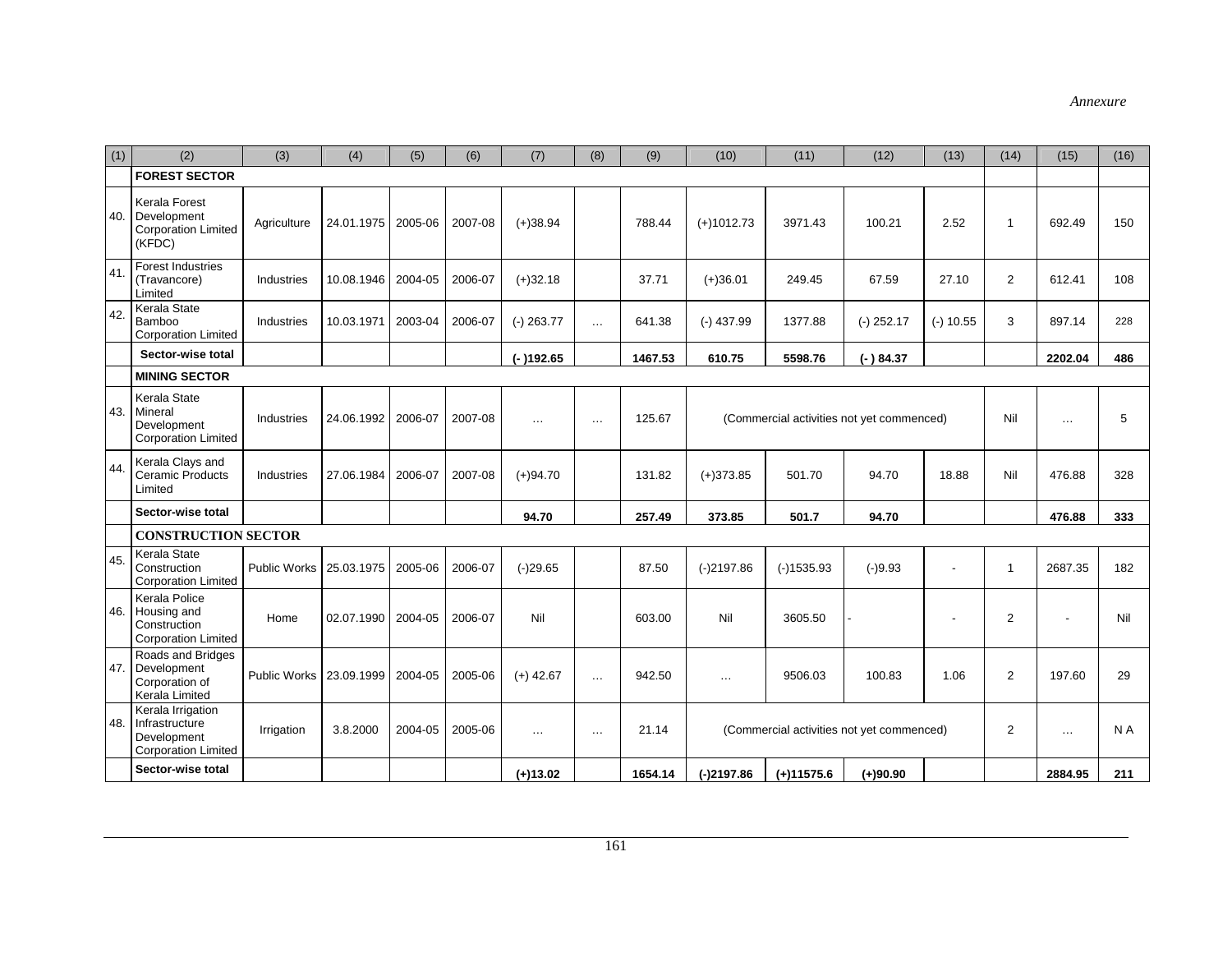*Annexure*

| (1) | (2) | (3) | (4) | (5) | (6) | (7) | (8) | (9) | (10) | (11) | (12) | (13) | (14) | (15) | (16) |
|---|---|---|---|---|---|---|---|---|---|---|---|---|---|---|---|
| | **FOREST SECTOR** | | | | | | | | | | | | | | |
| 40. | Kerala Forest Development Corporation Limited (KFDC) | Agriculture | 24.01.1975 | 2005-06 | 2007-08 | (+)38.94 | | 788.44 | (+)1012.73 | 3971.43 | 100.21 | 2.52 | 1 | 692.49 | 150 |
| 41. | Forest Industries (Travancore) Limited | Industries | 10.08.1946 | 2004-05 | 2006-07 | (+)32.18 | | 37.71 | (+)36.01 | 249.45 | 67.59 | 27.10 | 2 | 612.41 | 108 |
| 42. | Kerala State Bamboo Corporation Limited | Industries | 10.03.1971 | 2003-04 | 2006-07 | (-) 263.77 | … | 641.38 | (-) 437.99 | 1377.88 | (-) 252.17 | (-) 10.55 | 3 | 897.14 | 228 |
| | **Sector-wise total** | | | | | **(- )192.65** | | **1467.53** | **610.75** | **5598.76** | **(- ) 84.37** | | | **2202.04** | **486** |
| | **MINING SECTOR** | | | | | | | | | | | | | | |
| 43. | Kerala State Mineral Development Corporation Limited | Industries | 24.06.1992 | 2006-07 | 2007-08 | … | … | 125.67 | (Commercial activities not yet commenced) | | | | Nil | … | 5 |
| 44. | Kerala Clays and Ceramic Products Limited | Industries | 27.06.1984 | 2006-07 | 2007-08 | (+)94.70 | | 131.82 | (+)373.85 | 501.70 | 94.70 | 18.88 | Nil | 476.88 | 328 |
| | **Sector-wise total** | | | | | **94.70** | | **257.49** | **373.85** | **501.7** | **94.70** | | | **476.88** | **333** |
| | **CONSTRUCTION SECTOR** | | | | | | | | | | | | | | |
| 45. | Kerala State Construction Corporation Limited | Public Works | 25.03.1975 | 2005-06 | 2006-07 | (-)29.65 | | 87.50 | (-)2197.86 | (-)1535.93 | (-)9.93 | - | 1 | 2687.35 | 182 |
| 46. | Kerala Police Housing and Construction Corporation Limited | Home | 02.07.1990 | 2004-05 | 2006-07 | Nil | | 603.00 | Nil | 3605.50 | - | - | 2 | - | Nil |
| 47. | Roads and Bridges Development Corporation of Kerala Limited | Public Works | 23.09.1999 | 2004-05 | 2005-06 | (+) 42.67 | … | 942.50 | … | 9506.03 | 100.83 | 1.06 | 2 | 197.60 | 29 |
| 48. | Kerala Irrigation Infrastructure Development Corporation Limited | Irrigation | 3.8.2000 | 2004-05 | 2005-06 | … | … | 21.14 | (Commercial activities not yet commenced) | | | | 2 | … | N A |
| | **Sector-wise total** | | | | | **(+)13.02** | | **1654.14** | **(-)2197.86** | **(+)11575.6** | **(+)90.90** | | | **2884.95** | **211** |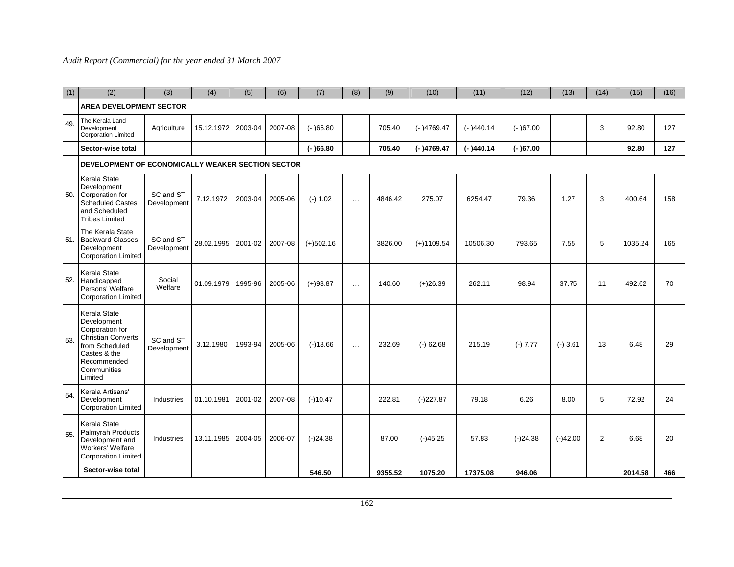| (1) | (2) | (3) | (4) | (5) | (6) | (7) | (8) | (9) | (10) | (11) | (12) | (13) | (14) | (15) | (16) |
|---|---|---|---|---|---|---|---|---|---|---|---|---|---|---|---|
| | **AREA DEVELOPMENT SECTOR** | | | | | | | | | | | | | | |
| 49. | The Kerala Land Development Corporation Limited | Agriculture | 15.12.1972 | 2003-04 | 2007-08 | (- )66.80 | | 705.40 | (- )4769.47 | (- )440.14 | (- )67.00 | | 3 | 92.80 | 127 |
| | **Sector-wise total** | | | | | **(- )66.80** | | **705.40** | **(- )4769.47** | **(- )440.14** | **(- )67.00** | | | **92.80** | **127** |
| | **DEVELOPMENT OF ECONOMICALLY WEAKER SECTION SECTOR** | | | | | | | | | | | | | | |
| 50. | Kerala State Development Corporation for Scheduled Castes and Scheduled Tribes Limited | SC and ST Development | 7.12.1972 | 2003-04 | 2005-06 | (-) 1.02 | ... | 4846.42 | 275.07 | 6254.47 | 79.36 | 1.27 | 3 | 400.64 | 158 |
| 51. | The Kerala State Backward Classes Development Corporation Limited | SC and ST Development | 28.02.1995 | 2001-02 | 2007-08 | (+)502.16 | | 3826.00 | (+)1109.54 | 10506.30 | 793.65 | 7.55 | 5 | 1035.24 | 165 |
| 52. | Kerala State Handicapped Persons' Welfare Corporation Limited | Social Welfare | 01.09.1979 | 1995-96 | 2005-06 | (+)93.87 | ... | 140.60 | (+)26.39 | 262.11 | 98.94 | 37.75 | 11 | 492.62 | 70 |
| 53. | Kerala State Development Corporation for Christian Converts from Scheduled Castes & the Recommended Communities Limited | SC and ST Development | 3.12.1980 | 1993-94 | 2005-06 | (-)13.66 | ... | 232.69 | (-) 62.68 | 215.19 | (-) 7.77 | (-) 3.61 | 13 | 6.48 | 29 |
| 54. | Kerala Artisans' Development Corporation Limited | Industries | 01.10.1981 | 2001-02 | 2007-08 | (-)10.47 | | 222.81 | (-)227.87 | 79.18 | 6.26 | 8.00 | 5 | 72.92 | 24 |
| 55. | Kerala State Palmyrah Products Development and Workers' Welfare Corporation Limited | Industries | 13.11.1985 | 2004-05 | 2006-07 | (-)24.38 | | 87.00 | (-)45.25 | 57.83 | (-)24.38 | (-)42.00 | 2 | 6.68 | 20 |
| | **Sector-wise total** | | | | | **546.50** | | **9355.52** | **1075.20** | **17375.08** | **946.06** | | | **2014.58** | **466** |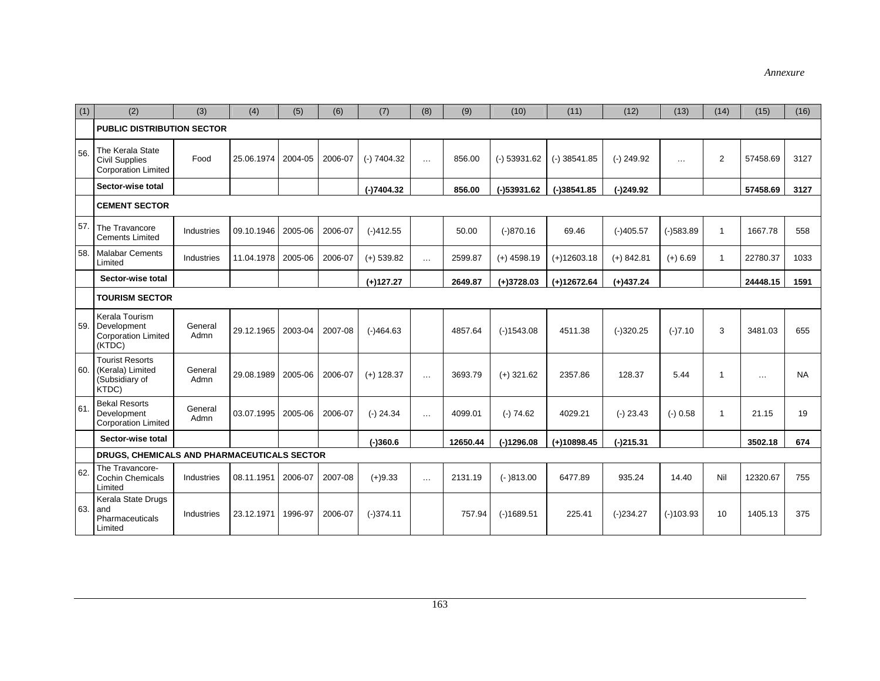*Annexure*

| (1) | (2) | (3) | (4) | (5) | (6) | (7) | (8) | (9) | (10) | (11) | (12) | (13) | (14) | (15) | (16) |
|---|---|---|---|---|---|---|---|---|---|---|---|---|---|---|---|
| | **PUBLIC DISTRIBUTION SECTOR** | | | | | | | | | | | | | | |
| 56. | The Kerala State Civil Supplies Corporation Limited | Food | 25.06.1974 | 2004-05 | 2006-07 | (-) 7404.32 | … | 856.00 | (-) 53931.62 | (-) 38541.85 | (-) 249.92 | … | 2 | 57458.69 | 3127 |
| | **Sector-wise total** | | | | | **(-)7404.32** | | **856.00** | **(-)53931.62** | **(-)38541.85** | **(-)249.92** | | | **57458.69** | **3127** |
| | **CEMENT SECTOR** | | | | | | | | | | | | | | |
| 57. | The Travancore Cements Limited | Industries | 09.10.1946 | 2005-06 | 2006-07 | (-)412.55 | | 50.00 | (-)870.16 | 69.46 | (-)405.57 | (-)583.89 | 1 | 1667.78 | 558 |
| 58. | Malabar Cements Limited | Industries | 11.04.1978 | 2005-06 | 2006-07 | (+) 539.82 | … | 2599.87 | (+) 4598.19 | (+)12603.18 | (+) 842.81 | (+) 6.69 | 1 | 22780.37 | 1033 |
| | **Sector-wise total** | | | | | **(+)127.27** | | **2649.87** | **(+)3728.03** | **(+)12672.64** | **(+)437.24** | | | **24448.15** | **1591** |
| | **TOURISM SECTOR** | | | | | | | | | | | | | | |
| 59. | Kerala Tourism Development Corporation Limited (KTDC) | General Admn | 29.12.1965 | 2003-04 | 2007-08 | (-)464.63 | | 4857.64 | (-)1543.08 | 4511.38 | (-)320.25 | (-)7.10 | 3 | 3481.03 | 655 |
| 60. | Tourist Resorts (Kerala) Limited (Subsidiary of KTDC) | General Admn | 29.08.1989 | 2005-06 | 2006-07 | (+) 128.37 | … | 3693.79 | (+) 321.62 | 2357.86 | 128.37 | 5.44 | 1 | … | NA |
| 61. | Bekal Resorts Development Corporation Limited | General Admn | 03.07.1995 | 2005-06 | 2006-07 | (-) 24.34 | … | 4099.01 | (-) 74.62 | 4029.21 | (-) 23.43 | (-) 0.58 | 1 | 21.15 | 19 |
| | **Sector-wise total** | | | | | **(-)360.6** | | **12650.44** | **(-)1296.08** | **(+)10898.45** | **(-)215.31** | | | **3502.18** | **674** |
| | **DRUGS, CHEMICALS AND PHARMACEUTICALS SECTOR** | | | | | | | | | | | | | | |
| 62. | The Travancore-Cochin Chemicals Limited | Industries | 08.11.1951 | 2006-07 | 2007-08 | (+)9.33 | … | 2131.19 | (- )813.00 | 6477.89 | 935.24 | 14.40 | Nil | 12320.67 | 755 |
| 63. | Kerala State Drugs and Pharmaceuticals Limited | Industries | 23.12.1971 | 1996-97 | 2006-07 | (-)374.11 | | 757.94 | (-)1689.51 | 225.41 | (-)234.27 | (-)103.93 | 10 | 1405.13 | 375 |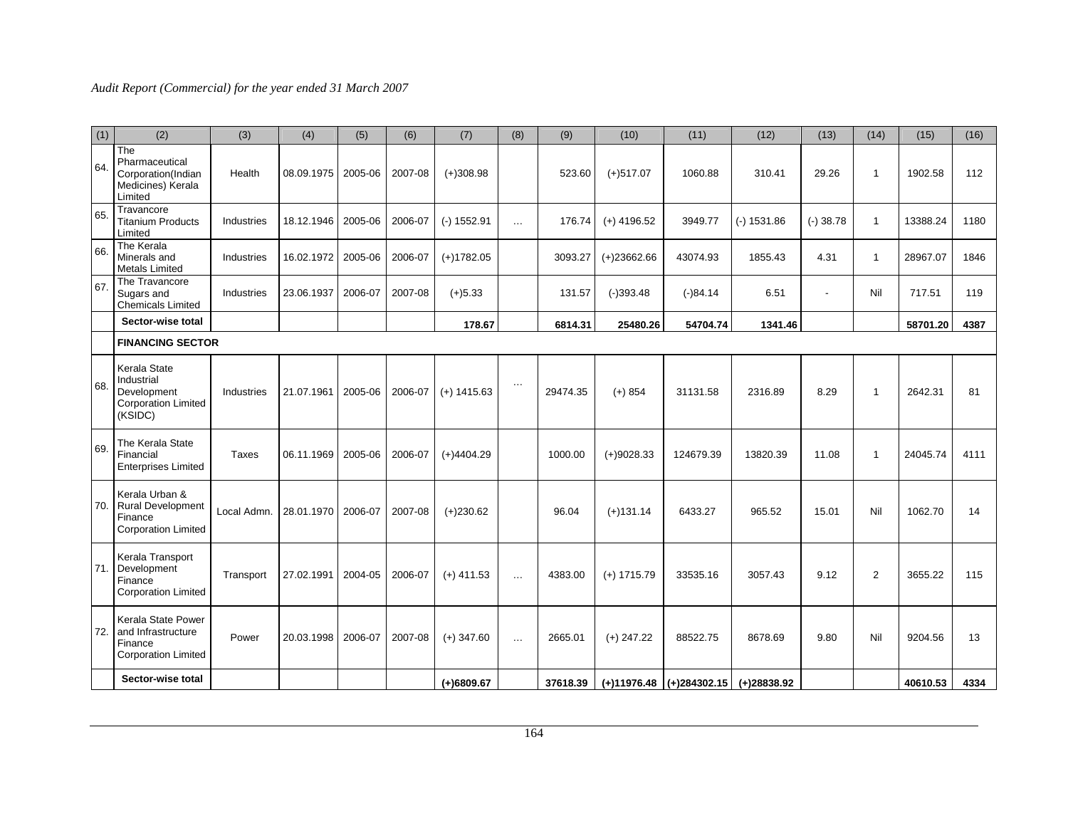*Audit Report (Commercial) for the year ended 31 March 2007*

| (1) | (2) | (3) | (4) | (5) | (6) | (7) | (8) | (9) | (10) | (11) | (12) | (13) | (14) | (15) | (16) |
|---|---|---|---|---|---|---|---|---|---|---|---|---|---|---|---|
| 64. | The Pharmaceutical Corporation(Indian Medicines) Kerala Limited | Health | 08.09.1975 | 2005-06 | 2007-08 | (+)308.98 | | 523.60 | (+)517.07 | 1060.88 | 310.41 | 29.26 | 1 | 1902.58 | 112 |
| 65. | Travancore Titanium Products Limited | Industries | 18.12.1946 | 2005-06 | 2006-07 | (-) 1552.91 | ... | 176.74 | (+) 4196.52 | 3949.77 | (-) 1531.86 | (-) 38.78 | 1 | 13388.24 | 1180 |
| 66. | The Kerala Minerals and Metals Limited | Industries | 16.02.1972 | 2005-06 | 2006-07 | (+)1782.05 | | 3093.27 | (+)23662.66 | 43074.93 | 1855.43 | 4.31 | 1 | 28967.07 | 1846 |
| 67. | The Travancore Sugars and Chemicals Limited | Industries | 23.06.1937 | 2006-07 | 2007-08 | (+)5.33 | | 131.57 | (-)393.48 | (-)84.14 | 6.51 | - | Nil | 717.51 | 119 |
| | **Sector-wise total** | | | | | **178.67** | | **6814.31** | **25480.26** | **54704.74** | **1341.46** | | | **58701.20** | **4387** |
| | **FINANCING SECTOR** | | | | | | | | | | | | | | |
| 68. | Kerala State Industrial Development Corporation Limited (KSIDC) | Industries | 21.07.1961 | 2005-06 | 2006-07 | (+) 1415.63 | ... | 29474.35 | (+) 854 | 31131.58 | 2316.89 | 8.29 | 1 | 2642.31 | 81 |
| 69. | The Kerala State Financial Enterprises Limited | Taxes | 06.11.1969 | 2005-06 | 2006-07 | (+)4404.29 | | 1000.00 | (+)9028.33 | 124679.39 | 13820.39 | 11.08 | 1 | 24045.74 | 4111 |
| 70. | Kerala Urban & Rural Development Finance Corporation Limited | Local Admn. | 28.01.1970 | 2006-07 | 2007-08 | (+)230.62 | | 96.04 | (+)131.14 | 6433.27 | 965.52 | 15.01 | Nil | 1062.70 | 14 |
| 71. | Kerala Transport Development Finance Corporation Limited | Transport | 27.02.1991 | 2004-05 | 2006-07 | (+) 411.53 | ... | 4383.00 | (+) 1715.79 | 33535.16 | 3057.43 | 9.12 | 2 | 3655.22 | 115 |
| 72. | Kerala State Power and Infrastructure Finance Corporation Limited | Power | 20.03.1998 | 2006-07 | 2007-08 | (+) 347.60 | ... | 2665.01 | (+) 247.22 | 88522.75 | 8678.69 | 9.80 | Nil | 9204.56 | 13 |
| | **Sector-wise total** | | | | | **(+)6809.67** | | **37618.39** | **(+)11976.48** | **(+)284302.15** | **(+)28838.92** | | | **40610.53** | **4334** |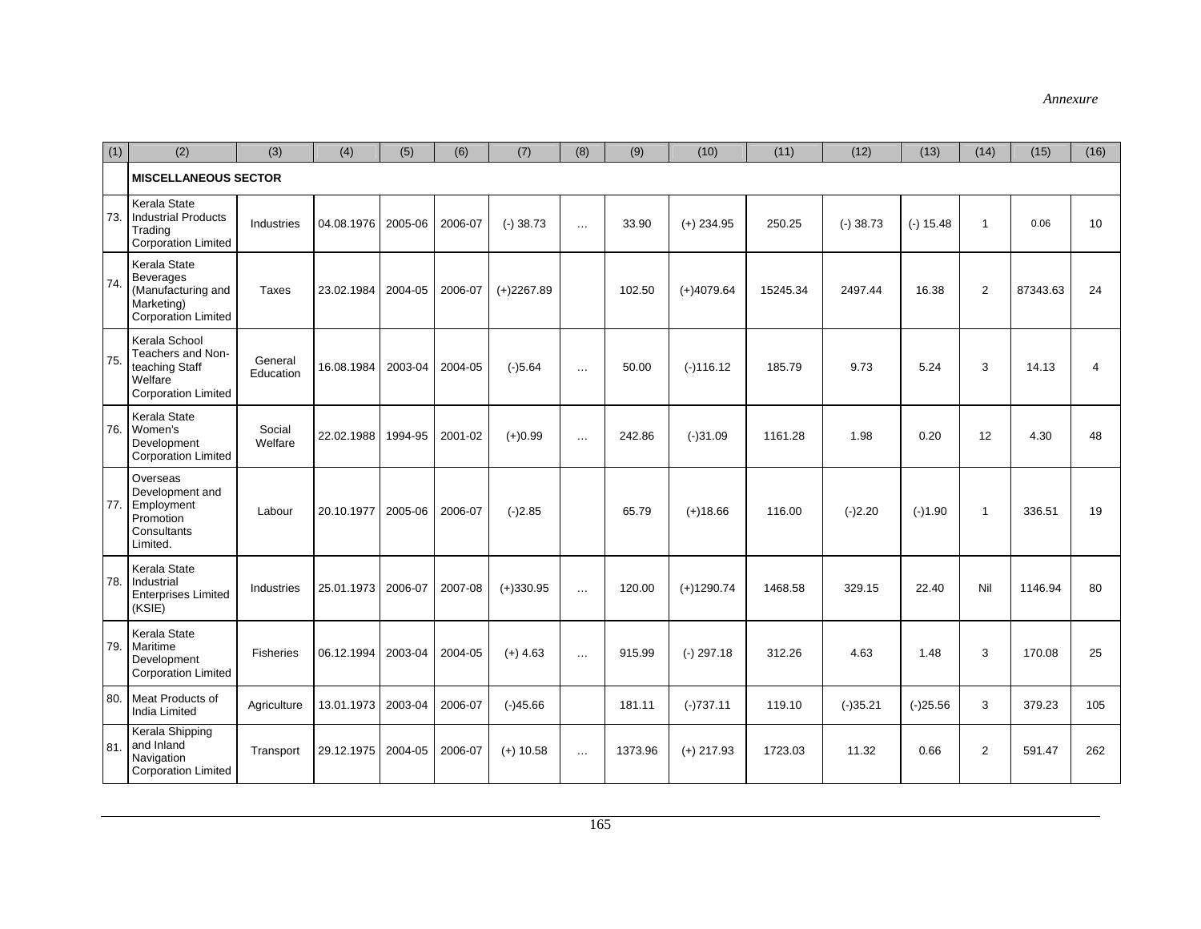*Annexure*

| (1) | (2) | (3) | (4) | (5) | (6) | (7) | (8) | (9) | (10) | (11) | (12) | (13) | (14) | (15) | (16) |
|---|---|---|---|---|---|---|---|---|---|---|---|---|---|---|---|
| | **MISCELLANEOUS SECTOR** | | | | | | | | | | | | | | |
| 73. | Kerala State Industrial Products Trading Corporation Limited | Industries | 04.08.1976 | 2005-06 | 2006-07 | (-) 38.73 | … | 33.90 | (+) 234.95 | 250.25 | (-) 38.73 | (-) 15.48 | 1 | 0.06 | 10 |
| 74. | Kerala State Beverages (Manufacturing and Marketing) Corporation Limited | Taxes | 23.02.1984 | 2004-05 | 2006-07 | (+)2267.89 | | 102.50 | (+)4079.64 | 15245.34 | 2497.44 | 16.38 | 2 | 87343.63 | 24 |
| 75. | Kerala School Teachers and Non-teaching Staff Welfare Corporation Limited | General Education | 16.08.1984 | 2003-04 | 2004-05 | (-)5.64 | … | 50.00 | (-)116.12 | 185.79 | 9.73 | 5.24 | 3 | 14.13 | 4 |
| 76. | Kerala State Women's Development Corporation Limited | Social Welfare | 22.02.1988 | 1994-95 | 2001-02 | (+)0.99 | … | 242.86 | (-)31.09 | 1161.28 | 1.98 | 0.20 | 12 | 4.30 | 48 |
| 77. | Overseas Development and Employment Promotion Consultants Limited. | Labour | 20.10.1977 | 2005-06 | 2006-07 | (-)2.85 | | 65.79 | (+)18.66 | 116.00 | (-)2.20 | (-)1.90 | 1 | 336.51 | 19 |
| 78. | Kerala State Industrial Enterprises Limited (KSIE) | Industries | 25.01.1973 | 2006-07 | 2007-08 | (+)330.95 | … | 120.00 | (+)1290.74 | 1468.58 | 329.15 | 22.40 | Nil | 1146.94 | 80 |
| 79. | Kerala State Maritime Development Corporation Limited | Fisheries | 06.12.1994 | 2003-04 | 2004-05 | (+) 4.63 | … | 915.99 | (-) 297.18 | 312.26 | 4.63 | 1.48 | 3 | 170.08 | 25 |
| 80. | Meat Products of India Limited | Agriculture | 13.01.1973 | 2003-04 | 2006-07 | (-)45.66 | | 181.11 | (-)737.11 | 119.10 | (-)35.21 | (-)25.56 | 3 | 379.23 | 105 |
| 81. | Kerala Shipping and Inland Navigation Corporation Limited | Transport | 29.12.1975 | 2004-05 | 2006-07 | (+) 10.58 | … | 1373.96 | (+) 217.93 | 1723.03 | 11.32 | 0.66 | 2 | 591.47 | 262 |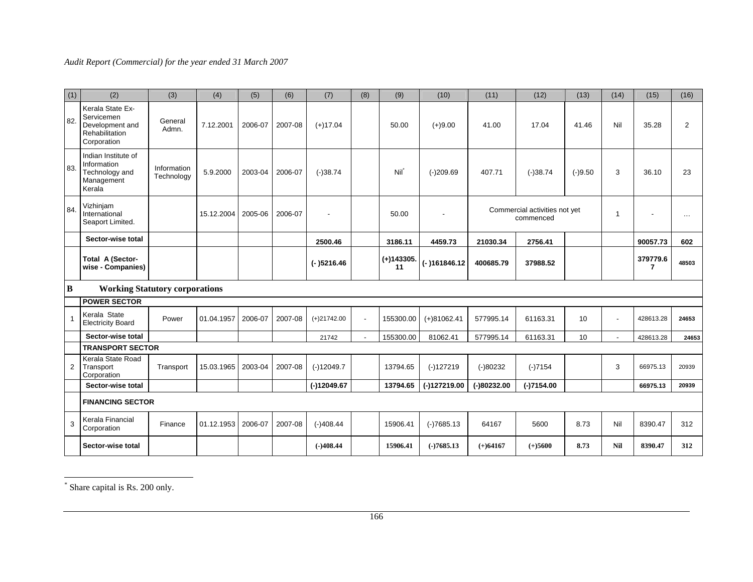| (1) | (2) | (3) | (4) | (5) | (6) | (7) | (8) | (9) | (10) | (11) | (12) | (13) | (14) | (15) | (16) |
|---|---|---|---|---|---|---|---|---|---|---|---|---|---|---|---|
| 82. | Kerala State Ex-Servicemen Development and Rehabilitation Corporation | General Admn. | 7.12.2001 | 2006-07 | 2007-08 | (+)17.04 | | 50.00 | (+)9.00 | 41.00 | 17.04 | 41.46 | Nil | 35.28 | 2 |
| 83. | Indian Institute of Information Technology and Management Kerala | Information Technology | 5.9.2000 | 2003-04 | 2006-07 | (-)38.74 | | Nil* | (-)209.69 | 407.71 | (-)38.74 | (-)9.50 | 3 | 36.10 | 23 |
| 84. | Vizhinjam International Seaport Limited. | | 15.12.2004 | 2005-06 | 2006-07 | - | | 50.00 | - | Commercial activities not yet commenced | | | 1 | - | … |
| | **Sector-wise total** | | | | | **2500.46** | | **3186.11** | **4459.73** | **21030.34** | **2756.41** | | | **90057.73** | **602** |
| | **Total A (Sector-wise - Companies)** | | | | | **(- )5216.46** | | **(+)143305.11** | **(- )161846.12** | **400685.79** | **37988.52** | | | **379779.67** | **48503** |
| **B** | **Working Statutory corporations** | | | | | | | | | | | | | | |
| | **POWER SECTOR** | | | | | | | | | | | | | | |
| 1 | Kerala State Electricity Board | Power | 01.04.1957 | 2006-07 | 2007-08 | (+)21742.00 | - | 155300.00 | (+)81062.41 | 577995.14 | 61163.31 | 10 | - | 428613.28 | **24653** |
| | **Sector-wise total** | | | | | 21742 | - | 155300.00 | 81062.41 | 577995.14 | 61163.31 | 10 | - | 428613.28 | **24653** |
| | **TRANSPORT SECTOR** | | | | | | | | | | | | | | |
| 2 | Kerala State Road Transport Corporation | Transport | 15.03.1965 | 2003-04 | 2007-08 | (-)12049.7 | | 13794.65 | (-)127219 | (-)80232 | (-)7154 | | 3 | 66975.13 | 20939 |
| | **Sector-wise total** | | | | | **(-)12049.67** | | **13794.65** | **(-)127219.00** | **(-)80232.00** | **(-)7154.00** | | | **66975.13** | **20939** |
| | **FINANCING SECTOR** | | | | | | | | | | | | | | |
| 3 | Kerala Financial Corporation | Finance | 01.12.1953 | 2006-07 | 2007-08 | (-)408.44 | | 15906.41 | (-)7685.13 | 64167 | 5600 | 8.73 | Nil | 8390.47 | 312 |
| | **Sector-wise total** | | | | | **(-)408.44** | | **15906.41** | **(-)7685.13** | **(+)64167** | **(+)5600** | **8.73** | **Nil** | **8390.47** | **312** |

* Share capital is Rs. 200 only.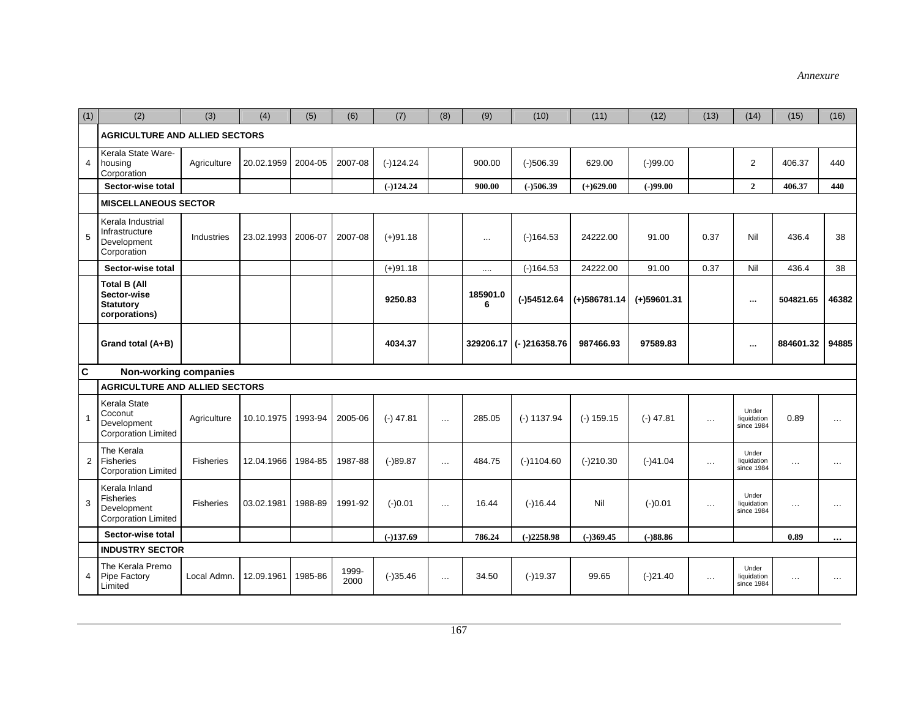| (1) | (2) | (3) | (4) | (5) | (6) | (7) | (8) | (9) | (10) | (11) | (12) | (13) | (14) | (15) | (16) |
|---|---|---|---|---|---|---|---|---|---|---|---|---|---|---|---|
| | **AGRICULTURE AND ALLIED SECTORS** | | | | | | | | | | | | | | |
| 4 | Kerala State Ware-housing Corporation | Agriculture | 20.02.1959 | 2004-05 | 2007-08 | (-)124.24 | | 900.00 | (-)506.39 | 629.00 | (-)99.00 | | 2 | 406.37 | 440 |
| | **Sector-wise total** | | | | | **(-)124.24** | | **900.00** | **(-)506.39** | **(+)629.00** | **(-)99.00** | | **2** | **406.37** | **440** |
| | **MISCELLANEOUS SECTOR** | | | | | | | | | | | | | | |
| 5 | Kerala Industrial Infrastructure Development Corporation | Industries | 23.02.1993 | 2006-07 | 2007-08 | (+)91.18 | | ... | (-)164.53 | 24222.00 | 91.00 | 0.37 | Nil | 436.4 | 38 |
| | **Sector-wise total** | | | | | (+)91.18 | | .... | (-)164.53 | 24222.00 | 91.00 | 0.37 | Nil | 436.4 | 38 |
| | **Total B (All Sector-wise Statutory corporations)** | | | | | **9250.83** | | **185901.06** | **(-)54512.64** | **(+)586781.14** | **(+)59601.31** | | **...** | **504821.65** | **46382** |
| | **Grand total (A+B)** | | | | | **4034.37** | | **329206.17** | **(- )216358.76** | **987466.93** | **97589.83** | | **...** | **884601.32** | **94885** |
| **C** | **Non-working companies** | | | | | | | | | | | | | | |
| | **AGRICULTURE AND ALLIED SECTORS** | | | | | | | | | | | | | | |
| 1 | Kerala State Coconut Development Corporation Limited | Agriculture | 10.10.1975 | 1993-94 | 2005-06 | (-) 47.81 | … | 285.05 | (-) 1137.94 | (-) 159.15 | (-) 47.81 | … | Under liquidation since 1984 | 0.89 | … |
| 2 | The Kerala Fisheries Corporation Limited | Fisheries | 12.04.1966 | 1984-85 | 1987-88 | (-)89.87 | … | 484.75 | (-)1104.60 | (-)210.30 | (-)41.04 | … | Under liquidation since 1984 | … | … |
| 3 | Kerala Inland Fisheries Development Corporation Limited | Fisheries | 03.02.1981 | 1988-89 | 1991-92 | (-)0.01 | … | 16.44 | (-)16.44 | Nil | (-)0.01 | … | Under liquidation since 1984 | … | … |
| | **Sector-wise total** | | | | | **(-)137.69** | | **786.24** | **(-)2258.98** | **(-)369.45** | **(-)88.86** | | | **0.89** | **…** |
| | **INDUSTRY SECTOR** | | | | | | | | | | | | | | |
| 4 | The Kerala Premo Pipe Factory Limited | Local Admn. | 12.09.1961 | 1985-86 | 1999-2000 | (-)35.46 | … | 34.50 | (-)19.37 | 99.65 | (-)21.40 | … | Under liquidation since 1984 | … | … |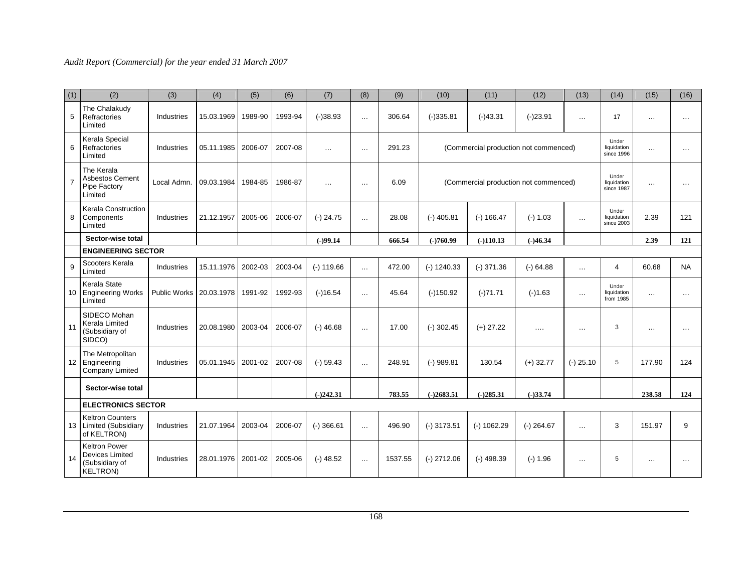| (1) | (2) | (3) | (4) | (5) | (6) | (7) | (8) | (9) | (10) | (11) | (12) | (13) | (14) | (15) | (16) |
|---|---|---|---|---|---|---|---|---|---|---|---|---|---|---|---|
| 5 | The Chalakudy Refractories Limited | Industries | 15.03.1969 | 1989-90 | 1993-94 | (-)38.93 | … | 306.64 | (-)335.81 | (-)43.31 | (-)23.91 | … | 17 | … | … |
| 6 | Kerala Special Refractories Limited | Industries | 05.11.1985 | 2006-07 | 2007-08 | … | … | 291.23 | (Commercial production not commenced) | | | | Under liquidation since 1996 | … | … |
| 7 | The Kerala Asbestos Cement Pipe Factory Limited | Local Admn. | 09.03.1984 | 1984-85 | 1986-87 | … | … | 6.09 | (Commercial production not commenced) | | | | Under liquidation since 1987 | … | … |
| 8 | Kerala Construction Components Limited | Industries | 21.12.1957 | 2005-06 | 2006-07 | (-) 24.75 | … | 28.08 | (-) 405.81 | (-) 166.47 | (-) 1.03 | … | Under liquidation since 2003 | 2.39 | 121 |
| | **Sector-wise total** | | | | | **(-)99.14** | | **666.54** | **(-)760.99** | **(-)110.13** | **(-)46.34** | | | **2.39** | **121** |
| | **ENGINEERING SECTOR** | | | | | | | | | | | | | | |
| 9 | Scooters Kerala Limited | Industries | 15.11.1976 | 2002-03 | 2003-04 | (-) 119.66 | … | 472.00 | (-) 1240.33 | (-) 371.36 | (-) 64.88 | … | 4 | 60.68 | NA |
| 10 | Kerala State Engineering Works Limited | Public Works | 20.03.1978 | 1991-92 | 1992-93 | (-)16.54 | … | 45.64 | (-)150.92 | (-)71.71 | (-)1.63 | … | Under liquidation from 1985 | … | … |
| 11 | SIDECO Mohan Kerala Limited (Subsidiary of SIDCO) | Industries | 20.08.1980 | 2003-04 | 2006-07 | (-) 46.68 | … | 17.00 | (-) 302.45 | (+) 27.22 | …. | … | 3 | … | … |
| 12 | The Metropolitan Engineering Company Limited | Industries | 05.01.1945 | 2001-02 | 2007-08 | (-) 59.43 | … | 248.91 | (-) 989.81 | 130.54 | (+) 32.77 | (-) 25.10 | 5 | 177.90 | 124 |
| | **Sector-wise total** | | | | | **(-)242.31** | | **783.55** | **(-)2683.51** | **(-)285.31** | **(-)33.74** | | | **238.58** | **124** |
| | **ELECTRONICS SECTOR** | | | | | | | | | | | | | | |
| 13 | Keltron Counters Limited (Subsidiary of KELTRON) | Industries | 21.07.1964 | 2003-04 | 2006-07 | (-) 366.61 | … | 496.90 | (-) 3173.51 | (-) 1062.29 | (-) 264.67 | … | 3 | 151.97 | 9 |
| 14 | Keltron Power Devices Limited (Subsidiary of KELTRON) | Industries | 28.01.1976 | 2001-02 | 2005-06 | (-) 48.52 | … | 1537.55 | (-) 2712.06 | (-) 498.39 | (-) 1.96 | … | 5 | … | … |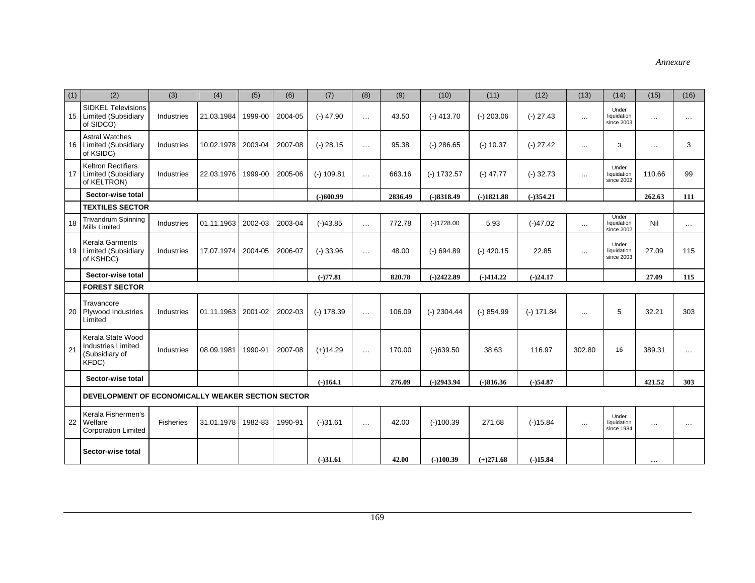*Annexure*

| (1) | (2) | (3) | (4) | (5) | (6) | (7) | (8) | (9) | (10) | (11) | (12) | (13) | (14) | (15) | (16) |
|---|---|---|---|---|---|---|---|---|---|---|---|---|---|---|---|
| 15 | SIDKEL Televisions Limited (Subsidiary of SIDCO) | Industries | 21.03.1984 | 1999-00 | 2004-05 | (-) 47.90 | … | 43.50 | (-) 413.70 | (-) 203.06 | (-) 27.43 | … | Under liquidation since 2003 | … | … |
| 16 | Astral Watches Limited (Subsidiary of KSIDC) | Industries | 10.02.1978 | 2003-04 | 2007-08 | (-) 28.15 | … | 95.38 | (-) 286.65 | (-) 10.37 | (-) 27.42 | … | 3 | … | 3 |
| 17 | Keltron Rectifiers Limited (Subsidiary of KELTRON) | Industries | 22.03.1976 | 1999-00 | 2005-06 | (-) 109.81 | … | 663.16 | (-) 1732.57 | (-) 47.77 | (-) 32.73 | … | Under liquidation since 2002 | 110.66 | 99 |
| | **Sector-wise total** | | | | | **(-)600.99** | | **2836.49** | **(-)8318.49** | **(-)1821.88** | **(-)354.21** | | | **262.63** | **111** |
| | **TEXTILES SECTOR** | | | | | | | | | | | | | | |
| 18 | Trivandrum Spinning Mills Limited | Industries | 01.11.1963 | 2002-03 | 2003-04 | (-)43.85 | … | 772.78 | (-)1728.00 | 5.93 | (-)47.02 | … | Under liquidation since 2002 | Nil | … |
| 19 | Kerala Garments Limited (Subsidiary of KSHDC) | Industries | 17.07.1974 | 2004-05 | 2006-07 | (-) 33.96 | … | 48.00 | (-) 694.89 | (-) 420.15 | 22.85 | … | Under liquidation since 2003 | 27.09 | 115 |
| | **Sector-wise total** | | | | | **(-)77.81** | | **820.78** | **(-)2422.89** | **(-)414.22** | **(-)24.17** | | | **27.09** | **115** |
| | **FOREST SECTOR** | | | | | | | | | | | | | | |
| 20 | Travancore Plywood Industries Limited | Industries | 01.11.1963 | 2001-02 | 2002-03 | (-) 178.39 | … | 106.09 | (-) 2304.44 | (-) 854.99 | (-) 171.84 | … | 5 | 32.21 | 303 |
| 21 | Kerala State Wood Industries Limited (Subsidiary of KFDC) | Industries | 08.09.1981 | 1990-91 | 2007-08 | (+)14.29 | … | 170.00 | (-)639.50 | 38.63 | 116.97 | 302.80 | 16 | 389.31 | … |
| | **Sector-wise total** | | | | | **(-)164.1** | | **276.09** | **(-)2943.94** | **(-)816.36** | **(-)54.87** | | | **421.52** | **303** |
| | **DEVELOPMENT OF ECONOMICALLY WEAKER SECTION SECTOR** | | | | | | | | | | | | | | |
| 22 | Kerala Fishermen's Welfare Corporation Limited | Fisheries | 31.01.1978 | 1982-83 | 1990-91 | (-)31.61 | … | 42.00 | (-)100.39 | 271.68 | (-)15.84 | … | Under liquidation since 1984 | … | … |
| | **Sector-wise total** | | | | | **(-)31.61** | | **42.00** | **(-)100.39** | **(+)271.68** | **(-)15.84** | | | **…** | |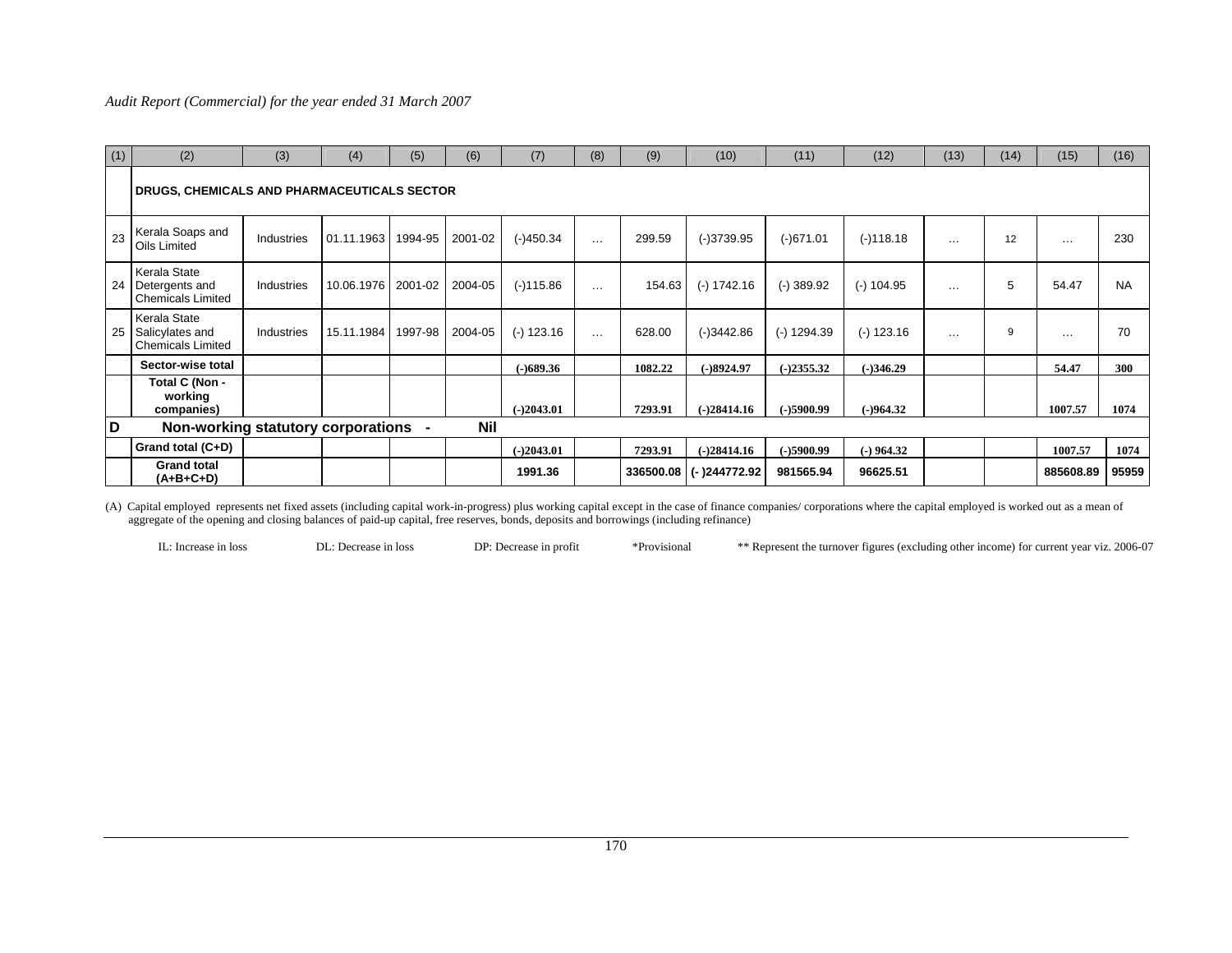*Audit Report (Commercial) for the year ended 31 March 2007*

| (1) | (2) | (3) | (4) | (5) | (6) | (7) | (8) | (9) | (10) | (11) | (12) | (13) | (14) | (15) | (16) |
|---|---|---|---|---|---|---|---|---|---|---|---|---|---|---|---|
| | **DRUGS, CHEMICALS AND PHARMACEUTICALS SECTOR** | | | | | | | | | | | | | | |
| 23 | Kerala Soaps and Oils Limited | Industries | 01.11.1963 | 1994-95 | 2001-02 | (-)450.34 | … | 299.59 | (-)3739.95 | (-)671.01 | (-)118.18 | … | 12 | … | 230 |
| 24 | Kerala State Detergents and Chemicals Limited | Industries | 10.06.1976 | 2001-02 | 2004-05 | (-)115.86 | … | 154.63 | (-) 1742.16 | (-) 389.92 | (-) 104.95 | … | 5 | 54.47 | NA |
| 25 | Kerala State Salicylates and Chemicals Limited | Industries | 15.11.1984 | 1997-98 | 2004-05 | (-) 123.16 | … | 628.00 | (-)3442.86 | (-) 1294.39 | (-) 123.16 | … | 9 | … | 70 |
| | **Sector-wise total** | | | | | **(-)689.36** | | **1082.22** | **(-)8924.97** | **(-)2355.32** | **(-)346.29** | | | **54.47** | **300** |
| | **Total C (Non - working companies)** | | | | | **(-)2043.01** | | **7293.91** | **(-)28414.16** | **(-)5900.99** | **(-)964.32** | | | **1007.57** | **1074** |
| **D** | **Non-working statutory corporations - Nil** | | | | | | | | | | | | | | |
| | **Grand total (C+D)** | | | | | **(-)2043.01** | | **7293.91** | **(-)28414.16** | **(-)5900.99** | **(-) 964.32** | | | **1007.57** | **1074** |
| | **Grand total (A+B+C+D)** | | | | | **1991.36** | | **336500.08** | **(- )244772.92** | **981565.94** | **96625.51** | | | **885608.89** | **95959** |

(A) Capital employed represents net fixed assets (including capital work-in-progress) plus working capital except in the case of finance companies/ corporations where the capital employed is worked out as a mean of aggregate of the opening and closing balances of paid-up capital, free reserves, bonds, deposits and borrowings (including refinance)

IL: Increase in loss DL: Decrease in loss DP: Decrease in profit *Provisional ** Represent the turnover figures (excluding other income) for current year viz. 2006-07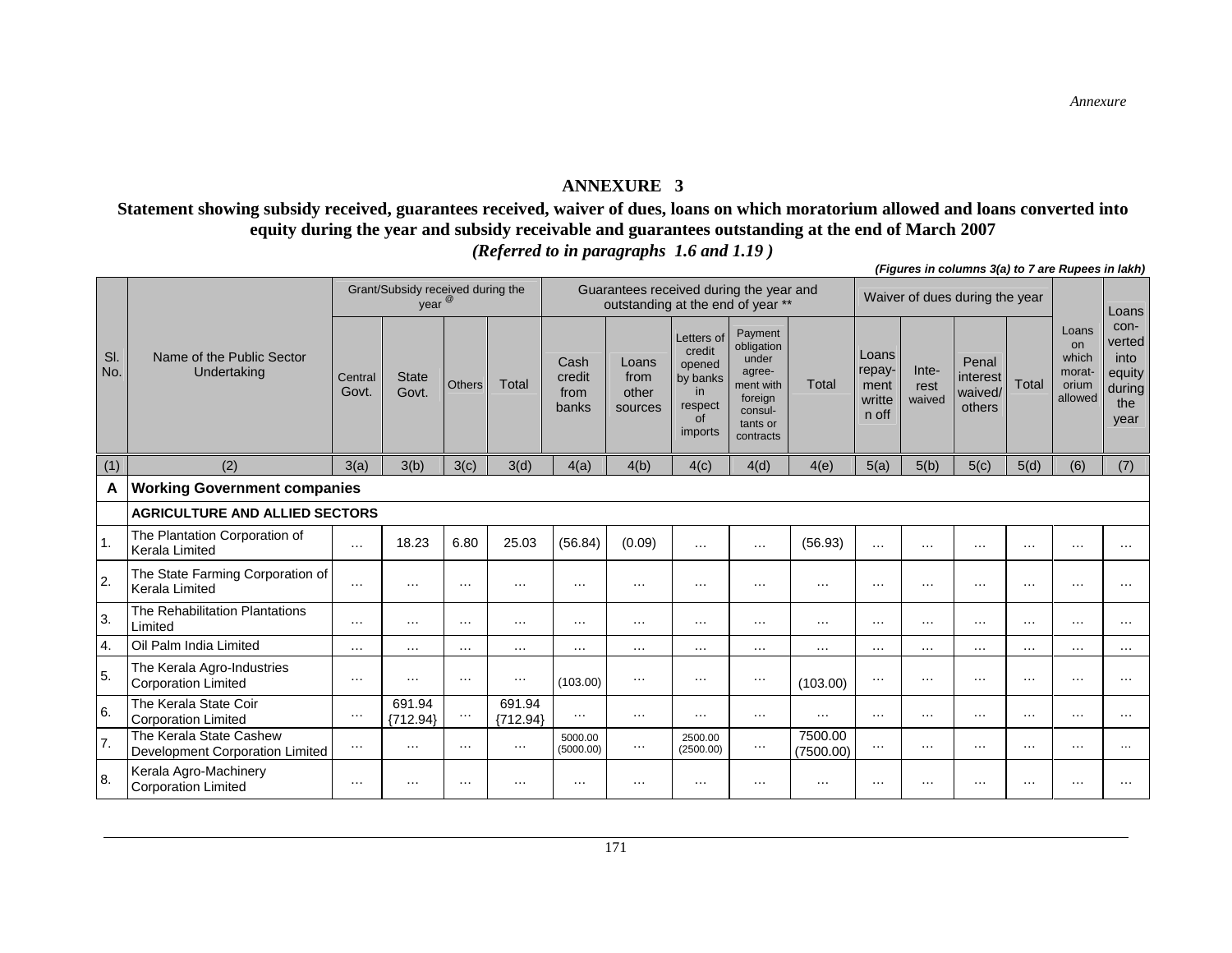*Annexure*

# ANNEXURE 3

## Statement showing subsidy received, guarantees received, waiver of dues, loans on which moratorium allowed and loans converted into equity during the year and subsidy receivable and guarantees outstanding at the end of March 2007

*(Referred to in paragraphs 1.6 and 1.19 )*

***(Figures in columns 3(a) to 7 are Rupees in lakh)***

| Sl. No. | Name of the Public Sector Undertaking | Grant/Subsidy received during the year @ | | | | Guarantees received during the year and outstanding at the end of year ** | | | | | Waiver of dues during the year | | | | Loans on which morat-orium allowed | Loans con-verted into equity during the year |
|---|---|---|---|---|---|---|---|---|---|---|---|---|---|---|---|---|
| | | Central Govt. | State Govt. | Others | Total | Cash credit from banks | Loans from other sources | Letters of credit opened by banks in respect of imports | Payment obligation under agree-ment with foreign consul-tants or contracts | Total | Loans repay-ment writte n off | Inte-rest waived | Penal interest waived/ others | Total | | |
| (1) | (2) | 3(a) | 3(b) | 3(c) | 3(d) | 4(a) | 4(b) | 4(c) | 4(d) | 4(e) | 5(a) | 5(b) | 5(c) | 5(d) | (6) | (7) |
| **A** | **Working Government companies** | | | | | | | | | | | | | | | |
| | **AGRICULTURE AND ALLIED SECTORS** | | | | | | | | | | | | | | | |
| 1. | The Plantation Corporation of Kerala Limited | … | 18.23 | 6.80 | 25.03 | (56.84) | (0.09) | … | … | (56.93) | … | … | … | … | … | … |
| 2. | The State Farming Corporation of Kerala Limited | … | … | … | … | … | … | … | … | … | … | … | … | … | … | … |
| 3. | The Rehabilitation Plantations Limited | … | … | … | … | … | … | … | … | … | … | … | … | … | … | … |
| 4. | Oil Palm India Limited | … | … | … | … | … | … | … | … | … | … | … | … | … | … | … |
| 5. | The Kerala Agro-Industries Corporation Limited | … | … | … | … | (103.00) | … | … | … | (103.00) | … | … | … | … | … | … |
| 6. | The Kerala State Coir Corporation Limited | … | 691.94 {712.94} | … | 691.94 {712.94} | … | … | … | … | … | … | … | … | … | … | … |
| 7. | The Kerala State Cashew Development Corporation Limited | … | … | … | … | 5000.00 (5000.00) | … | 2500.00 (2500.00) | … | 7500.00 (7500.00) | … | … | … | … | … | … |
| 8. | Kerala Agro-Machinery Corporation Limited | … | … | … | … | … | … | … | … | … | … | … | … | … | … | … |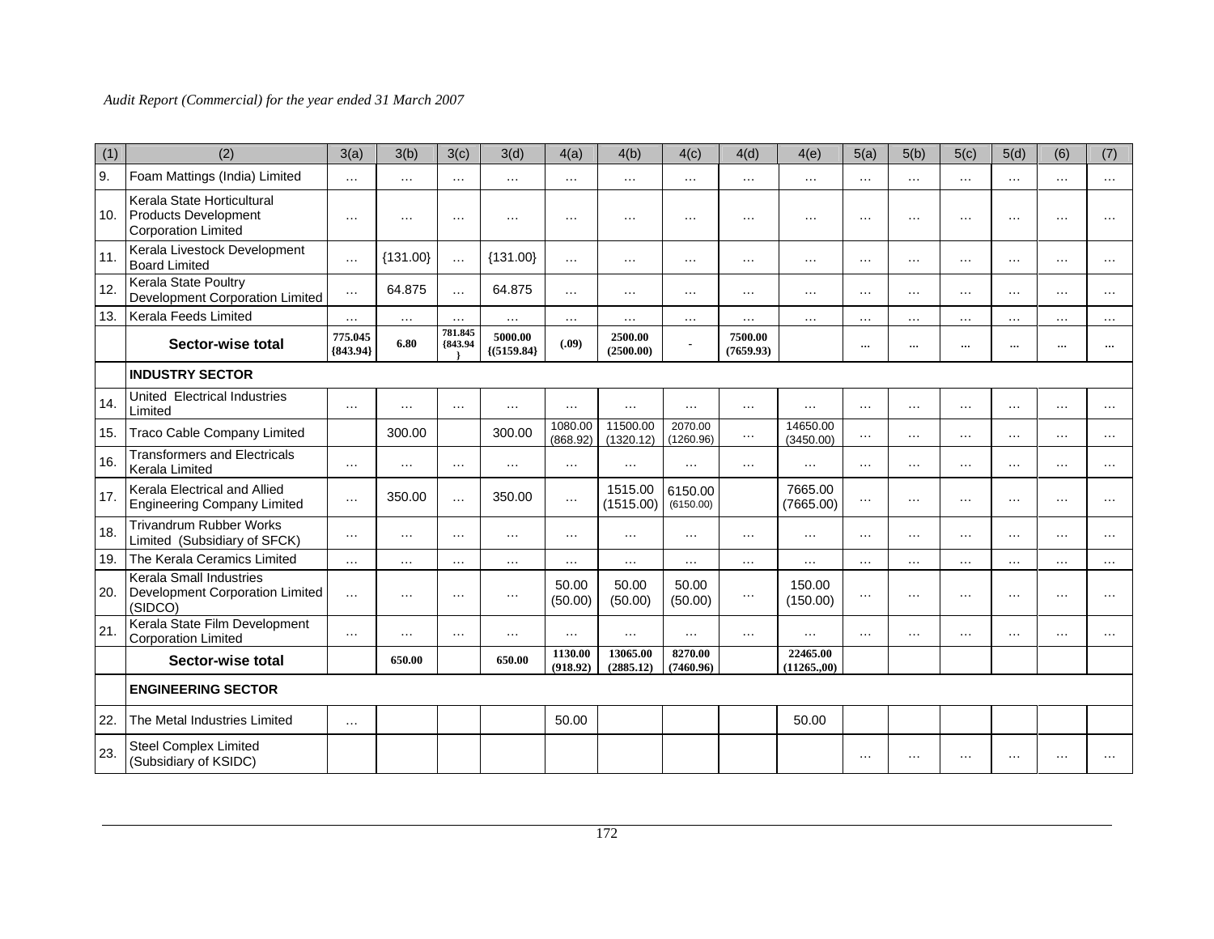| (1) | (2) | 3(a) | 3(b) | 3(c) | 3(d) | 4(a) | 4(b) | 4(c) | 4(d) | 4(e) | 5(a) | 5(b) | 5(c) | 5(d) | (6) | (7) |
|---|---|---|---|---|---|---|---|---|---|---|---|---|---|---|---|---|
| 9. | Foam Mattings (India) Limited | … | … | … | … | … | … | … | … | … | … | … | … | … | … | … |
| 10. | Kerala State Horticultural Products Development Corporation Limited | … | … | … | … | … | … | … | … | … | … | … | … | … | … | … |
| 11. | Kerala Livestock Development Board Limited | … | {131.00} | … | {131.00} | … | … | … | … | … | … | … | … | … | … | … |
| 12. | Kerala State Poultry Development Corporation Limited | … | 64.875 | … | 64.875 | … | … | … | … | … | … | … | … | … | … | … |
| 13. | Kerala Feeds Limited | … | … | … | … | … | … | … | … | … | … | … | … | … | … | … |
| | **Sector-wise total** | **775.045 {843.94}** | **6.80** | **781.845 {843.94 }** | **5000.00 {(5159.84}** | **(.09)** | **2500.00 (2500.00)** | - | **7500.00 (7659.93)** | | **…** | **…** | **…** | **…** | **…** | **…** |
| | **INDUSTRY SECTOR** | | | | | | | | | | | | | | | |
| 14. | United Electrical Industries Limited | … | … | … | … | … | … | … | … | … | … | … | … | … | … | … |
| 15. | Traco Cable Company Limited | | 300.00 | | 300.00 | 1080.00 (868.92) | 11500.00 (1320.12) | 2070.00 (1260.96) | … | 14650.00 (3450.00) | … | … | … | … | … | … |
| 16. | Transformers and Electricals Kerala Limited | … | … | … | … | … | … | … | … | … | … | … | … | … | … | … |
| 17. | Kerala Electrical and Allied Engineering Company Limited | … | 350.00 | … | 350.00 | … | 1515.00 (1515.00) | 6150.00 (6150.00) | | 7665.00 (7665.00) | … | … | … | … | … | … |
| 18. | Trivandrum Rubber Works Limited (Subsidiary of SFCK) | … | … | … | … | … | … | … | … | … | … | … | … | … | … | … |
| 19. | The Kerala Ceramics Limited | … | … | … | … | … | … | … | … | … | … | … | … | … | … | … |
| 20. | Kerala Small Industries Development Corporation Limited (SIDCO) | … | … | … | … | 50.00 (50.00) | 50.00 (50.00) | 50.00 (50.00) | … | 150.00 (150.00) | … | … | … | … | … | … |
| 21. | Kerala State Film Development Corporation Limited | … | … | … | … | … | … | … | … | … | … | … | … | … | … | … |
| | **Sector-wise total** | | **650.00** | | **650.00** | **1130.00 (918.92)** | **13065.00 (2885.12)** | **8270.00 (7460.96)** | | **22465.00 (11265.,00)** | | | | | | |
| | **ENGINEERING SECTOR** | | | | | | | | | | | | | | | |
| 22. | The Metal Industries Limited | … | | | | 50.00 | | | | 50.00 | | | | | | |
| 23. | Steel Complex Limited (Subsidiary of KSIDC) | | | | | | | | | | … | … | … | … | … | … |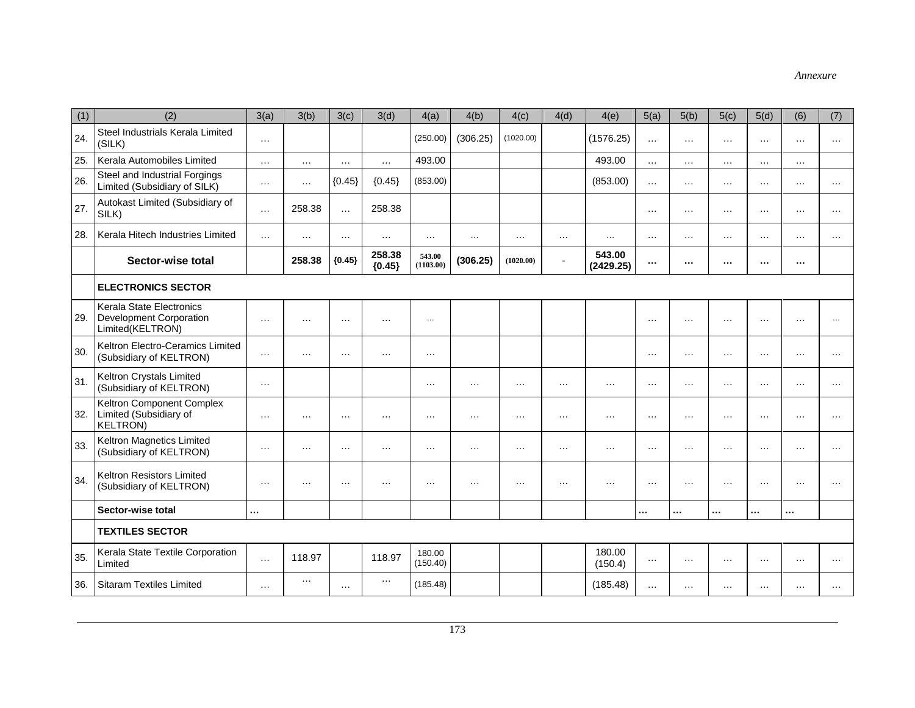*Annexure*

| (1) | (2) | 3(a) | 3(b) | 3(c) | 3(d) | 4(a) | 4(b) | 4(c) | 4(d) | 4(e) | 5(a) | 5(b) | 5(c) | 5(d) | (6) | (7) |
|---|---|---|---|---|---|---|---|---|---|---|---|---|---|---|---|---|
| 24. | Steel Industrials Kerala Limited (SILK) | … | | | | (250.00) | (306.25) | (1020.00) | | (1576.25) | … | … | … | … | … | … |
| 25. | Kerala Automobiles Limited | … | … | … | … | 493.00 | | | | 493.00 | … | … | … | … | … | |
| 26. | Steel and Industrial Forgings Limited (Subsidiary of SILK) | … | … | {0.45} | {0.45} | (853.00) | | | | (853.00) | … | … | … | … | … | … |
| 27. | Autokast Limited (Subsidiary of SILK) | … | 258.38 | … | 258.38 | | | | | | … | … | … | … | … | … |
| 28. | Kerala Hitech Industries Limited | … | … | … | … | … | … | … | … | … | … | … | … | … | … | … |
| | **Sector-wise total** | | **258.38** | **{0.45}** | **258.38 {0.45}** | **543.00 (1103.00)** | **(306.25)** | **(1020.00)** | - | **543.00 (2429.25)** | **…** | **…** | **…** | **…** | **…** | |
| | **ELECTRONICS SECTOR** | | | | | | | | | | | | | | | |
| 29. | Kerala State Electronics Development Corporation Limited(KELTRON) | … | … | … | … | … | | | | | … | … | … | … | … | … |
| 30. | Keltron Electro-Ceramics Limited (Subsidiary of KELTRON) | … | … | … | … | … | | | | | … | … | … | … | … | … |
| 31. | Keltron Crystals Limited (Subsidiary of KELTRON) | … | | | | … | … | … | … | … | … | … | … | … | … | … |
| 32. | Keltron Component Complex Limited (Subsidiary of KELTRON) | … | … | … | … | … | … | … | … | … | … | … | … | … | … | … |
| 33. | Keltron Magnetics Limited (Subsidiary of KELTRON) | … | … | … | … | … | … | … | … | … | … | … | … | … | … | … |
| 34. | Keltron Resistors Limited (Subsidiary of KELTRON) | … | … | … | … | … | … | … | … | … | … | … | … | … | … | … |
| | **Sector-wise total** | **…** | | | | | | | | | **…** | **…** | **…** | **…** | **…** | |
| | **TEXTILES SECTOR** | | | | | | | | | | | | | | | |
| 35. | Kerala State Textile Corporation Limited | … | 118.97 | | 118.97 | 180.00 (150.40) | | | | 180.00 (150.4) | … | … | … | … | … | … |
| 36. | Sitaram Textiles Limited | … | … | … | … | (185.48) | | | | (185.48) | … | … | … | … | … | … |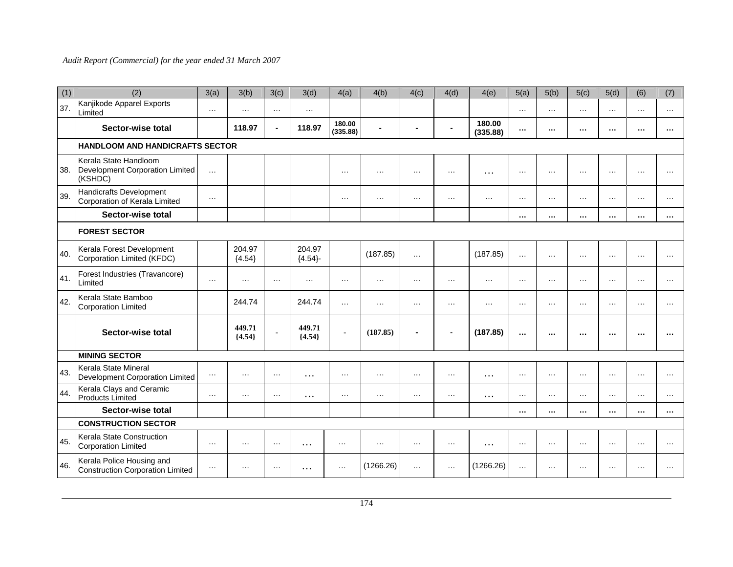| (1) | (2) | 3(a) | 3(b) | 3(c) | 3(d) | 4(a) | 4(b) | 4(c) | 4(d) | 4(e) | 5(a) | 5(b) | 5(c) | 5(d) | (6) | (7) |
|---|---|---|---|---|---|---|---|---|---|---|---|---|---|---|---|---|
| 37. | Kanjikode Apparel Exports Limited | … | … | … | … | | | | | | … | … | … | … | … | … |
| | **Sector-wise total** | | **118.97** | **-** | **118.97** | **180.00 (335.88)** | **-** | **-** | **-** | **180.00 (335.88)** | **…** | **…** | **…** | **…** | **…** | **…** |
| | **HANDLOOM AND HANDICRAFTS SECTOR** | | | | | | | | | | | | | | | |
| 38. | Kerala State Handloom Development Corporation Limited (KSHDC) | … | | | | … | … | … | … | … | … | … | … | … | … | … |
| 39. | Handicrafts Development Corporation of Kerala Limited | … | | | | … | … | … | … | … | … | … | … | … | … | … |
| | **Sector-wise total** | | | | | | | | | | **…** | **…** | **…** | **…** | **…** | **…** |
| | **FOREST SECTOR** | | | | | | | | | | | | | | | |
| 40. | Kerala Forest Development Corporation Limited (KFDC) | | 204.97 {4.54} | | 204.97 {4.54}- | | (187.85) | … | | (187.85) | … | … | … | … | … | … |
| 41. | Forest Industries (Travancore) Limited | … | … | … | … | … | … | … | … | … | … | … | … | … | … | … |
| 42. | Kerala State Bamboo Corporation Limited | | 244.74 | | 244.74 | … | … | … | … | … | … | … | … | … | … | … |
| | **Sector-wise total** | | **449.71 {4.54}** | - | **449.71 {4.54}** | **-** | **(187.85)** | **-** | - | **(187.85)** | **…** | **…** | **…** | **…** | **…** | **…** |
| | **MINING SECTOR** | | | | | | | | | | | | | | | |
| 43. | Kerala State Mineral Development Corporation Limited | … | … | … | … | … | … | … | … | … | … | … | … | … | … | … |
| 44. | Kerala Clays and Ceramic Products Limited | … | … | … | … | … | … | … | … | … | … | … | … | … | … | … |
| | **Sector-wise total** | | | | | | | | | | **…** | **…** | **…** | **…** | **…** | **…** |
| | **CONSTRUCTION SECTOR** | | | | | | | | | | | | | | | |
| 45. | Kerala State Construction Corporation Limited | … | … | … | … | … | … | … | … | … | … | … | … | … | … | … |
| 46. | Kerala Police Housing and Construction Corporation Limited | … | … | … | … | … | (1266.26) | … | … | (1266.26) | … | … | … | … | … | … |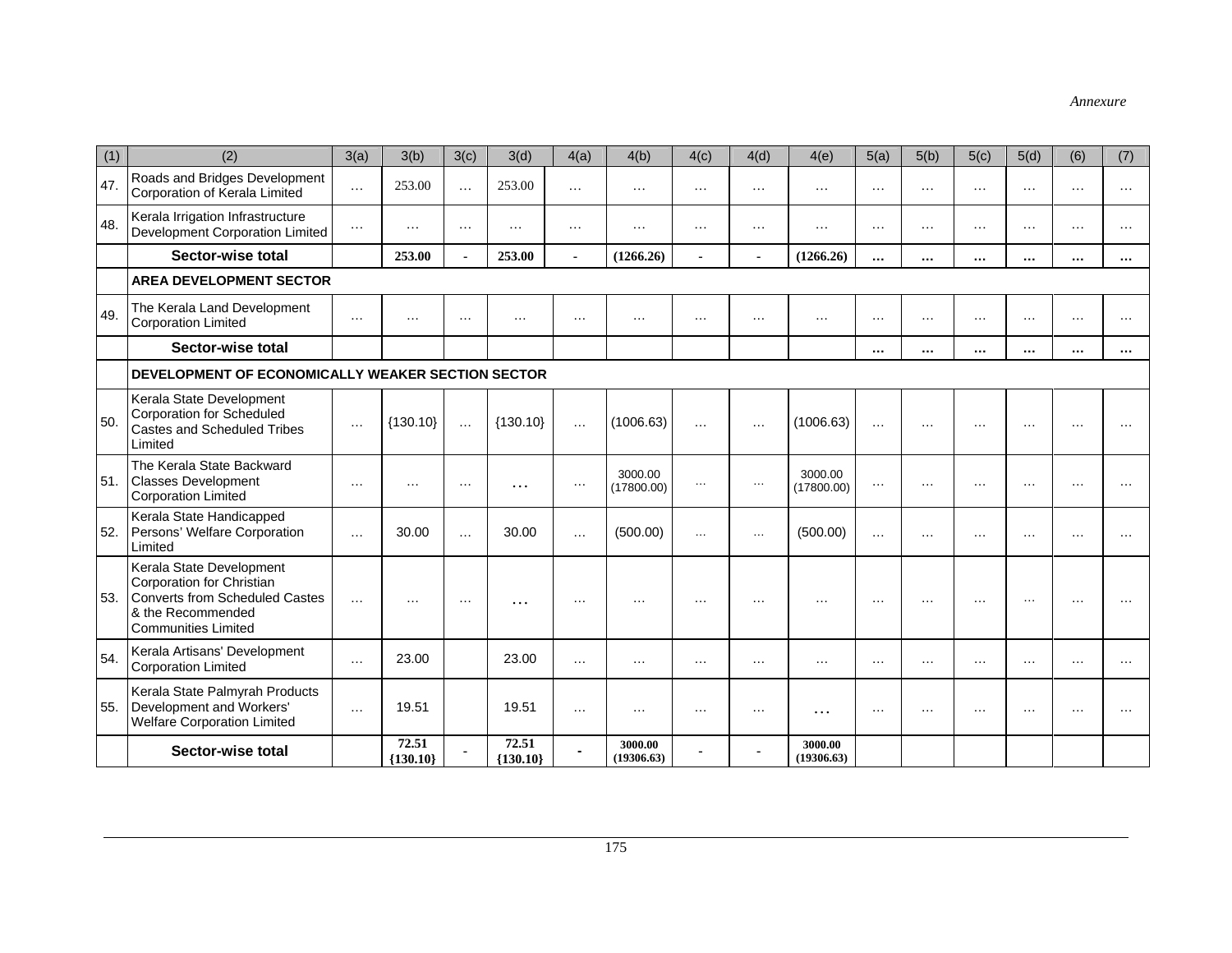*Annexure*

| (1) | (2) | 3(a) | 3(b) | 3(c) | 3(d) | 4(a) | 4(b) | 4(c) | 4(d) | 4(e) | 5(a) | 5(b) | 5(c) | 5(d) | (6) | (7) |
|---|---|---|---|---|---|---|---|---|---|---|---|---|---|---|---|---|
| 47. | Roads and Bridges Development Corporation of Kerala Limited | … | 253.00 | … | 253.00 | … | … | … | … | … | … | … | … | … | … | … |
| 48. | Kerala Irrigation Infrastructure Development Corporation Limited | … | … | … | … | … | … | … | … | … | … | … | … | … | … | … |
| | **Sector-wise total** | | **253.00** | **-** | **253.00** | **-** | **(1266.26)** | **-** | **-** | **(1266.26)** | **…** | **…** | **…** | **…** | **…** | **…** |
| | **AREA DEVELOPMENT SECTOR** | | | | | | | | | | | | | | | |
| 49. | The Kerala Land Development Corporation Limited | … | … | … | … | … | … | … | … | … | … | … | … | … | … | … |
| | **Sector-wise total** | | | | | | | | | | **…** | **…** | **…** | **…** | **…** | **…** |
| | **DEVELOPMENT OF ECONOMICALLY WEAKER SECTION SECTOR** | | | | | | | | | | | | | | | |
| 50. | Kerala State Development Corporation for Scheduled Castes and Scheduled Tribes Limited | … | {130.10} | … | {130.10} | … | (1006.63) | … | … | (1006.63) | … | … | … | … | … | … |
| 51. | The Kerala State Backward Classes Development Corporation Limited | … | … | … | … | … | 3000.00 (17800.00) | … | … | 3000.00 (17800.00) | … | … | … | … | … | … |
| 52. | Kerala State Handicapped Persons' Welfare Corporation Limited | … | 30.00 | … | 30.00 | … | (500.00) | … | … | (500.00) | … | … | … | … | … | … |
| 53. | Kerala State Development Corporation for Christian Converts from Scheduled Castes & the Recommended Communities Limited | … | … | … | … | … | … | … | … | … | … | … | … | … | … | … |
| 54. | Kerala Artisans' Development Corporation Limited | … | 23.00 | | 23.00 | … | … | … | … | … | … | … | … | … | … | … |
| 55. | Kerala State Palmyrah Products Development and Workers' Welfare Corporation Limited | … | 19.51 | | 19.51 | … | … | … | … | … | … | … | … | … | … | … |
| | **Sector-wise total** | | **72.51 {130.10}** | **-** | **72.51 {130.10}** | **-** | **3000.00 (19306.63)** | **-** | **-** | **3000.00 (19306.63)** | | | | | | |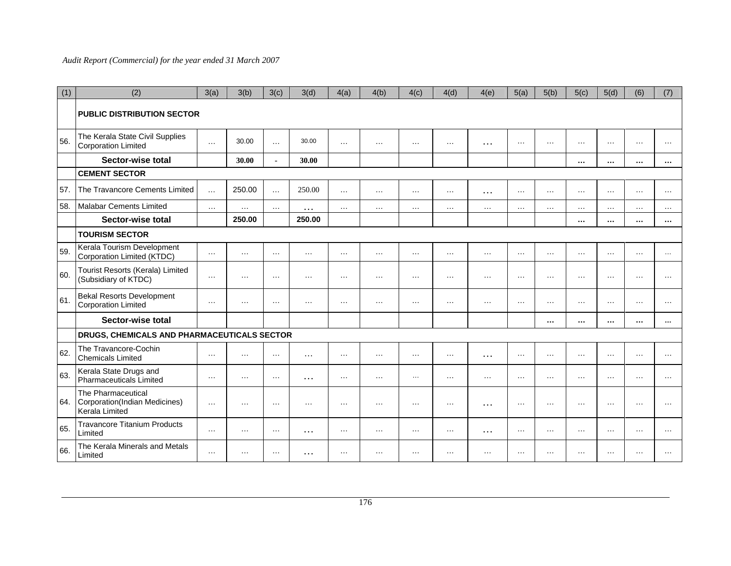| (1) | (2) | 3(a) | 3(b) | 3(c) | 3(d) | 4(a) | 4(b) | 4(c) | 4(d) | 4(e) | 5(a) | 5(b) | 5(c) | 5(d) | (6) | (7) |
|---|---|---|---|---|---|---|---|---|---|---|---|---|---|---|---|---|
| | **PUBLIC DISTRIBUTION SECTOR** | | | | | | | | | | | | | | | |
| 56. | The Kerala State Civil Supplies Corporation Limited | … | 30.00 | … | 30.00 | … | … | … | … | … | … | … | … | … | … | … |
| | **Sector-wise total** | | **30.00** | **-** | **30.00** | | | | | | | | **…** | **…** | **…** | **…** |
| | **CEMENT SECTOR** | | | | | | | | | | | | | | | |
| 57. | The Travancore Cements Limited | … | 250.00 | … | 250.00 | … | … | … | … | … | … | … | … | … | … | … |
| 58. | Malabar Cements Limited | … | … | … | … | … | … | … | … | … | … | … | … | … | … | … |
| | **Sector-wise total** | | **250.00** | | **250.00** | | | | | | | | **…** | **…** | **…** | **…** |
| | **TOURISM SECTOR** | | | | | | | | | | | | | | | |
| 59. | Kerala Tourism Development Corporation Limited (KTDC) | … | … | … | … | … | … | … | … | … | … | … | … | … | … | … |
| 60. | Tourist Resorts (Kerala) Limited (Subsidiary of KTDC) | … | … | … | … | … | … | … | … | … | … | … | … | … | … | … |
| 61. | Bekal Resorts Development Corporation Limited | … | … | … | … | … | … | … | … | … | … | … | … | … | … | … |
| | **Sector-wise total** | | | | | | | | | | | **…** | **…** | **…** | **…** | **…** |
| | **DRUGS, CHEMICALS AND PHARMACEUTICALS SECTOR** | | | | | | | | | | | | | | | |
| 62. | The Travancore-Cochin Chemicals Limited | … | … | … | … | … | … | … | … | … | … | … | … | … | … | … |
| 63. | Kerala State Drugs and Pharmaceuticals Limited | … | … | … | … | … | … | … | … | … | … | … | … | … | … | … |
| 64. | The Pharmaceutical Corporation(Indian Medicines) Kerala Limited | … | … | … | … | … | … | … | … | … | … | … | … | … | … | … |
| 65. | Travancore Titanium Products Limited | … | … | … | … | … | … | … | … | … | … | … | … | … | … | … |
| 66. | The Kerala Minerals and Metals Limited | … | … | … | … | … | … | … | … | … | … | … | … | … | … | … |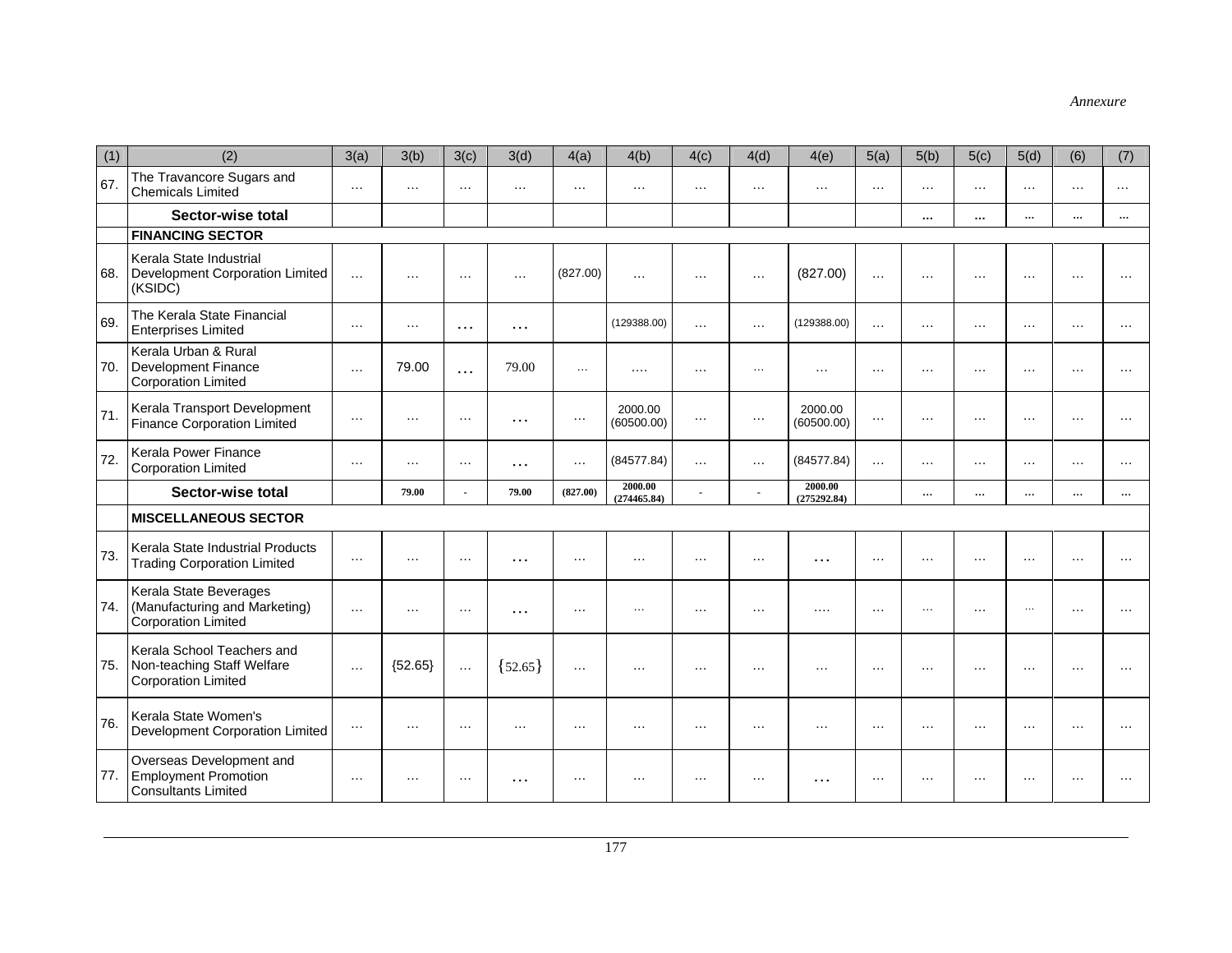*Annexure*

| (1) | (2) | 3(a) | 3(b) | 3(c) | 3(d) | 4(a) | 4(b) | 4(c) | 4(d) | 4(e) | 5(a) | 5(b) | 5(c) | 5(d) | (6) | (7) |
|---|---|---|---|---|---|---|---|---|---|---|---|---|---|---|---|---|
| 67. | The Travancore Sugars and Chemicals Limited | … | … | … | … | … | … | … | … | … | … | … | … | … | … | … |
| | **Sector-wise total** | | | | | | | | | | | … | … | … | … | … |
| | **FINANCING SECTOR** | | | | | | | | | | | | | | | |
| 68. | Kerala State Industrial Development Corporation Limited (KSIDC) | … | … | … | … | (827.00) | … | … | … | (827.00) | … | … | … | … | … | … |
| 69. | The Kerala State Financial Enterprises Limited | … | … | … | … | | (129388.00) | … | … | (129388.00) | … | … | … | … | … | … |
| 70. | Kerala Urban & Rural Development Finance Corporation Limited | … | 79.00 | … | 79.00 | … | …. | … | … | … | … | … | … | … | … | … |
| 71. | Kerala Transport Development Finance Corporation Limited | … | … | … | … | … | 2000.00 (60500.00) | … | … | 2000.00 (60500.00) | … | … | … | … | … | … |
| 72. | Kerala Power Finance Corporation Limited | … | … | … | … | … | (84577.84) | … | … | (84577.84) | … | … | … | … | … | … |
| | **Sector-wise total** | | 79.00 | - | 79.00 | (827.00) | 2000.00 (274465.84) | - | - | 2000.00 (275292.84) | | … | … | … | … | … |
| | **MISCELLANEOUS SECTOR** | | | | | | | | | | | | | | | |
| 73. | Kerala State Industrial Products Trading Corporation Limited | … | … | … | … | … | … | … | … | … | … | … | … | … | … | … |
| 74. | Kerala State Beverages (Manufacturing and Marketing) Corporation Limited | … | … | … | … | … | … | … | … | …. | … | … | … | … | … | … |
| 75. | Kerala School Teachers and Non-teaching Staff Welfare Corporation Limited | … | {52.65} | … | {52.65} | … | … | … | … | … | … | … | … | … | … | … |
| 76. | Kerala State Women's Development Corporation Limited | … | … | … | … | … | … | … | … | … | … | … | … | … | … | … |
| 77. | Overseas Development and Employment Promotion Consultants Limited | … | … | … | … | … | … | … | … | … | … | … | … | … | … | … |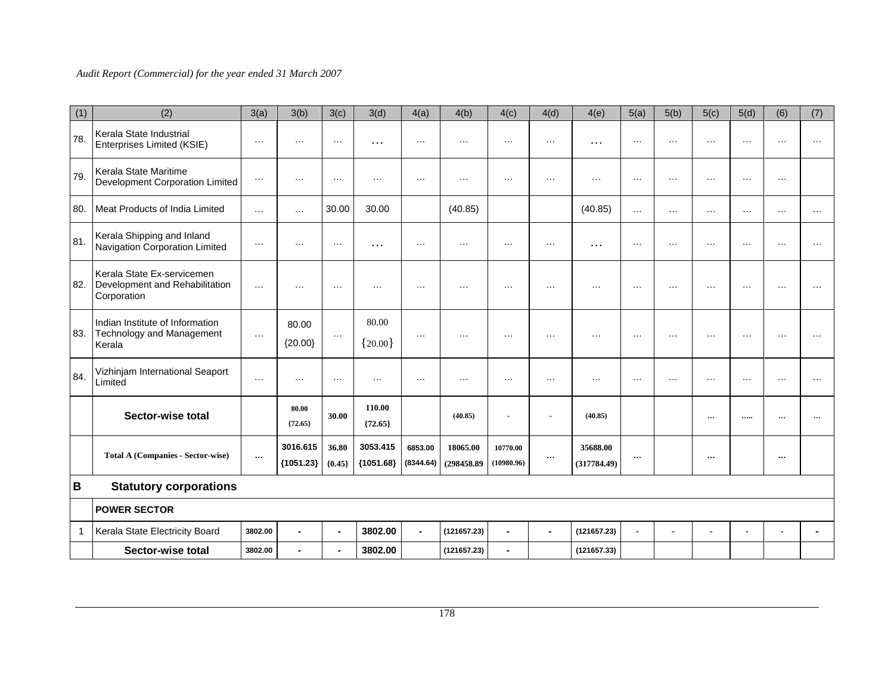| (1) | (2) | 3(a) | 3(b) | 3(c) | 3(d) | 4(a) | 4(b) | 4(c) | 4(d) | 4(e) | 5(a) | 5(b) | 5(c) | 5(d) | (6) | (7) |
|---|---|---|---|---|---|---|---|---|---|---|---|---|---|---|---|---|
| 78. | Kerala State Industrial Enterprises Limited (KSIE) | … | … | … | … | … | … | … | … | … | … | … | … | … | … | … |
| 79. | Kerala State Maritime Development Corporation Limited | … | … | … | … | … | … | … | … | … | … | … | … | … | … | |
| 80. | Meat Products of India Limited | … | … | 30.00 | 30.00 | | (40.85) | | | (40.85) | … | … | … | … | … | … |
| 81. | Kerala Shipping and Inland Navigation Corporation Limited | … | … | … | … | … | … | … | … | … | … | … | … | … | … | … |
| 82. | Kerala State Ex-servicemen Development and Rehabilitation Corporation | … | … | … | … | … | … | … | … | … | … | … | … | … | … | … |
| 83. | Indian Institute of Information Technology and Management Kerala | … | 80.00 {20.00} | … | 80.00 {20.00} | … | … | … | … | … | … | … | … | … | … | … |
| 84. | Vizhinjam International Seaport Limited | … | … | … | … | … | … | … | … | … | … | … | … | … | … | … |
| | **Sector-wise total** | | **80.00 {72.65}** | **30.00** | **110.00 {72.65}** | | **(40.85)** | - | - | **(40.85)** | | | **…** | **…..** | **…** | **…** |
| | **Total A (Companies - Sector-wise)** | **…** | **3016.615 {1051.23}** | **36.80 {0.45}** | **3053.415 {1051.68}** | **6853.00 (8344.64)** | **18065.00 (298458.89** | **10770.00 (10980.96)** | **…** | **35688.00 (317784.49)** | **…** | | **…** | | **…** | |
| **B** | **Statutory corporations** | | | | | | | | | | | | | | | |
| | **POWER SECTOR** | | | | | | | | | | | | | | | |
| 1 | Kerala State Electricity Board | **3802.00** | **-** | **-** | **3802.00** | **-** | **(121657.23)** | **-** | **-** | **(121657.23)** | - | - | - | - | - | **-** |
| | **Sector-wise total** | **3802.00** | **-** | **-** | **3802.00** | | **(121657.23)** | **-** | | **(121657.33)** | | | | | | |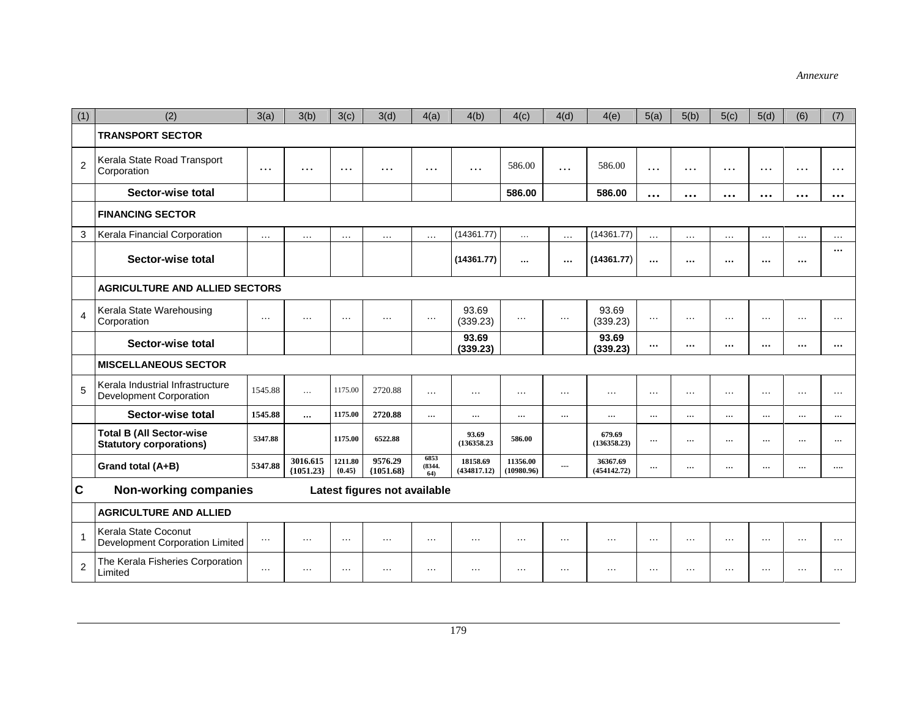*Annexure*

| (1) | (2) | 3(a) | 3(b) | 3(c) | 3(d) | 4(a) | 4(b) | 4(c) | 4(d) | 4(e) | 5(a) | 5(b) | 5(c) | 5(d) | (6) | (7) |
|---|---|---|---|---|---|---|---|---|---|---|---|---|---|---|---|---|
| | **TRANSPORT SECTOR** | | | | | | | | | | | | | | | |
| 2 | Kerala State Road Transport Corporation | … | … | … | … | … | … | 586.00 | … | 586.00 | … | … | … | … | … | … |
| | **Sector-wise total** | | | | | | | **586.00** | | **586.00** | **…** | **…** | **…** | **…** | **…** | **…** |
| | **FINANCING SECTOR** | | | | | | | | | | | | | | | |
| 3 | Kerala Financial Corporation | … | … | … | … | … | (14361.77) | … | … | (14361.77) | … | … | … | … | … | … |
| | **Sector-wise total** | | | | | | **(14361.77)** | **…** | **…** | **(14361.77)** | **…** | **…** | **…** | **…** | **…** | **…** |
| | **AGRICULTURE AND ALLIED SECTORS** | | | | | | | | | | | | | | | |
| 4 | Kerala State Warehousing Corporation | … | … | … | … | … | 93.69 (339.23) | … | … | 93.69 (339.23) | … | … | … | … | … | … |
| | **Sector-wise total** | | | | | | **93.69 (339.23)** | | | **93.69 (339.23)** | **…** | **…** | **…** | **…** | **…** | **…** |
| | **MISCELLANEOUS SECTOR** | | | | | | | | | | | | | | | |
| 5 | Kerala Industrial Infrastructure Development Corporation | 1545.88 | … | 1175.00 | 2720.88 | … | … | … | … | … | … | … | … | … | … | … |
| | **Sector-wise total** | **1545.88** | **…** | **1175.00** | **2720.88** | **…** | **…** | **…** | **…** | **…** | **…** | **…** | **…** | **…** | **…** | **…** |
| | **Total B (All Sector-wise Statutory corporations)** | **5347.88** | | **1175.00** | **6522.88** | | **93.69 (136358.23** | **586.00** | | **679.69 (136358.23)** | **…** | **…** | **…** | **…** | **…** | **…** |
| | **Grand total (A+B)** | **5347.88** | **3016.615 {1051.23}** | **1211.80 {0.45}** | **9576.29 {1051.68}** | **6853 (8344. 64)** | **18158.69 (434817.12)** | **11356.00 (10980.96)** | **---** | **36367.69 (454142.72)** | **…** | **…** | **…** | **…** | **…** | **….** |
| **C** | **Non-working companies** | | **Latest figures not available** | | | | | | | | | | | | | |
| | **AGRICULTURE AND ALLIED** | | | | | | | | | | | | | | | |
| 1 | Kerala State Coconut Development Corporation Limited | … | … | … | … | … | … | … | … | … | … | … | … | … | … | … |
| 2 | The Kerala Fisheries Corporation Limited | … | … | … | … | … | … | … | … | … | … | … | … | … | … | … |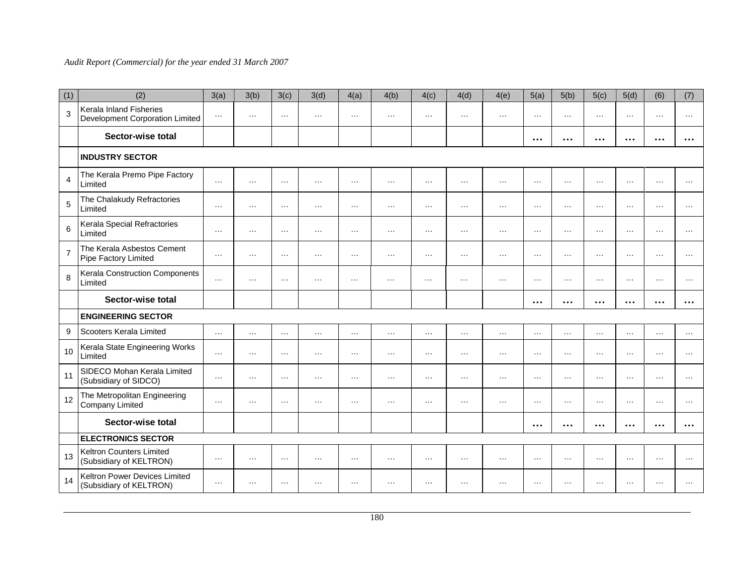| (1) | (2) | 3(a) | 3(b) | 3(c) | 3(d) | 4(a) | 4(b) | 4(c) | 4(d) | 4(e) | 5(a) | 5(b) | 5(c) | 5(d) | (6) | (7) |
|---|---|---|---|---|---|---|---|---|---|---|---|---|---|---|---|---|
| 3 | Kerala Inland Fisheries Development Corporation Limited | … | … | … | … | … | … | … | … | … | … | … | … | … | … | … |
| | **Sector-wise total** | | | | | | | | | | **…** | **…** | **…** | **…** | **…** | **…** |
| | **INDUSTRY SECTOR** | | | | | | | | | | | | | | | |
| 4 | The Kerala Premo Pipe Factory Limited | … | … | … | … | … | … | … | … | … | … | … | … | … | … | … |
| 5 | The Chalakudy Refractories Limited | … | … | … | … | … | … | … | … | … | … | … | … | … | … | … |
| 6 | Kerala Special Refractories Limited | … | … | … | … | … | … | … | … | … | … | … | … | … | … | … |
| 7 | The Kerala Asbestos Cement Pipe Factory Limited | … | … | … | … | … | … | … | … | … | … | … | … | … | … | … |
| 8 | Kerala Construction Components Limited | … | … | … | … | … | … | … | … | … | … | … | … | … | … | … |
| | **Sector-wise total** | | | | | | | | | | **…** | **…** | **…** | **…** | **…** | **…** |
| | **ENGINEERING SECTOR** | | | | | | | | | | | | | | | |
| 9 | Scooters Kerala Limited | … | … | … | … | … | … | … | … | … | … | … | … | … | … | … |
| 10 | Kerala State Engineering Works Limited | … | … | … | … | … | … | … | … | … | … | … | … | … | … | … |
| 11 | SIDECO Mohan Kerala Limited (Subsidiary of SIDCO) | … | … | … | … | … | … | … | … | … | … | … | … | … | … | … |
| 12 | The Metropolitan Engineering Company Limited | … | … | … | … | … | … | … | … | … | … | … | … | … | … | … |
| | **Sector-wise total** | | | | | | | | | | **…** | **…** | **…** | **…** | **…** | **…** |
| | **ELECTRONICS SECTOR** | | | | | | | | | | | | | | | |
| 13 | Keltron Counters Limited (Subsidiary of KELTRON) | … | … | … | … | … | … | … | … | … | … | … | … | … | … | … |
| 14 | Keltron Power Devices Limited (Subsidiary of KELTRON) | … | … | … | … | … | … | … | … | … | … | … | … | … | … | … |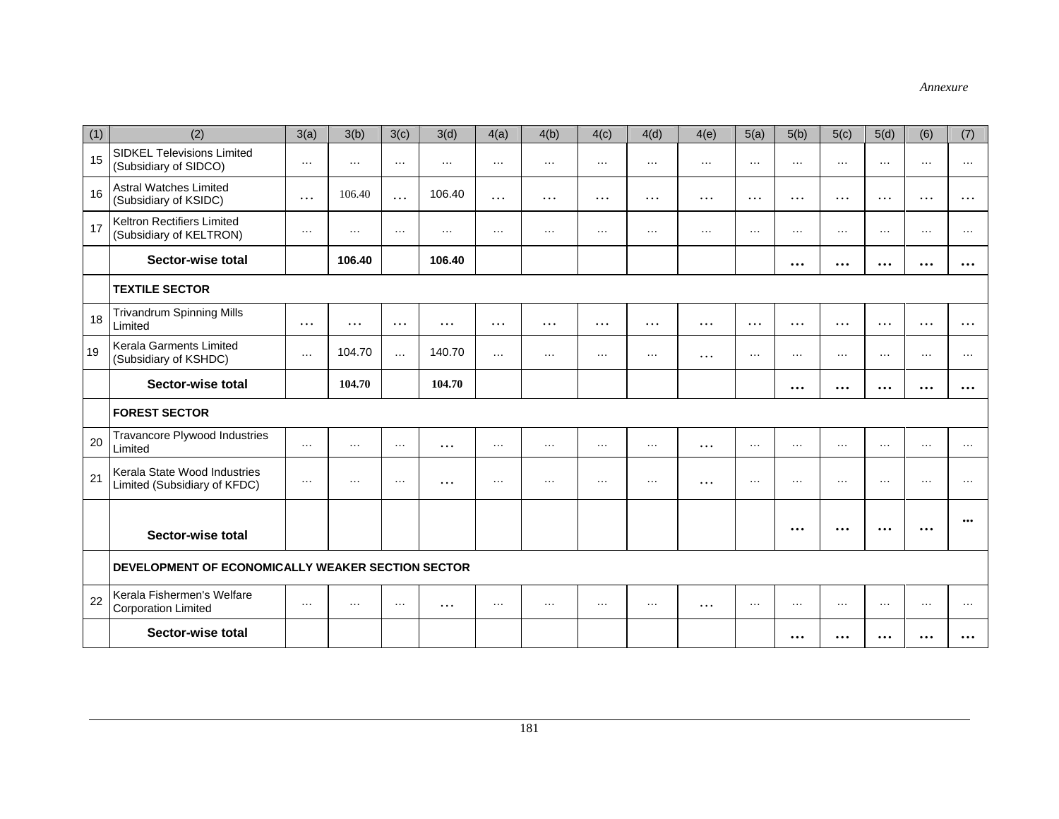*Annexure*

| (1) | (2) | 3(a) | 3(b) | 3(c) | 3(d) | 4(a) | 4(b) | 4(c) | 4(d) | 4(e) | 5(a) | 5(b) | 5(c) | 5(d) | (6) | (7) |
|---|---|---|---|---|---|---|---|---|---|---|---|---|---|---|---|---|
| 15 | SIDKEL Televisions Limited (Subsidiary of SIDCO) | … | … | … | … | … | … | … | … | … | … | … | … | … | … | … |
| 16 | Astral Watches Limited (Subsidiary of KSIDC) | … | 106.40 | … | 106.40 | … | … | … | … | … | … | … | … | … | … | … |
| 17 | Keltron Rectifiers Limited (Subsidiary of KELTRON) | … | … | … | … | … | … | … | … | … | … | … | … | … | … | … |
| | **Sector-wise total** | | **106.40** | | **106.40** | | | | | | | … | … | … | … | … |
| | **TEXTILE SECTOR** | | | | | | | | | | | | | | | |
| 18 | Trivandrum Spinning Mills Limited | … | … | … | … | … | … | … | … | … | … | … | … | … | … | … |
| 19 | Kerala Garments Limited (Subsidiary of KSHDC) | … | 104.70 | … | 140.70 | … | … | … | … | … | … | … | … | … | … | … |
| | **Sector-wise total** | | **104.70** | | **104.70** | | | | | | | … | … | … | … | … |
| | **FOREST SECTOR** | | | | | | | | | | | | | | | |
| 20 | Travancore Plywood Industries Limited | … | … | … | … | … | … | … | … | … | … | … | … | … | … | … |
| 21 | Kerala State Wood Industries Limited (Subsidiary of KFDC) | … | … | … | … | … | … | … | … | … | … | … | … | … | … | … |
| | **Sector-wise total** | | | | | | | | | | | … | … | … | … | … |
| | **DEVELOPMENT OF ECONOMICALLY WEAKER SECTION SECTOR** | | | | | | | | | | | | | | | |
| 22 | Kerala Fishermen's Welfare Corporation Limited | … | … | … | … | … | … | … | … | … | … | … | … | … | … | … |
| | **Sector-wise total** | | | | | | | | | | | … | … | … | … | … |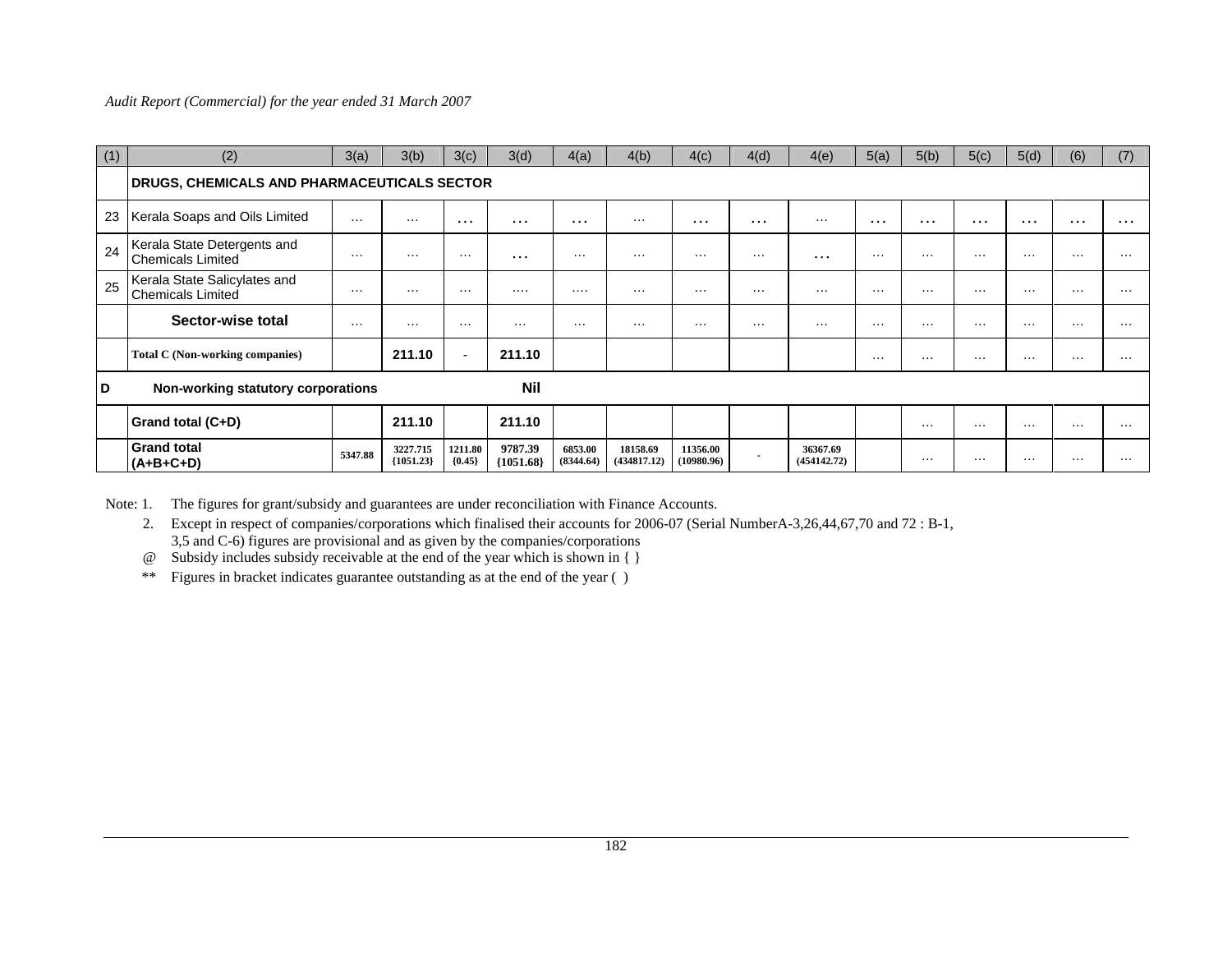| (1) | (2) | 3(a) | 3(b) | 3(c) | 3(d) | 4(a) | 4(b) | 4(c) | 4(d) | 4(e) | 5(a) | 5(b) | 5(c) | 5(d) | (6) | (7) |
|---|---|---|---|---|---|---|---|---|---|---|---|---|---|---|---|---|
| | **DRUGS, CHEMICALS AND PHARMACEUTICALS SECTOR** | | | | | | | | | | | | | | | |
| 23 | Kerala Soaps and Oils Limited | … | … | … | … | … | … | … | … | … | … | … | … | … | … | … |
| 24 | Kerala State Detergents and Chemicals Limited | … | … | … | … | … | … | … | … | … | … | … | … | … | … | … |
| 25 | Kerala State Salicylates and Chemicals Limited | … | … | … | …. | …. | … | … | … | … | … | … | … | … | … | … |
| | **Sector-wise total** | … | … | … | … | … | … | … | … | … | … | … | … | … | … | … |
| | **Total C (Non-working companies)** | | **211.10** | - | **211.10** | | | | | | … | … | … | … | … | … |
| **D** | **Non-working statutory corporations** | | | | **Nil** | | | | | | | | | | | |
| | **Grand total (C+D)** | | **211.10** | | **211.10** | | | | | | | … | … | … | … | … |
| | **Grand total (A+B+C+D)** | 5347.88 | 3227.715 {1051.23} | 1211.80 {0.45} | 9787.39 {1051.68} | 6853.00 (8344.64) | 18158.69 (434817.12) | 11356.00 (10980.96) | - | 36367.69 (454142.72) | | … | … | … | … | … |

Note: 1. The figures for grant/subsidy and guarantees are under reconciliation with Finance Accounts.

2. Except in respect of companies/corporations which finalised their accounts for 2006-07 (Serial NumberA-3,26,44,67,70 and 72 : B-1, 3,5 and C-6) figures are provisional and as given by the companies/corporations

@ Subsidy includes subsidy receivable at the end of the year which is shown in { }

** Figures in bracket indicates guarantee outstanding as at the end of the year ( )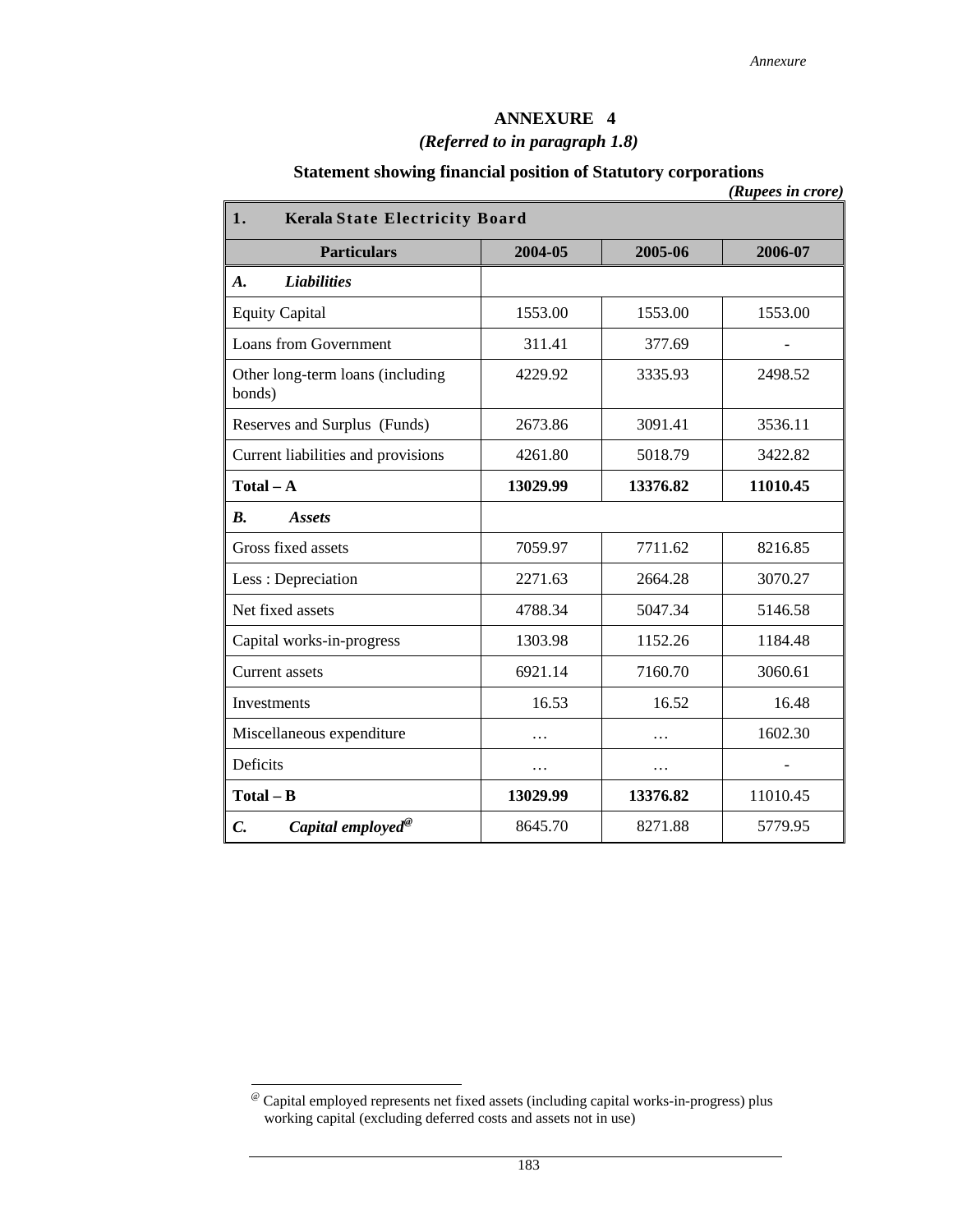# ANNEXURE 4

*(Referred to in paragraph 1.8)*

## Statement showing financial position of Statutory corporations

***(Rupees in crore)***

| **1. Kerala State Electricity Board** | | | |
|---|---|---|---|
| **Particulars** | **2004-05** | **2005-06** | **2006-07** |
| ***A. Liabilities*** | | | |
| Equity Capital | 1553.00 | 1553.00 | 1553.00 |
| Loans from Government | 311.41 | 377.69 | - |
| Other long-term loans (including bonds) | 4229.92 | 3335.93 | 2498.52 |
| Reserves and Surplus (Funds) | 2673.86 | 3091.41 | 3536.11 |
| Current liabilities and provisions | 4261.80 | 5018.79 | 3422.82 |
| **Total – A** | **13029.99** | **13376.82** | **11010.45** |
| ***B. Assets*** | | | |
| Gross fixed assets | 7059.97 | 7711.62 | 8216.85 |
| Less : Depreciation | 2271.63 | 2664.28 | 3070.27 |
| Net fixed assets | 4788.34 | 5047.34 | 5146.58 |
| Capital works-in-progress | 1303.98 | 1152.26 | 1184.48 |
| Current assets | 6921.14 | 7160.70 | 3060.61 |
| Investments | 16.53 | 16.52 | 16.48 |
| Miscellaneous expenditure | … | … | 1602.30 |
| Deficits | … | … | - |
| **Total – B** | **13029.99** | **13376.82** | 11010.45 |
| ***C. Capital employed***@ | 8645.70 | 8271.88 | 5779.95 |

@ Capital employed represents net fixed assets (including capital works-in-progress) plus working capital (excluding deferred costs and assets not in use)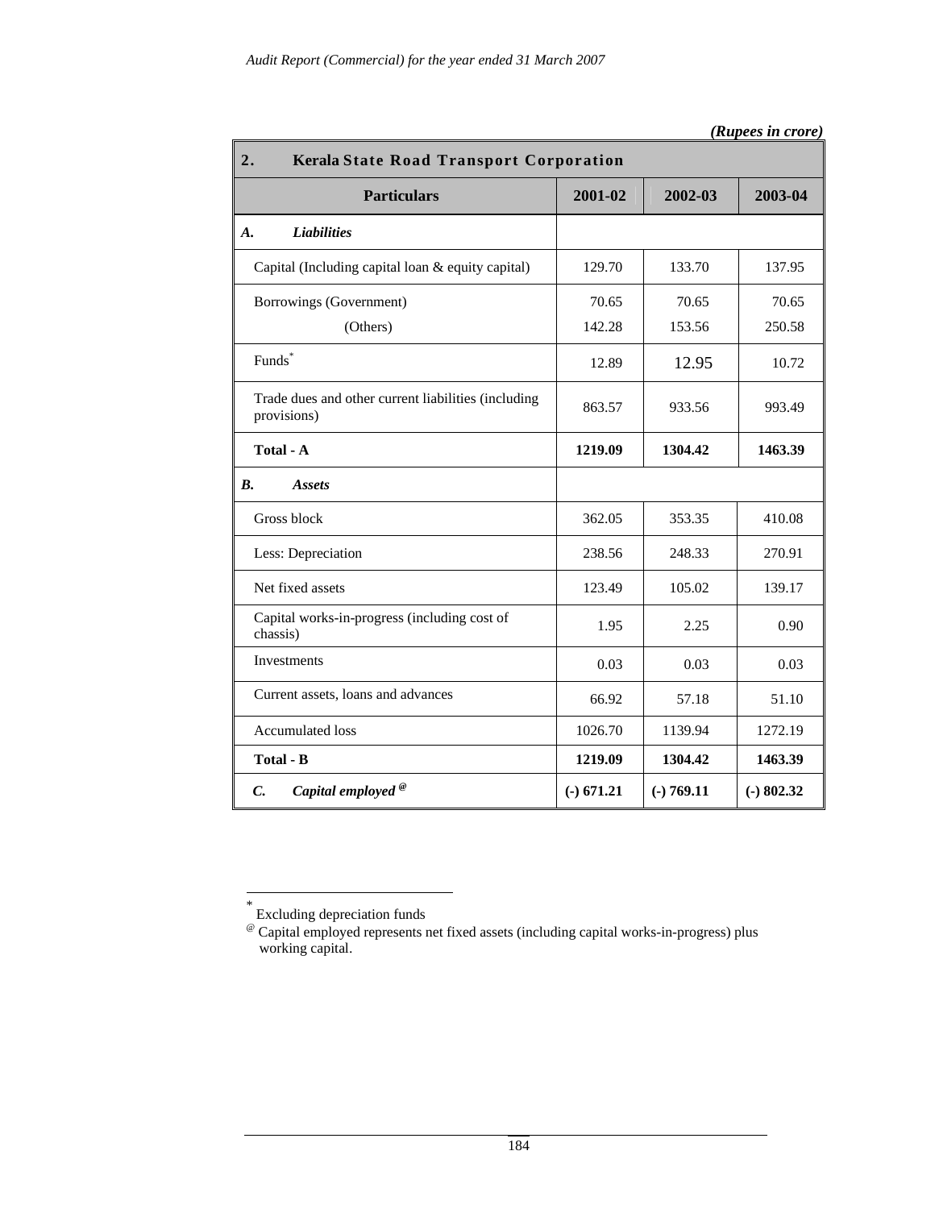*(Rupees in crore)*

| 2. Kerala State Road Transport Corporation | | | |
|---|---|---|---|
| **Particulars** | **2001-02** | **2002-03** | **2003-04** |
| ***A. Liabilities*** | | | |
| Capital (Including capital loan & equity capital) | 129.70 | 133.70 | 137.95 |
| Borrowings (Government) | 70.65 | 70.65 | 70.65 |
| (Others) | 142.28 | 153.56 | 250.58 |
| Funds* | 12.89 | 12.95 | 10.72 |
| Trade dues and other current liabilities (including provisions) | 863.57 | 933.56 | 993.49 |
| **Total - A** | **1219.09** | **1304.42** | **1463.39** |
| ***B. Assets*** | | | |
| Gross block | 362.05 | 353.35 | 410.08 |
| Less: Depreciation | 238.56 | 248.33 | 270.91 |
| Net fixed assets | 123.49 | 105.02 | 139.17 |
| Capital works-in-progress (including cost of chassis) | 1.95 | 2.25 | 0.90 |
| Investments | 0.03 | 0.03 | 0.03 |
| Current assets, loans and advances | 66.92 | 57.18 | 51.10 |
| Accumulated loss | 1026.70 | 1139.94 | 1272.19 |
| **Total - B** | **1219.09** | **1304.42** | **1463.39** |
| ***C. Capital employed @*** | **(-) 671.21** | **(-) 769.11** | **(-) 802.32** |

\* Excluding depreciation funds

@ Capital employed represents net fixed assets (including capital works-in-progress) plus working capital.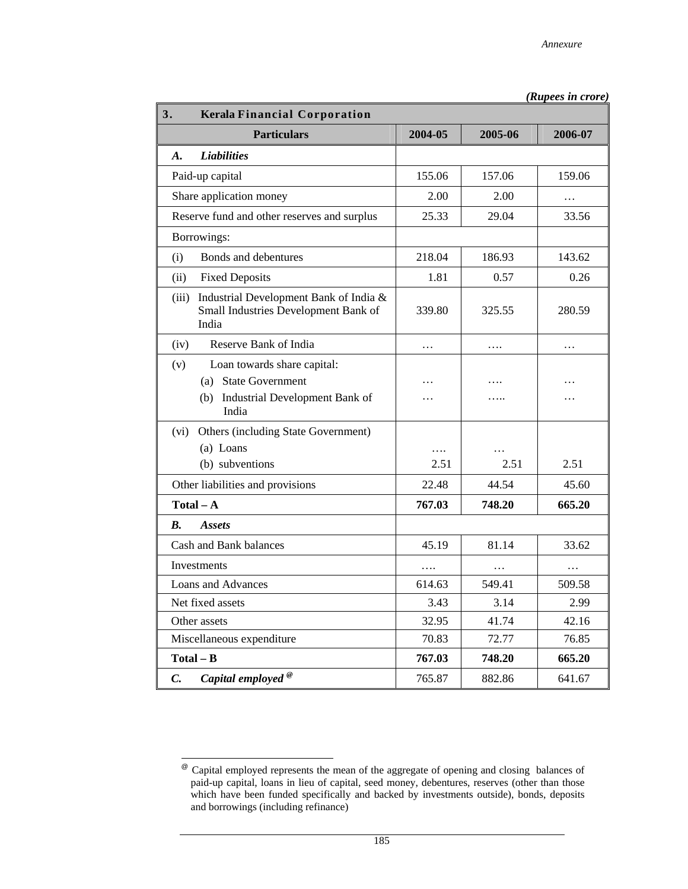*(Rupees in crore)*

| **3. Kerala Financial Corporation** | | | |
|---|---|---|---|
| **Particulars** | **2004-05** | **2005-06** | **2006-07** |
| ***A. Liabilities*** | | | |
| Paid-up capital | 155.06 | 157.06 | 159.06 |
| Share application money | 2.00 | 2.00 | … |
| Reserve fund and other reserves and surplus | 25.33 | 29.04 | 33.56 |
| Borrowings: | | | |
| (i) Bonds and debentures | 218.04 | 186.93 | 143.62 |
| (ii) Fixed Deposits | 1.81 | 0.57 | 0.26 |
| (iii) Industrial Development Bank of India & Small Industries Development Bank of India | 339.80 | 325.55 | 280.59 |
| (iv) Reserve Bank of India | … | …. | … |
| (v) Loan towards share capital: | | | |
| (a) State Government | … | …. | … |
| (b) Industrial Development Bank of India | … | ….. | … |
| (vi) Others (including State Government) | | | |
| (a) Loans | …. | … | |
| (b) subventions | 2.51 | 2.51 | 2.51 |
| Other liabilities and provisions | 22.48 | 44.54 | 45.60 |
| **Total – A** | **767.03** | **748.20** | **665.20** |
| ***B. Assets*** | | | |
| Cash and Bank balances | 45.19 | 81.14 | 33.62 |
| Investments | …. | … | … |
| Loans and Advances | 614.63 | 549.41 | 509.58 |
| Net fixed assets | 3.43 | 3.14 | 2.99 |
| Other assets | 32.95 | 41.74 | 42.16 |
| Miscellaneous expenditure | 70.83 | 72.77 | 76.85 |
| **Total – B** | **767.03** | **748.20** | **665.20** |
| ***C. Capital employed*** [@] | 765.87 | 882.86 | 641.67 |

[@] Capital employed represents the mean of the aggregate of opening and closing balances of paid-up capital, loans in lieu of capital, seed money, debentures, reserves (other than those which have been funded specifically and backed by investments outside), bonds, deposits and borrowings (including refinance)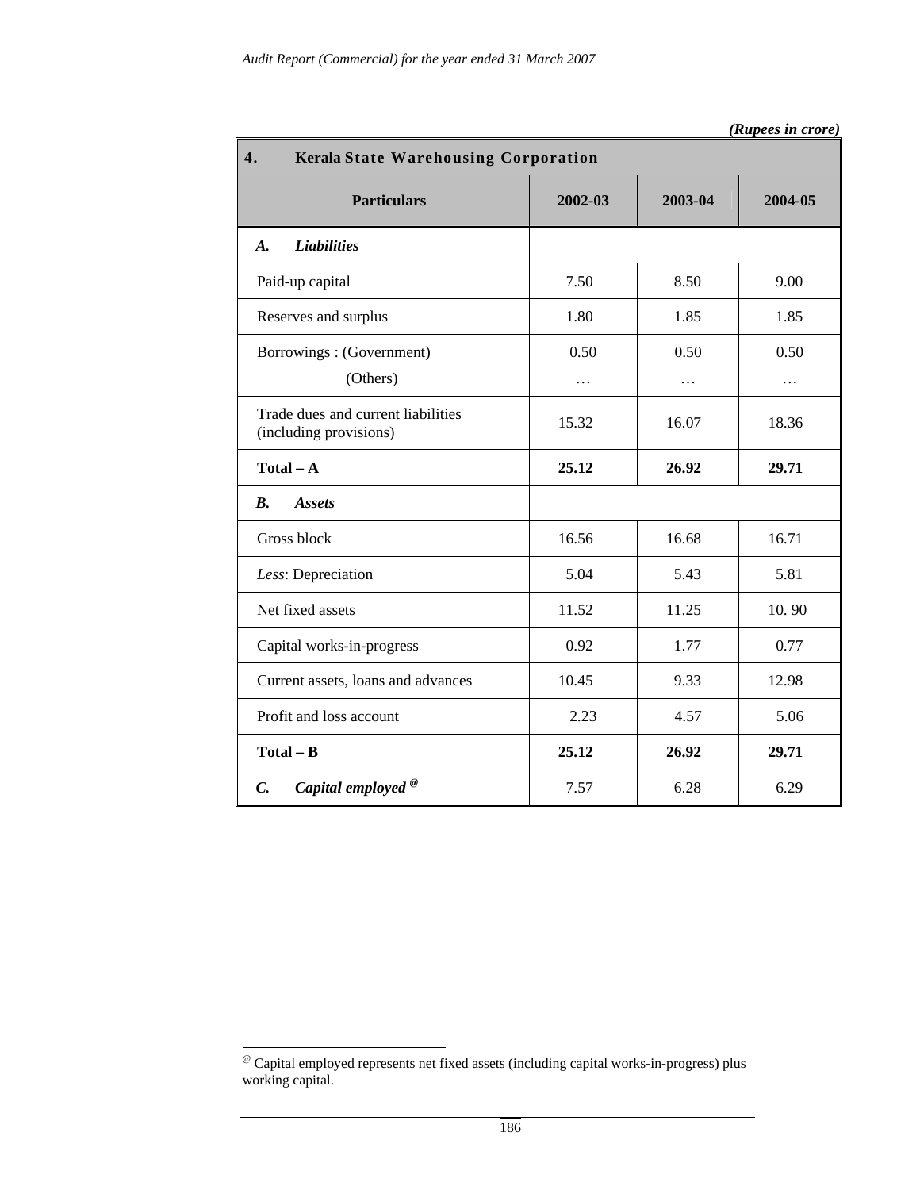*(Rupees in crore)*

| 4. Kerala State Warehousing Corporation | | | |
|---|---|---|---|
| **Particulars** | **2002-03** | **2003-04** | **2004-05** |
| ***A. Liabilities*** | | | |
| Paid-up capital | 7.50 | 8.50 | 9.00 |
| Reserves and surplus | 1.80 | 1.85 | 1.85 |
| Borrowings : (Government) | 0.50 | 0.50 | 0.50 |
| (Others) | … | … | … |
| Trade dues and current liabilities (including provisions) | 15.32 | 16.07 | 18.36 |
| **Total – A** | **25.12** | **26.92** | **29.71** |
| ***B. Assets*** | | | |
| Gross block | 16.56 | 16.68 | 16.71 |
| *Less*: Depreciation | 5.04 | 5.43 | 5.81 |
| Net fixed assets | 11.52 | 11.25 | 10. 90 |
| Capital works-in-progress | 0.92 | 1.77 | 0.77 |
| Current assets, loans and advances | 10.45 | 9.33 | 12.98 |
| Profit and loss account | 2.23 | 4.57 | 5.06 |
| **Total – B** | **25.12** | **26.92** | **29.71** |
| ***C. Capital employed*** [@] | 7.57 | 6.28 | 6.29 |

[@] Capital employed represents net fixed assets (including capital works-in-progress) plus working capital.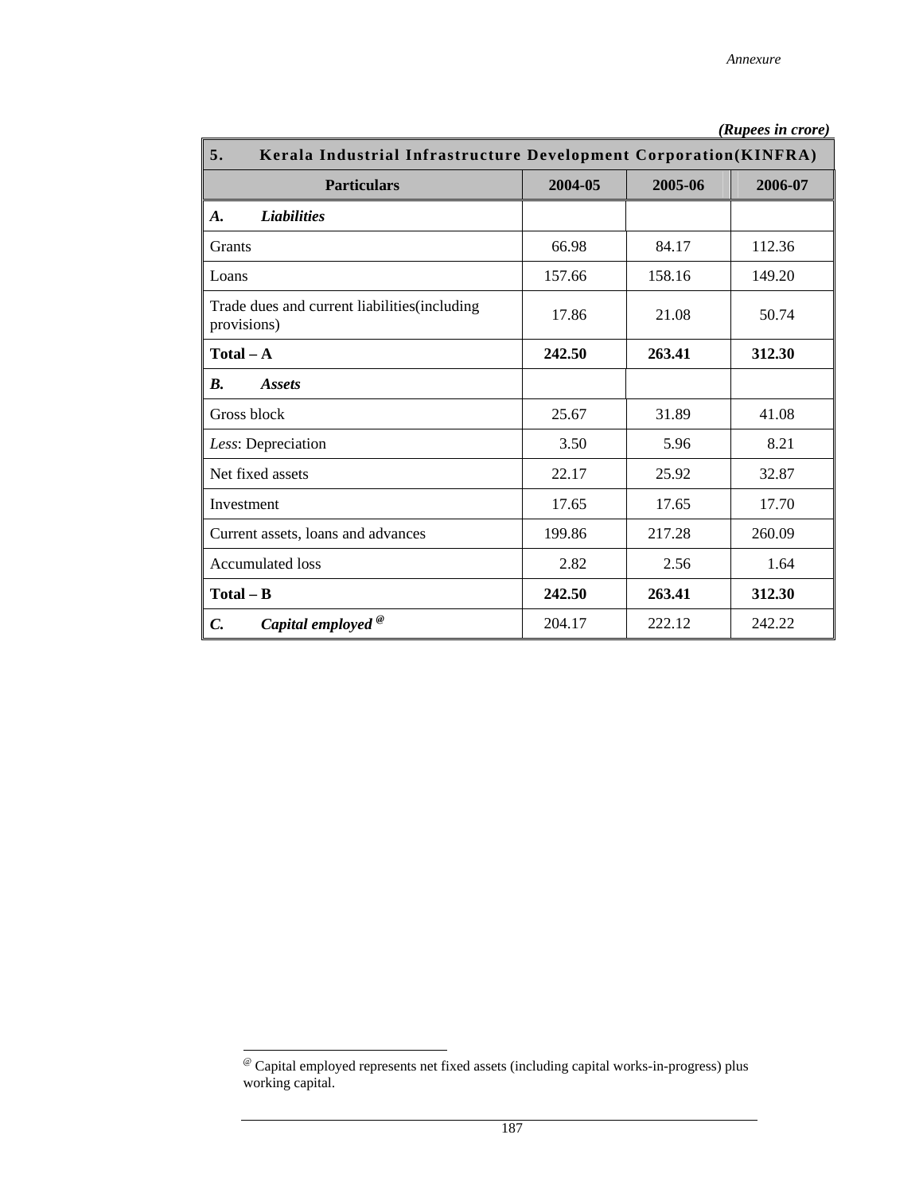*(Rupees in crore)*

| 5. Kerala Industrial Infrastructure Development Corporation(KINFRA) | | | |
|---|---|---|---|
| **Particulars** | **2004-05** | **2005-06** | **2006-07** |
| ***A. Liabilities*** | | | |
| Grants | 66.98 | 84.17 | 112.36 |
| Loans | 157.66 | 158.16 | 149.20 |
| Trade dues and current liabilities(including provisions) | 17.86 | 21.08 | 50.74 |
| **Total – A** | **242.50** | **263.41** | **312.30** |
| ***B. Assets*** | | | |
| Gross block | 25.67 | 31.89 | 41.08 |
| *Less*: Depreciation | 3.50 | 5.96 | 8.21 |
| Net fixed assets | 22.17 | 25.92 | 32.87 |
| Investment | 17.65 | 17.65 | 17.70 |
| Current assets, loans and advances | 199.86 | 217.28 | 260.09 |
| Accumulated loss | 2.82 | 2.56 | 1.64 |
| **Total – B** | **242.50** | **263.41** | **312.30** |
| ***C. Capital employed*** [@] | 204.17 | 222.12 | 242.22 |

[@] Capital employed represents net fixed assets (including capital works-in-progress) plus working capital.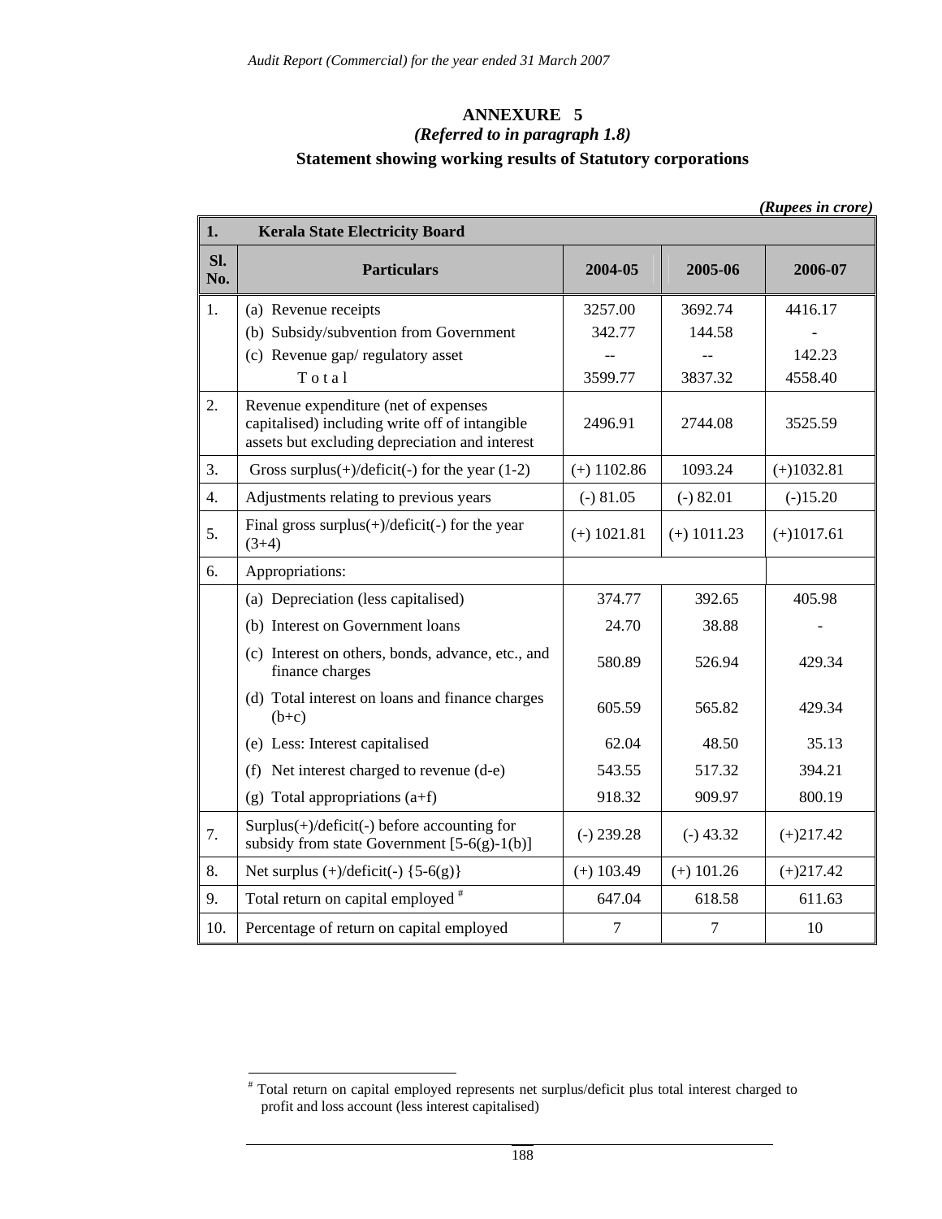## ANNEXURE 5

*(Referred to in paragraph 1.8)*

**Statement showing working results of Statutory corporations**

*(Rupees in crore)*

| 1. | Kerala State Electricity Board | | | |
|---|---|---|---|---|
| **Sl. No.** | **Particulars** | **2004-05** | **2005-06** | **2006-07** |
| 1. | (a) Revenue receipts | 3257.00 | 3692.74 | 4416.17 |
| | (b) Subsidy/subvention from Government | 342.77 | 144.58 | - |
| | (c) Revenue gap/ regulatory asset | -- | -- | 142.23 |
| | Total | 3599.77 | 3837.32 | 4558.40 |
| 2. | Revenue expenditure (net of expenses capitalised) including write off of intangible assets but excluding depreciation and interest | 2496.91 | 2744.08 | 3525.59 |
| 3. | Gross surplus(+)/deficit(-) for the year (1-2) | (+) 1102.86 | 1093.24 | (+)1032.81 |
| 4. | Adjustments relating to previous years | (-) 81.05 | (-) 82.01 | (-)15.20 |
| 5. | Final gross surplus(+)/deficit(-) for the year (3+4) | (+) 1021.81 | (+) 1011.23 | (+)1017.61 |
| 6. | Appropriations: | | | |
| | (a) Depreciation (less capitalised) | 374.77 | 392.65 | 405.98 |
| | (b) Interest on Government loans | 24.70 | 38.88 | - |
| | (c) Interest on others, bonds, advance, etc., and finance charges | 580.89 | 526.94 | 429.34 |
| | (d) Total interest on loans and finance charges (b+c) | 605.59 | 565.82 | 429.34 |
| | (e) Less: Interest capitalised | 62.04 | 48.50 | 35.13 |
| | (f) Net interest charged to revenue (d-e) | 543.55 | 517.32 | 394.21 |
| | (g) Total appropriations (a+f) | 918.32 | 909.97 | 800.19 |
| 7. | Surplus(+)/deficit(-) before accounting for subsidy from state Government [5-6(g)-1(b)] | (-) 239.28 | (-) 43.32 | (+)217.42 |
| 8. | Net surplus (+)/deficit(-) {5-6(g)} | (+) 103.49 | (+) 101.26 | (+)217.42 |
| 9. | Total return on capital employed # | 647.04 | 618.58 | 611.63 |
| 10. | Percentage of return on capital employed | 7 | 7 | 10 |

# Total return on capital employed represents net surplus/deficit plus total interest charged to profit and loss account (less interest capitalised)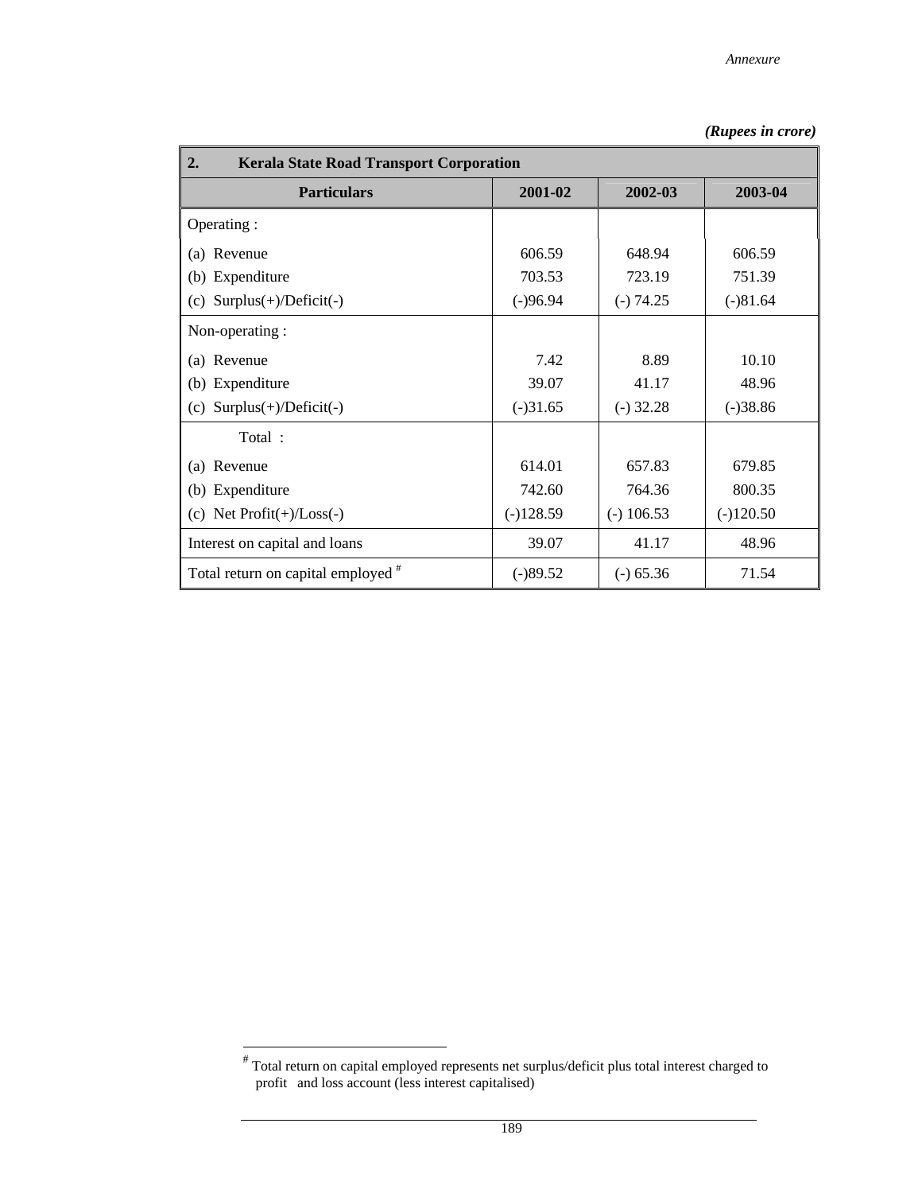*Annexure*

***(Rupees in crore)***

| **2. Kerala State Road Transport Corporation** | | | |
|---|---|---|---|
| **Particulars** | **2001-02** | **2002-03** | **2003-04** |
| Operating : | | | |
| (a) Revenue | 606.59 | 648.94 | 606.59 |
| (b) Expenditure | 703.53 | 723.19 | 751.39 |
| (c) Surplus(+)/Deficit(-) | (-)96.94 | (-) 74.25 | (-)81.64 |
| Non-operating : | | | |
| (a) Revenue | 7.42 | 8.89 | 10.10 |
| (b) Expenditure | 39.07 | 41.17 | 48.96 |
| (c) Surplus(+)/Deficit(-) | (-)31.65 | (-) 32.28 | (-)38.86 |
| Total : | | | |
| (a) Revenue | 614.01 | 657.83 | 679.85 |
| (b) Expenditure | 742.60 | 764.36 | 800.35 |
| (c) Net Profit(+)/Loss(-) | (-)128.59 | (-) 106.53 | (-)120.50 |
| Interest on capital and loans | 39.07 | 41.17 | 48.96 |
| Total return on capital employed [#] | (-)89.52 | (-) 65.36 | 71.54 |

[#] Total return on capital employed represents net surplus/deficit plus total interest charged to profit and loss account (less interest capitalised)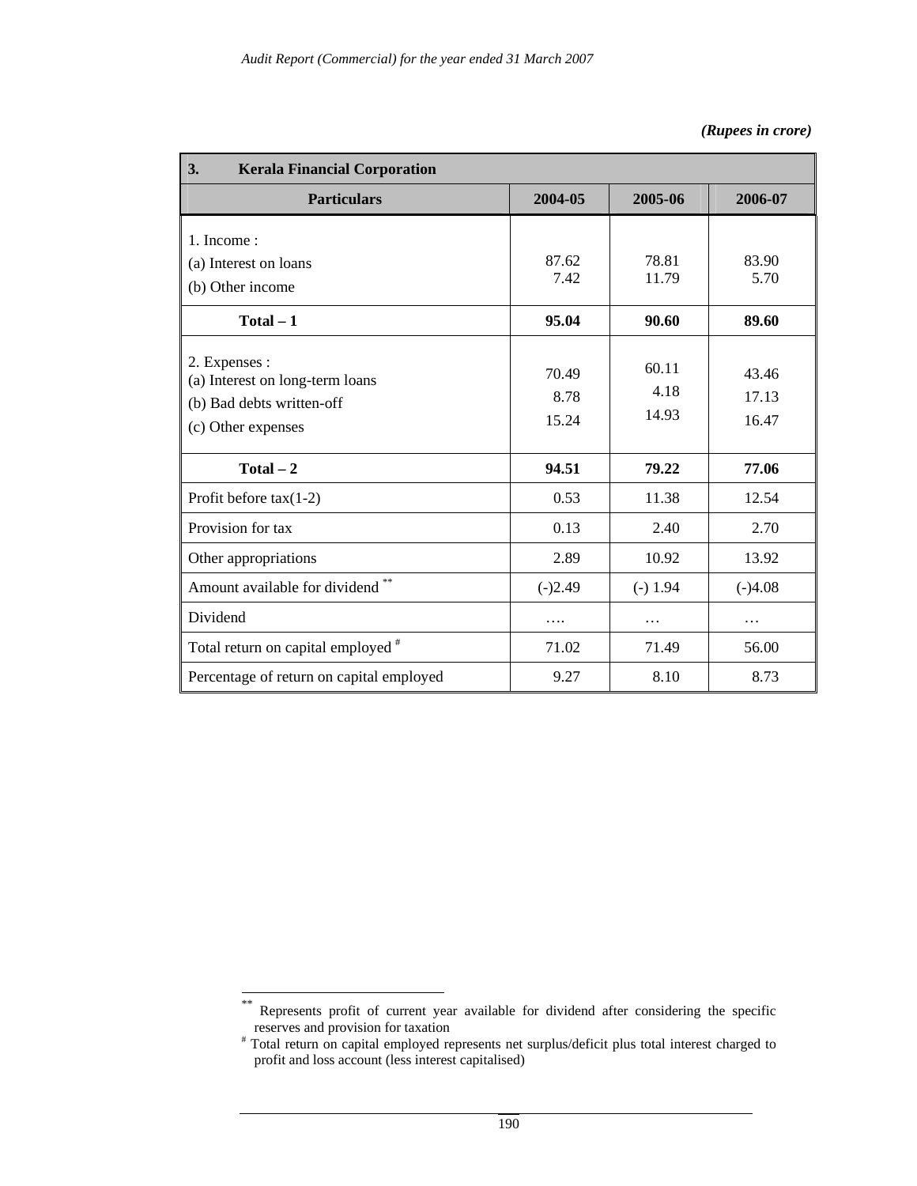*(Rupees in crore)*

| 3. Kerala Financial Corporation | | | |
|---|---|---|---|
| **Particulars** | **2004-05** | **2005-06** | **2006-07** |
| 1. Income : | | | |
| (a) Interest on loans | 87.62 | 78.81 | 83.90 |
| (b) Other income | 7.42 | 11.79 | 5.70 |
| **Total – 1** | **95.04** | **90.60** | **89.60** |
| 2. Expenses : | | | |
| (a) Interest on long-term loans | 70.49 | 60.11 | 43.46 |
| (b) Bad debts written-off | 8.78 | 4.18 | 17.13 |
| (c) Other expenses | 15.24 | 14.93 | 16.47 |
| **Total – 2** | **94.51** | **79.22** | **77.06** |
| Profit before tax(1-2) | 0.53 | 11.38 | 12.54 |
| Provision for tax | 0.13 | 2.40 | 2.70 |
| Other appropriations | 2.89 | 10.92 | 13.92 |
| Amount available for dividend ** | (-)2.49 | (-) 1.94 | (-)4.08 |
| Dividend | …. | … | … |
| Total return on capital employed # | 71.02 | 71.49 | 56.00 |
| Percentage of return on capital employed | 9.27 | 8.10 | 8.73 |

** Represents profit of current year available for dividend after considering the specific reserves and provision for taxation

# Total return on capital employed represents net surplus/deficit plus total interest charged to profit and loss account (less interest capitalised)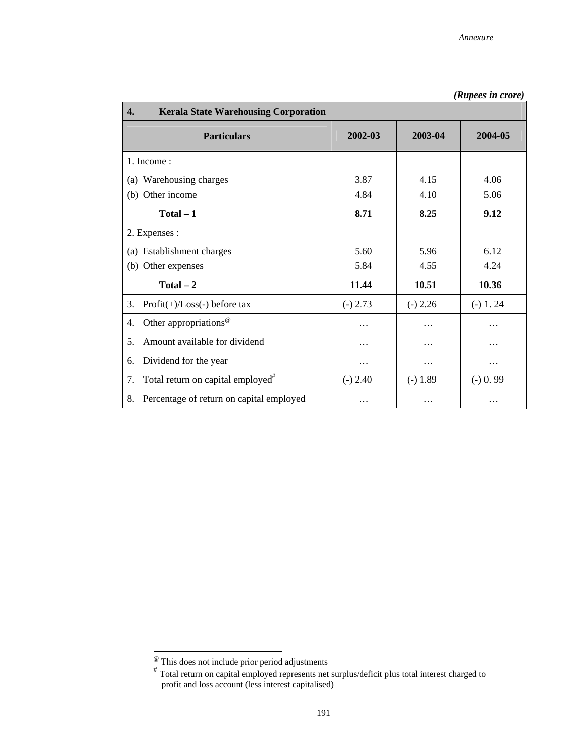*(Rupees in crore)*

| 4. Kerala State Warehousing Corporation | | | |
|---|---|---|---|
| **Particulars** | **2002-03** | **2003-04** | **2004-05** |
| 1. Income : | | | |
| (a) Warehousing charges | 3.87 | 4.15 | 4.06 |
| (b) Other income | 4.84 | 4.10 | 5.06 |
| **Total – 1** | **8.71** | **8.25** | **9.12** |
| 2. Expenses : | | | |
| (a) Establishment charges | 5.60 | 5.96 | 6.12 |
| (b) Other expenses | 5.84 | 4.55 | 4.24 |
| **Total – 2** | **11.44** | **10.51** | **10.36** |
| 3. Profit(+)/Loss(-) before tax | (-) 2.73 | (-) 2.26 | (-) 1. 24 |
| 4. Other appropriations[@] | … | … | … |
| 5. Amount available for dividend | … | … | … |
| 6. Dividend for the year | … | … | … |
| 7. Total return on capital employed[#] | (-) 2.40 | (-) 1.89 | (-) 0. 99 |
| 8. Percentage of return on capital employed | … | … | … |

[@] This does not include prior period adjustments

[#] Total return on capital employed represents net surplus/deficit plus total interest charged to profit and loss account (less interest capitalised)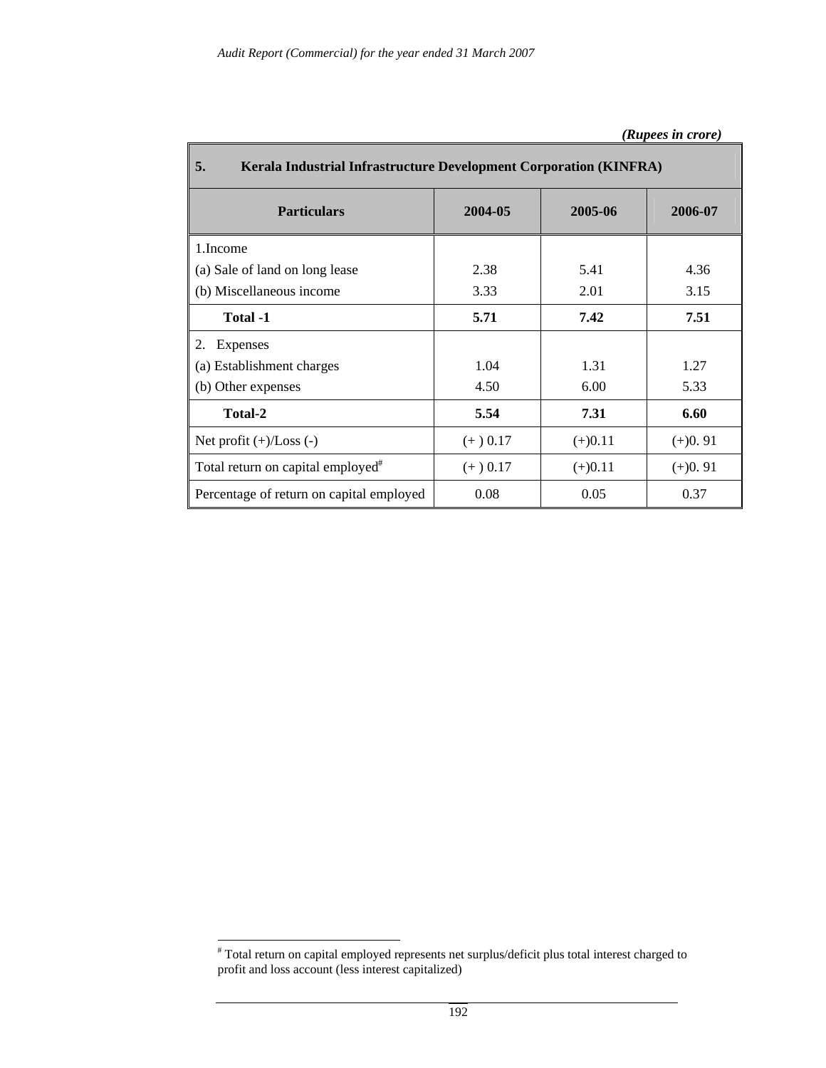*(Rupees in crore)*

| 5. Kerala Industrial Infrastructure Development Corporation (KINFRA) | | | |
|---|---|---|---|
| **Particulars** | **2004-05** | **2005-06** | **2006-07** |
| 1.Income | | | |
| (a) Sale of land on long lease | 2.38 | 5.41 | 4.36 |
| (b) Miscellaneous income | 3.33 | 2.01 | 3.15 |
| **Total -1** | **5.71** | **7.42** | **7.51** |
| 2. Expenses | | | |
| (a) Establishment charges | 1.04 | 1.31 | 1.27 |
| (b) Other expenses | 4.50 | 6.00 | 5.33 |
| **Total-2** | **5.54** | **7.31** | **6.60** |
| Net profit (+)/Loss (-) | (+ ) 0.17 | (+)0.11 | (+)0. 91 |
| Total return on capital employed[#] | (+ ) 0.17 | (+)0.11 | (+)0. 91 |
| Percentage of return on capital employed | 0.08 | 0.05 | 0.37 |

[#] Total return on capital employed represents net surplus/deficit plus total interest charged to profit and loss account (less interest capitalized)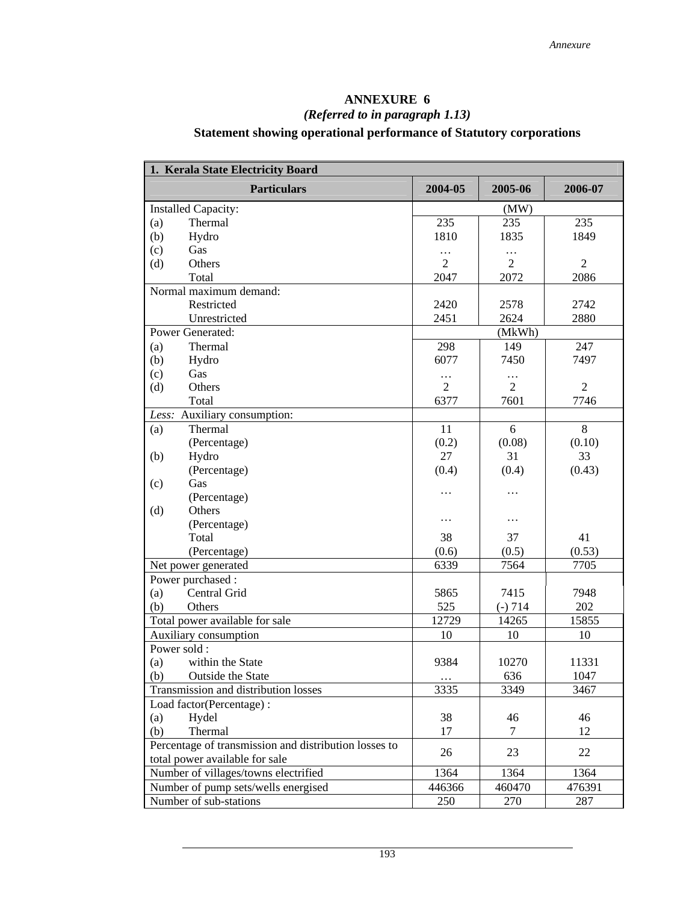# ANNEXURE 6

*(Referred to in paragraph 1.13)*

**Statement showing operational performance of Statutory corporations**

| **1. Kerala State Electricity Board** | | | |
|---|---|---|---|
| **Particulars** | **2004-05** | **2005-06** | **2006-07** |
| Installed Capacity: | | (MW) | |
| (a) Thermal | 235 | 235 | 235 |
| (b) Hydro | 1810 | 1835 | 1849 |
| (c) Gas | … | … | |
| (d) Others | 2 | 2 | 2 |
| Total | 2047 | 2072 | 2086 |
| Normal maximum demand: | | | |
| Restricted | 2420 | 2578 | 2742 |
| Unrestricted | 2451 | 2624 | 2880 |
| Power Generated: | | (MkWh) | |
| (a) Thermal | 298 | 149 | 247 |
| (b) Hydro | 6077 | 7450 | 7497 |
| (c) Gas | … | … | |
| (d) Others | 2 | 2 | 2 |
| Total | 6377 | 7601 | 7746 |
| *Less:* Auxiliary consumption: | | | |
| (a) Thermal | 11 | 6 | 8 |
| (Percentage) | (0.2) | (0.08) | (0.10) |
| (b) Hydro | 27 | 31 | 33 |
| (Percentage) | (0.4) | (0.4) | (0.43) |
| (c) Gas (Percentage) | … | … | |
| (d) Others (Percentage) | … | … | |
| Total | 38 | 37 | 41 |
| (Percentage) | (0.6) | (0.5) | (0.53) |
| Net power generated | 6339 | 7564 | 7705 |
| Power purchased : | | | |
| (a) Central Grid | 5865 | 7415 | 7948 |
| (b) Others | 525 | (-) 714 | 202 |
| Total power available for sale | 12729 | 14265 | 15855 |
| Auxiliary consumption | 10 | 10 | 10 |
| Power sold : | | | |
| (a) within the State | 9384 | 10270 | 11331 |
| (b) Outside the State | … | 636 | 1047 |
| Transmission and distribution losses | 3335 | 3349 | 3467 |
| Load factor(Percentage) : | | | |
| (a) Hydel | 38 | 46 | 46 |
| (b) Thermal | 17 | 7 | 12 |
| Percentage of transmission and distribution losses to total power available for sale | 26 | 23 | 22 |
| Number of villages/towns electrified | 1364 | 1364 | 1364 |
| Number of pump sets/wells energised | 446366 | 460470 | 476391 |
| Number of sub-stations | 250 | 270 | 287 |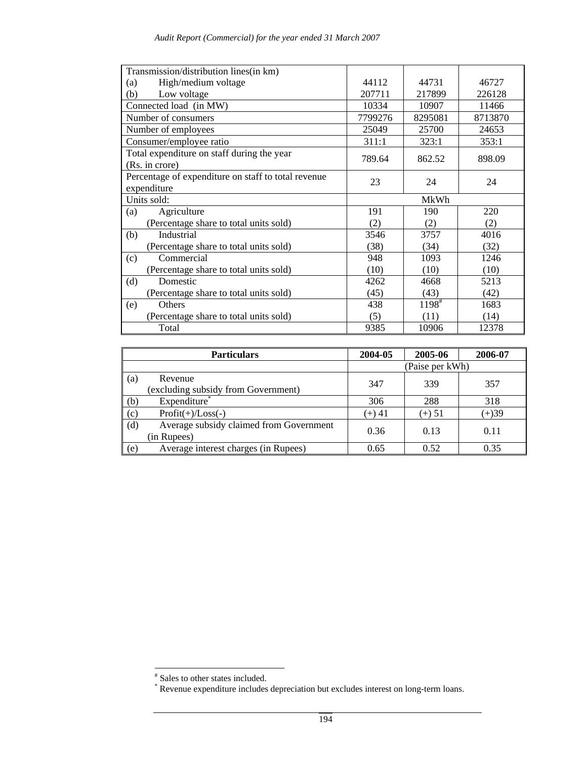| | | | |
|---|---|---|---|
| Transmission/distribution lines(in km) | | | |
| (a) High/medium voltage | 44112 | 44731 | 46727 |
| (b) Low voltage | 207711 | 217899 | 226128 |
| Connected load (in MW) | 10334 | 10907 | 11466 |
| Number of consumers | 7799276 | 8295081 | 8713870 |
| Number of employees | 25049 | 25700 | 24653 |
| Consumer/employee ratio | 311:1 | 323:1 | 353:1 |
| Total expenditure on staff during the year (Rs. in crore) | 789.64 | 862.52 | 898.09 |
| Percentage of expenditure on staff to total revenue expenditure | 23 | 24 | 24 |
| Units sold: | MkWh | | |
| (a) Agriculture | 191 | 190 | 220 |
| (Percentage share to total units sold) | (2) | (2) | (2) |
| (b) Industrial | 3546 | 3757 | 4016 |
| (Percentage share to total units sold) | (38) | (34) | (32) |
| (c) Commercial | 948 | 1093 | 1246 |
| (Percentage share to total units sold) | (10) | (10) | (10) |
| (d) Domestic | 4262 | 4668 | 5213 |
| (Percentage share to total units sold) | (45) | (43) | (42) |
| (e) Others | 438 | 1198# | 1683 |
| (Percentage share to total units sold) | (5) | (11) | (14) |
| Total | 9385 | 10906 | 12378 |

| Particulars | 2004-05 | 2005-06 | 2006-07 |
|---|---|---|---|
| | (Paise per kWh) | | |
| (a) Revenue (excluding subsidy from Government) | 347 | 339 | 357 |
| (b) Expenditure* | 306 | 288 | 318 |
| (c) Profit(+)/Loss(-) | (+) 41 | (+) 51 | (+)39 |
| (d) Average subsidy claimed from Government (in Rupees) | 0.36 | 0.13 | 0.11 |
| (e) Average interest charges (in Rupees) | 0.65 | 0.52 | 0.35 |

# Sales to other states included.

* Revenue expenditure includes depreciation but excludes interest on long-term loans.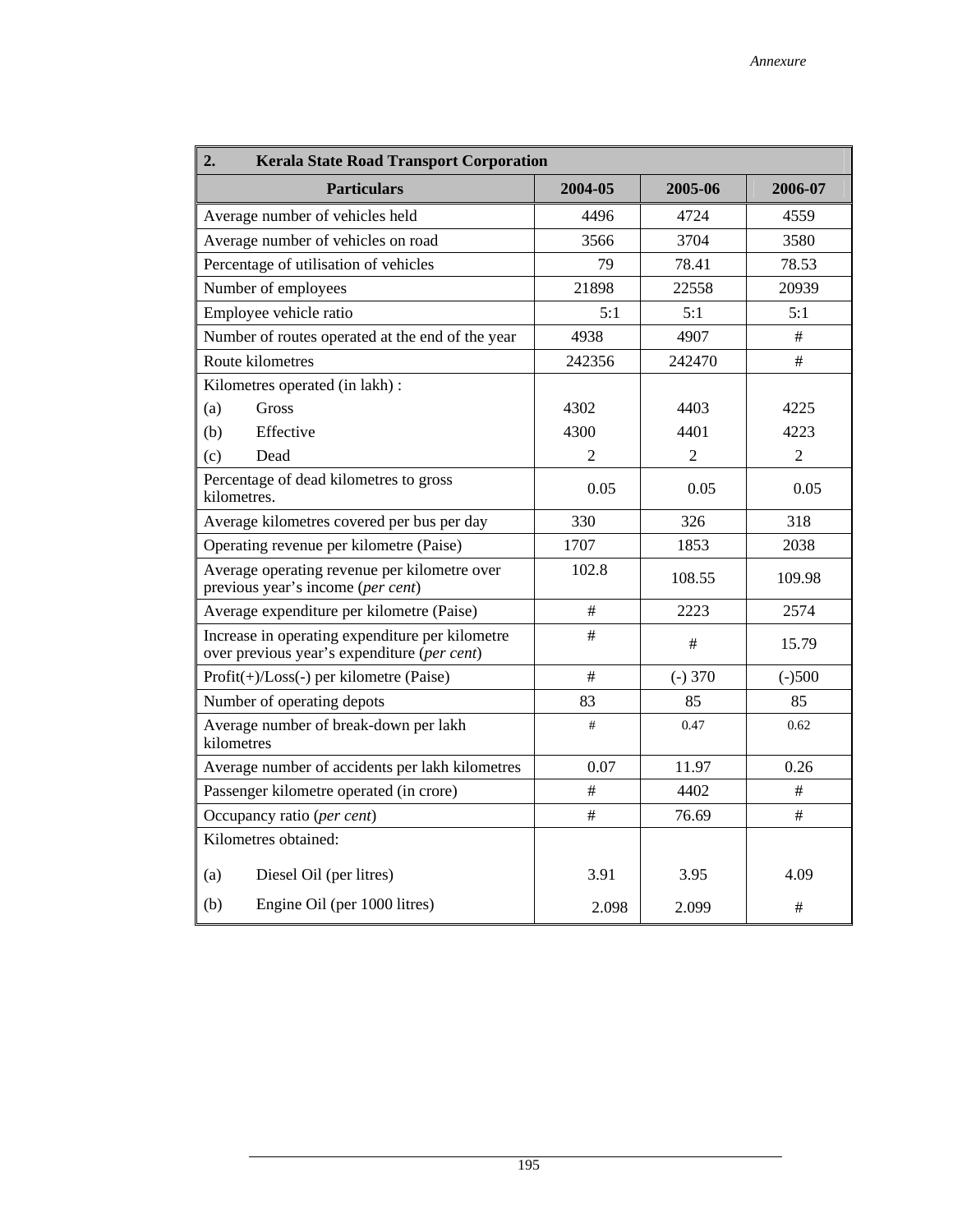| 2. Kerala State Road Transport Corporation | | | |
|---|---|---|---|
| **Particulars** | **2004-05** | **2005-06** | **2006-07** |
| Average number of vehicles held | 4496 | 4724 | 4559 |
| Average number of vehicles on road | 3566 | 3704 | 3580 |
| Percentage of utilisation of vehicles | 79 | 78.41 | 78.53 |
| Number of employees | 21898 | 22558 | 20939 |
| Employee vehicle ratio | 5:1 | 5:1 | 5:1 |
| Number of routes operated at the end of the year | 4938 | 4907 | # |
| Route kilometres | 242356 | 242470 | # |
| Kilometres operated (in lakh) : | | | |
| (a) Gross | 4302 | 4403 | 4225 |
| (b) Effective | 4300 | 4401 | 4223 |
| (c) Dead | 2 | 2 | 2 |
| Percentage of dead kilometres to gross kilometres. | 0.05 | 0.05 | 0.05 |
| Average kilometres covered per bus per day | 330 | 326 | 318 |
| Operating revenue per kilometre (Paise) | 1707 | 1853 | 2038 |
| Average operating revenue per kilometre over previous year's income (*per cent*) | 102.8 | 108.55 | 109.98 |
| Average expenditure per kilometre (Paise) | # | 2223 | 2574 |
| Increase in operating expenditure per kilometre over previous year's expenditure (*per cent*) | # | # | 15.79 |
| Profit(+)/Loss(-) per kilometre (Paise) | # | (-) 370 | (-)500 |
| Number of operating depots | 83 | 85 | 85 |
| Average number of break-down per lakh kilometres | # | 0.47 | 0.62 |
| Average number of accidents per lakh kilometres | 0.07 | 11.97 | 0.26 |
| Passenger kilometre operated (in crore) | # | 4402 | # |
| Occupancy ratio (*per cent*) | # | 76.69 | # |
| Kilometres obtained: | | | |
| (a) Diesel Oil (per litres) | 3.91 | 3.95 | 4.09 |
| (b) Engine Oil (per 1000 litres) | 2.098 | 2.099 | # |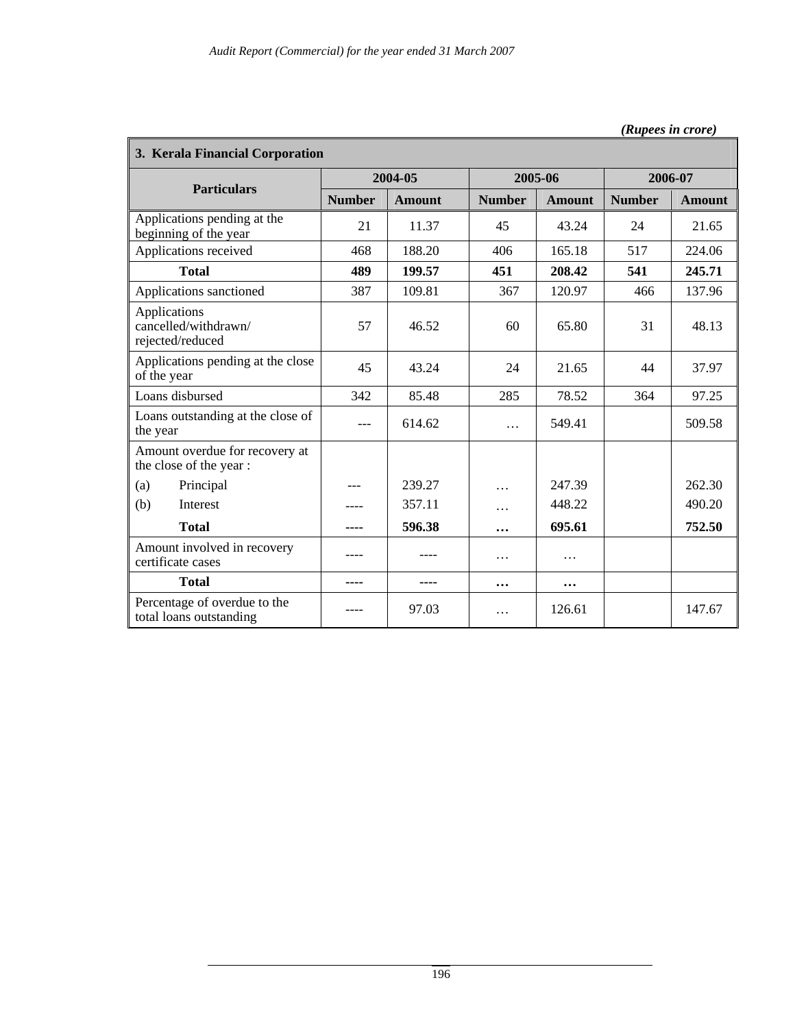*(Rupees in crore)*

| **3. Kerala Financial Corporation** | | | | | | |
|---|---|---|---|---|---|---|
| **Particulars** | **2004-05** | | **2005-06** | | **2006-07** | |
| | **Number** | **Amount** | **Number** | **Amount** | **Number** | **Amount** |
| Applications pending at the beginning of the year | 21 | 11.37 | 45 | 43.24 | 24 | 21.65 |
| Applications received | 468 | 188.20 | 406 | 165.18 | 517 | 224.06 |
| **Total** | **489** | **199.57** | **451** | **208.42** | **541** | **245.71** |
| Applications sanctioned | 387 | 109.81 | 367 | 120.97 | 466 | 137.96 |
| Applications cancelled/withdrawn/ rejected/reduced | 57 | 46.52 | 60 | 65.80 | 31 | 48.13 |
| Applications pending at the close of the year | 45 | 43.24 | 24 | 21.65 | 44 | 37.97 |
| Loans disbursed | 342 | 85.48 | 285 | 78.52 | 364 | 97.25 |
| Loans outstanding at the close of the year | --- | 614.62 | … | 549.41 | | 509.58 |
| Amount overdue for recovery at the close of the year : | | | | | | |
| (a) Principal | --- | 239.27 | … | 247.39 | | 262.30 |
| (b) Interest | ---- | 357.11 | … | 448.22 | | 490.20 |
| **Total** | **----** | **596.38** | **…** | **695.61** | | **752.50** |
| Amount involved in recovery certificate cases | ---- | ---- | … | … | | |
| **Total** | **----** | **----** | **…** | **…** | | |
| Percentage of overdue to the total loans outstanding | ---- | 97.03 | … | 126.61 | | 147.67 |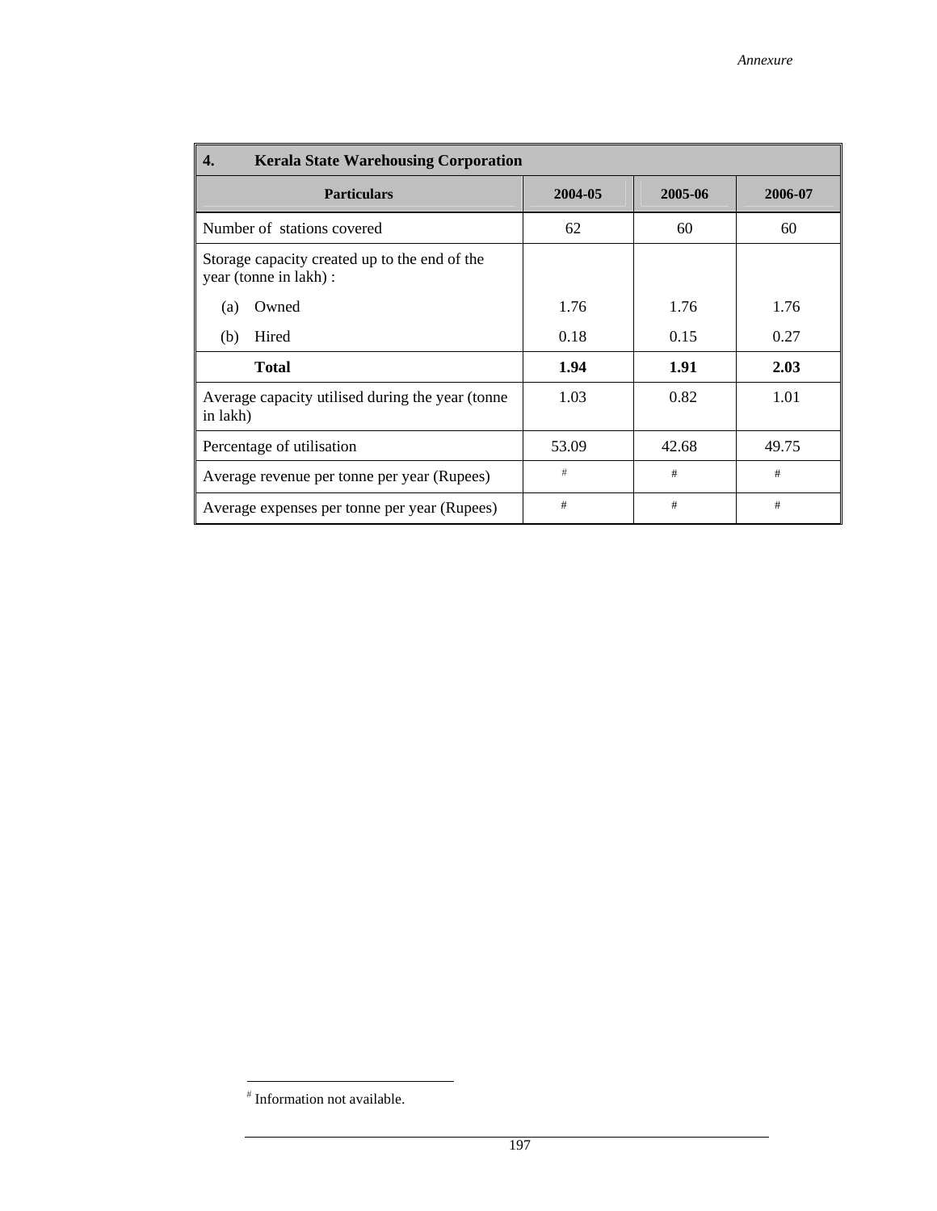| 4. Kerala State Warehousing Corporation | | | |
|---|---|---|---|
| **Particulars** | **2004-05** | **2005-06** | **2006-07** |
| Number of stations covered | 62 | 60 | 60 |
| Storage capacity created up to the end of the year (tonne in lakh) : | | | |
| (a) Owned | 1.76 | 1.76 | 1.76 |
| (b) Hired | 0.18 | 0.15 | 0.27 |
| **Total** | **1.94** | **1.91** | **2.03** |
| Average capacity utilised during the year (tonne in lakh) | 1.03 | 0.82 | 1.01 |
| Percentage of utilisation | 53.09 | 42.68 | 49.75 |
| Average revenue per tonne per year (Rupees) | # | # | # |
| Average expenses per tonne per year (Rupees) | # | # | # |

# Information not available.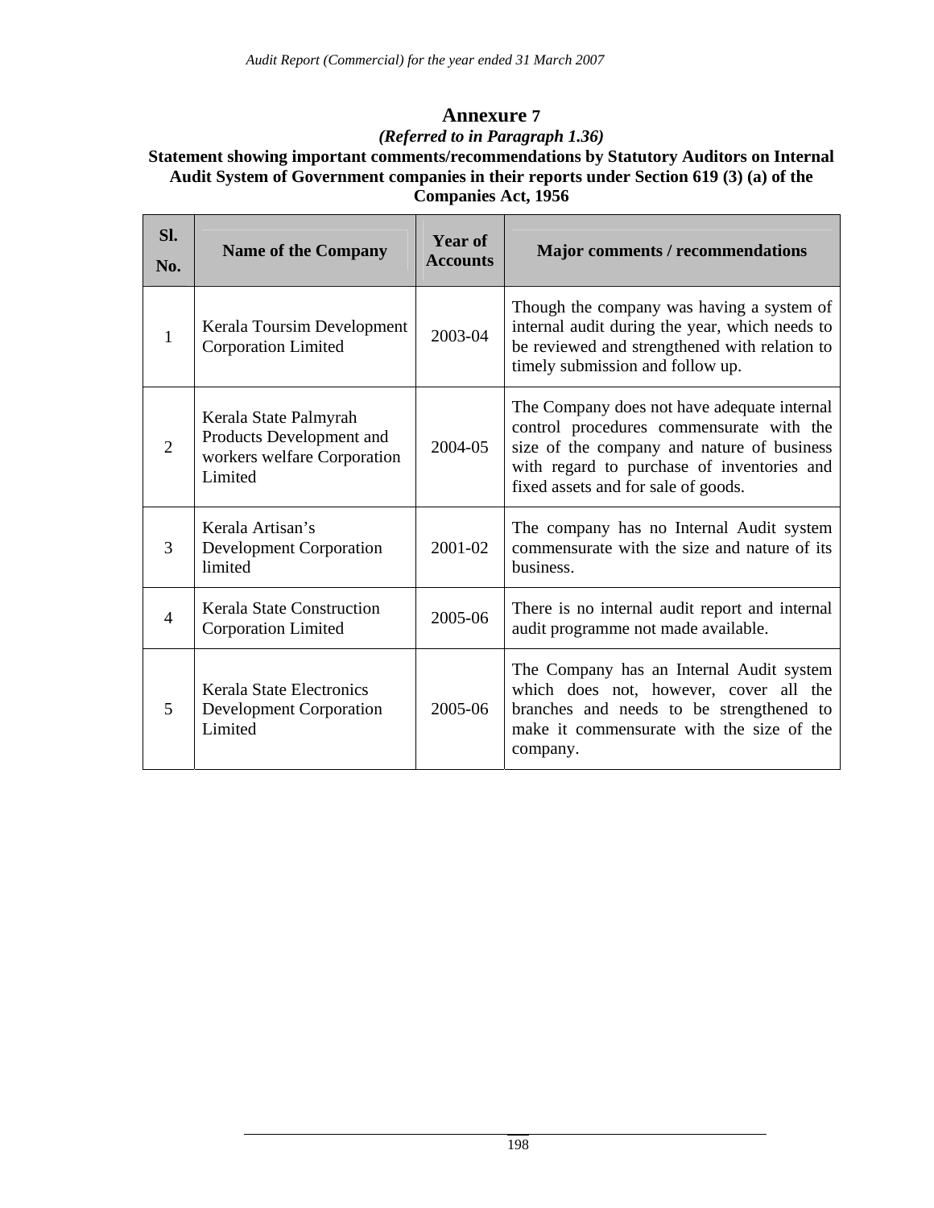# Annexure 7

*(Referred to in Paragraph 1.36)*

**Statement showing important comments/recommendations by Statutory Auditors on Internal Audit System of Government companies in their reports under Section 619 (3) (a) of the Companies Act, 1956**

| Sl. No. | Name of the Company | Year of Accounts | Major comments / recommendations |
|---|---|---|---|
| 1 | Kerala Toursim Development Corporation Limited | 2003-04 | Though the company was having a system of internal audit during the year, which needs to be reviewed and strengthened with relation to timely submission and follow up. |
| 2 | Kerala State Palmyrah Products Development and workers welfare Corporation Limited | 2004-05 | The Company does not have adequate internal control procedures commensurate with the size of the company and nature of business with regard to purchase of inventories and fixed assets and for sale of goods. |
| 3 | Kerala Artisan's Development Corporation limited | 2001-02 | The company has no Internal Audit system commensurate with the size and nature of its business. |
| 4 | Kerala State Construction Corporation Limited | 2005-06 | There is no internal audit report and internal audit programme not made available. |
| 5 | Kerala State Electronics Development Corporation Limited | 2005-06 | The Company has an Internal Audit system which does not, however, cover all the branches and needs to be strengthened to make it commensurate with the size of the company. |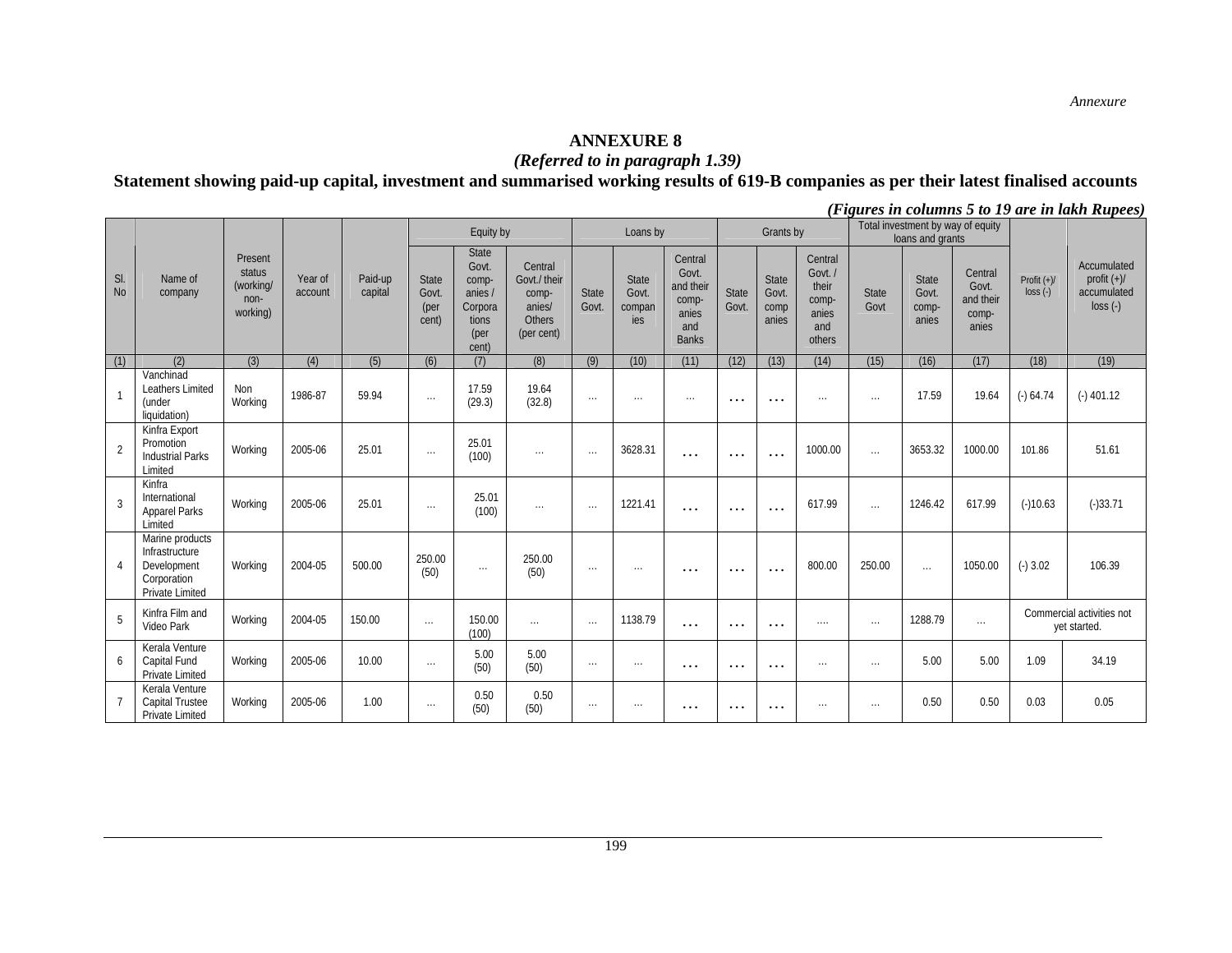## ANNEXURE 8

***(Referred to in paragraph 1.39)***

**Statement showing paid-up capital, investment and summarised working results of 619-B companies as per their latest finalised accounts**

***(Figures in columns 5 to 19 are in lakh Rupees)***

| Sl. No | Name of company | Present status (working/ non-working) | Year of account | Paid-up capital | Equity by | | | Loans by | | | Grants by | | | Total investment by way of equity loans and grants | | | Profit (+)/ loss (-) | Accumulated profit (+)/ accumulated loss (-) |
|---|---|---|---|---|---|---|---|---|---|---|---|---|---|---|---|---|---|---|
| | | | | | State Govt. (per cent) | State Govt. comp-anies / Corpora tions (per cent) | Central Govt./ their comp-anies/ Others (per cent) | State Govt. | State Govt. compan ies | Central Govt. and their comp-anies and Banks | State Govt. | State Govt. comp anies | Central Govt. / their comp-anies and others | State Govt | State Govt. comp-anies | Central Govt. and their comp-anies | | |
| (1) | (2) | (3) | (4) | (5) | (6) | (7) | (8) | (9) | (10) | (11) | (12) | (13) | (14) | (15) | (16) | (17) | (18) | (19) |
| 1 | Vanchinad Leathers Limited (under liquidation) | Non Working | 1986-87 | 59.94 | … | 17.59 (29.3) | 19.64 (32.8) | … | … | … | … | … | … | … | 17.59 | 19.64 | (-) 64.74 | (-) 401.12 |
| 2 | Kinfra Export Promotion Industrial Parks Limited | Working | 2005-06 | 25.01 | … | 25.01 (100) | … | … | 3628.31 | … | … | … | 1000.00 | … | 3653.32 | 1000.00 | 101.86 | 51.61 |
| 3 | Kinfra International Apparel Parks Limited | Working | 2005-06 | 25.01 | … | 25.01 (100) | … | … | 1221.41 | … | … | … | 617.99 | … | 1246.42 | 617.99 | (-)10.63 | (-)33.71 |
| 4 | Marine products Infrastructure Development Corporation Private Limited | Working | 2004-05 | 500.00 | 250.00 (50) | … | 250.00 (50) | … | … | … | … | … | 800.00 | 250.00 | … | 1050.00 | (-) 3.02 | 106.39 |
| 5 | Kinfra Film and Video Park | Working | 2004-05 | 150.00 | … | 150.00 (100) | … | … | 1138.79 | … | … | … | …. | … | 1288.79 | … | Commercial activities not yet started. | |
| 6 | Kerala Venture Capital Fund Private Limited | Working | 2005-06 | 10.00 | … | 5.00 (50) | 5.00 (50) | … | … | … | … | … | … | … | 5.00 | 5.00 | 1.09 | 34.19 |
| 7 | Kerala Venture Capital Trustee Private Limited | Working | 2005-06 | 1.00 | … | 0.50 (50) | 0.50 (50) | … | … | … | … | … | … | … | 0.50 | 0.50 | 0.03 | 0.05 |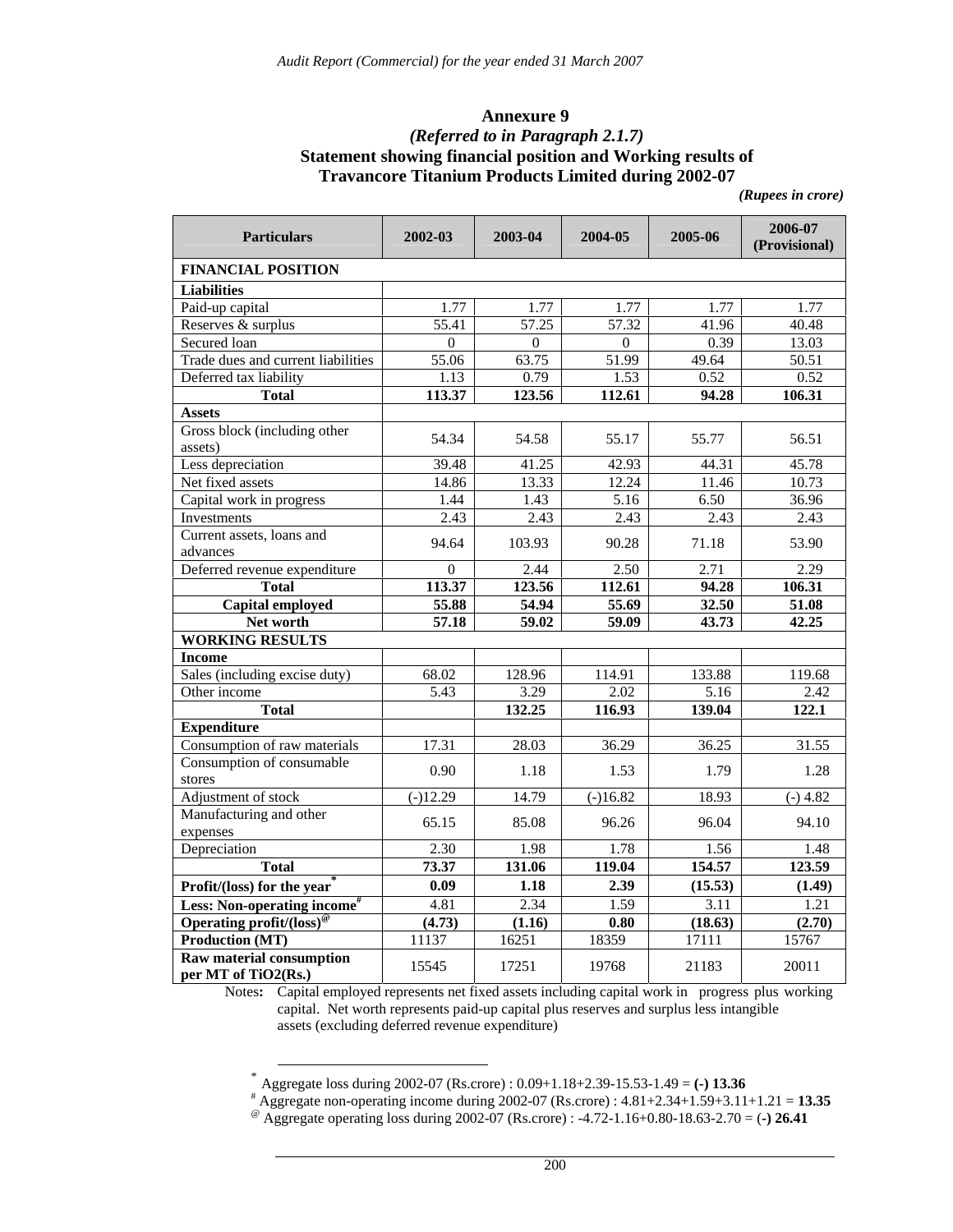## Annexure 9

### *(Referred to in Paragraph 2.1.7)*

### Statement showing financial position and Working results of Travancore Titanium Products Limited during 2002-07

*(Rupees in crore)*

| Particulars | 2002-03 | 2003-04 | 2004-05 | 2005-06 | 2006-07 (Provisional) |
|---|---|---|---|---|---|
| **FINANCIAL POSITION** | | | | | |
| **Liabilities** | | | | | |
| Paid-up capital | 1.77 | 1.77 | 1.77 | 1.77 | 1.77 |
| Reserves & surplus | 55.41 | 57.25 | 57.32 | 41.96 | 40.48 |
| Secured loan | 0 | 0 | 0 | 0.39 | 13.03 |
| Trade dues and current liabilities | 55.06 | 63.75 | 51.99 | 49.64 | 50.51 |
| Deferred tax liability | 1.13 | 0.79 | 1.53 | 0.52 | 0.52 |
| **Total** | **113.37** | **123.56** | **112.61** | **94.28** | **106.31** |
| **Assets** | | | | | |
| Gross block (including other assets) | 54.34 | 54.58 | 55.17 | 55.77 | 56.51 |
| Less depreciation | 39.48 | 41.25 | 42.93 | 44.31 | 45.78 |
| Net fixed assets | 14.86 | 13.33 | 12.24 | 11.46 | 10.73 |
| Capital work in progress | 1.44 | 1.43 | 5.16 | 6.50 | 36.96 |
| Investments | 2.43 | 2.43 | 2.43 | 2.43 | 2.43 |
| Current assets, loans and advances | 94.64 | 103.93 | 90.28 | 71.18 | 53.90 |
| Deferred revenue expenditure | 0 | 2.44 | 2.50 | 2.71 | 2.29 |
| **Total** | **113.37** | **123.56** | **112.61** | **94.28** | **106.31** |
| **Capital employed** | **55.88** | **54.94** | **55.69** | **32.50** | **51.08** |
| **Net worth** | **57.18** | **59.02** | **59.09** | **43.73** | **42.25** |
| **WORKING RESULTS** | | | | | |
| **Income** | | | | | |
| Sales (including excise duty) | 68.02 | 128.96 | 114.91 | 133.88 | 119.68 |
| Other income | 5.43 | 3.29 | 2.02 | 5.16 | 2.42 |
| **Total** | | **132.25** | **116.93** | **139.04** | **122.1** |
| **Expenditure** | | | | | |
| Consumption of raw materials | 17.31 | 28.03 | 36.29 | 36.25 | 31.55 |
| Consumption of consumable stores | 0.90 | 1.18 | 1.53 | 1.79 | 1.28 |
| Adjustment of stock | (-)12.29 | 14.79 | (-)16.82 | 18.93 | (-) 4.82 |
| Manufacturing and other expenses | 65.15 | 85.08 | 96.26 | 96.04 | 94.10 |
| Depreciation | 2.30 | 1.98 | 1.78 | 1.56 | 1.48 |
| **Total** | **73.37** | **131.06** | **119.04** | **154.57** | **123.59** |
| **Profit/(loss) for the year*** | **0.09** | **1.18** | **2.39** | **(15.53)** | **(1.49)** |
| **Less: Non-operating income#** | 4.81 | 2.34 | 1.59 | 3.11 | 1.21 |
| **Operating profit/(loss)@** | **(4.73)** | **(1.16)** | **0.80** | **(18.63)** | **(2.70)** |
| **Production (MT)** | 11137 | 16251 | 18359 | 17111 | 15767 |
| **Raw material consumption per MT of TiO2(Rs.)** | 15545 | 17251 | 19768 | 21183 | 20011 |

Notes**:** Capital employed represents net fixed assets including capital work in progress plus working capital. Net worth represents paid-up capital plus reserves and surplus less intangible assets (excluding deferred revenue expenditure)

---

\* Aggregate loss during 2002-07 (Rs.crore) : 0.09+1.18+2.39-15.53-1.49 = **(-) 13.36**

\# Aggregate non-operating income during 2002-07 (Rs.crore) : 4.81+2.34+1.59+3.11+1.21 = **13.35**

@ Aggregate operating loss during 2002-07 (Rs.crore) : -4.72-1.16+0.80-18.63-2.70 = (**-) 26.41**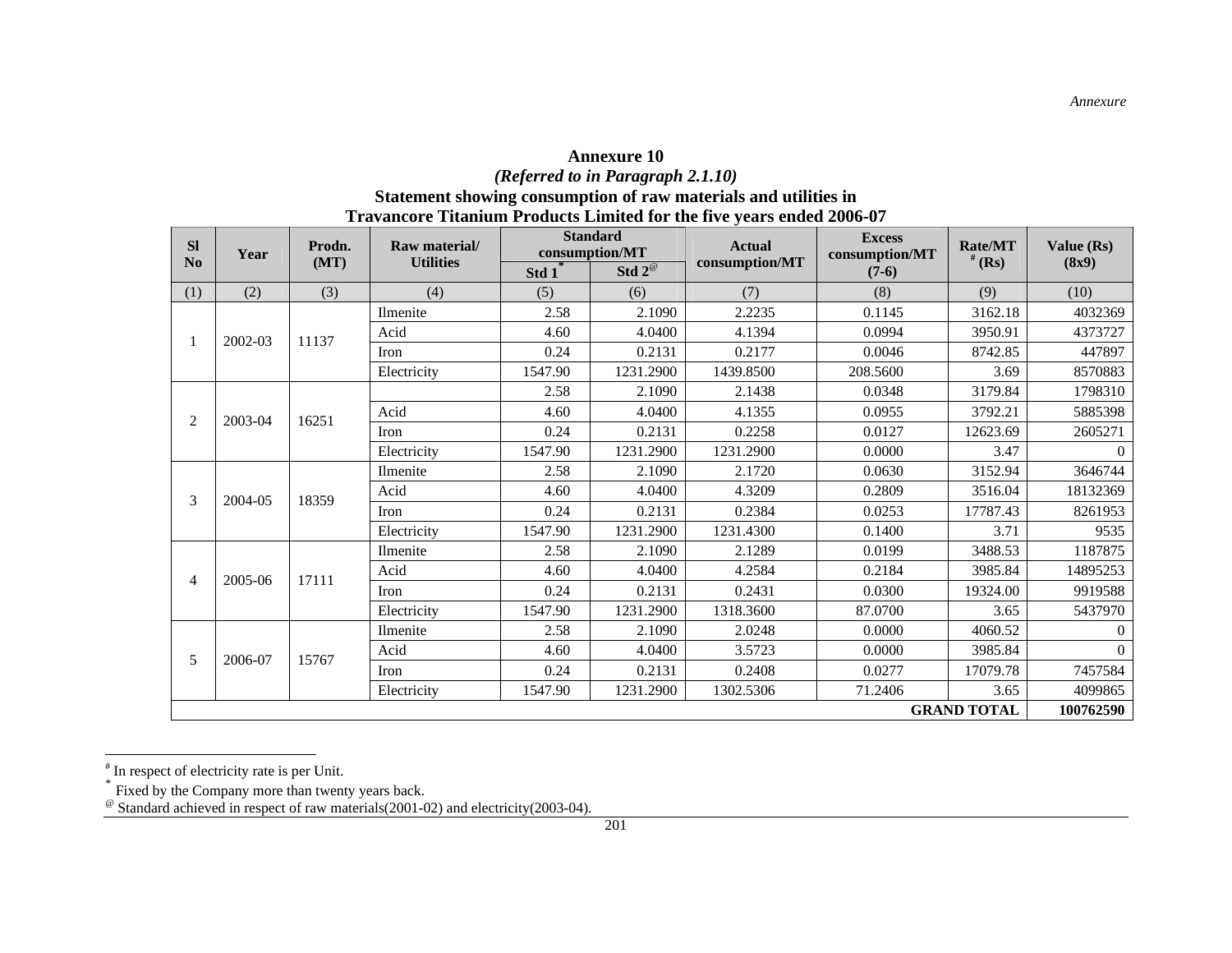## Annexure 10

***(Referred to in Paragraph 2.1.10)***

**Statement showing consumption of raw materials and utilities in Travancore Titanium Products Limited for the five years ended 2006-07**

| Sl No | Year | Prodn. (MT) | Raw material/ Utilities | Standard consumption/MT | | Actual consumption/MT | Excess consumption/MT (7-6) | Rate/MT [#] (Rs) | Value (Rs) (8x9) |
|---|---|---|---|---|---|---|---|---|---|
| | | | | Std 1 [*] | Std 2 [@] | | | | |
| (1) | (2) | (3) | (4) | (5) | (6) | (7) | (8) | (9) | (10) |
| 1 | 2002-03 | 11137 | Ilmenite | 2.58 | 2.1090 | 2.2235 | 0.1145 | 3162.18 | 4032369 |
| | | | Acid | 4.60 | 4.0400 | 4.1394 | 0.0994 | 3950.91 | 4373727 |
| | | | Iron | 0.24 | 0.2131 | 0.2177 | 0.0046 | 8742.85 | 447897 |
| | | | Electricity | 1547.90 | 1231.2900 | 1439.8500 | 208.5600 | 3.69 | 8570883 |
| 2 | 2003-04 | 16251 | | 2.58 | 2.1090 | 2.1438 | 0.0348 | 3179.84 | 1798310 |
| | | | Acid | 4.60 | 4.0400 | 4.1355 | 0.0955 | 3792.21 | 5885398 |
| | | | Iron | 0.24 | 0.2131 | 0.2258 | 0.0127 | 12623.69 | 2605271 |
| | | | Electricity | 1547.90 | 1231.2900 | 1231.2900 | 0.0000 | 3.47 | 0 |
| 3 | 2004-05 | 18359 | Ilmenite | 2.58 | 2.1090 | 2.1720 | 0.0630 | 3152.94 | 3646744 |
| | | | Acid | 4.60 | 4.0400 | 4.3209 | 0.2809 | 3516.04 | 18132369 |
| | | | Iron | 0.24 | 0.2131 | 0.2384 | 0.0253 | 17787.43 | 8261953 |
| | | | Electricity | 1547.90 | 1231.2900 | 1231.4300 | 0.1400 | 3.71 | 9535 |
| 4 | 2005-06 | 17111 | Ilmenite | 2.58 | 2.1090 | 2.1289 | 0.0199 | 3488.53 | 1187875 |
| | | | Acid | 4.60 | 4.0400 | 4.2584 | 0.2184 | 3985.84 | 14895253 |
| | | | Iron | 0.24 | 0.2131 | 0.2431 | 0.0300 | 19324.00 | 9919588 |
| | | | Electricity | 1547.90 | 1231.2900 | 1318.3600 | 87.0700 | 3.65 | 5437970 |
| 5 | 2006-07 | 15767 | Ilmenite | 2.58 | 2.1090 | 2.0248 | 0.0000 | 4060.52 | 0 |
| | | | Acid | 4.60 | 4.0400 | 3.5723 | 0.0000 | 3985.84 | 0 |
| | | | Iron | 0.24 | 0.2131 | 0.2408 | 0.0277 | 17079.78 | 7457584 |
| | | | Electricity | 1547.90 | 1231.2900 | 1302.5306 | 71.2406 | 3.65 | 4099865 |
| | | | | | | | | **GRAND TOTAL** | **100762590** |

[#] In respect of electricity rate is per Unit.

[*] Fixed by the Company more than twenty years back.

[@] Standard achieved in respect of raw materials(2001-02) and electricity(2003-04).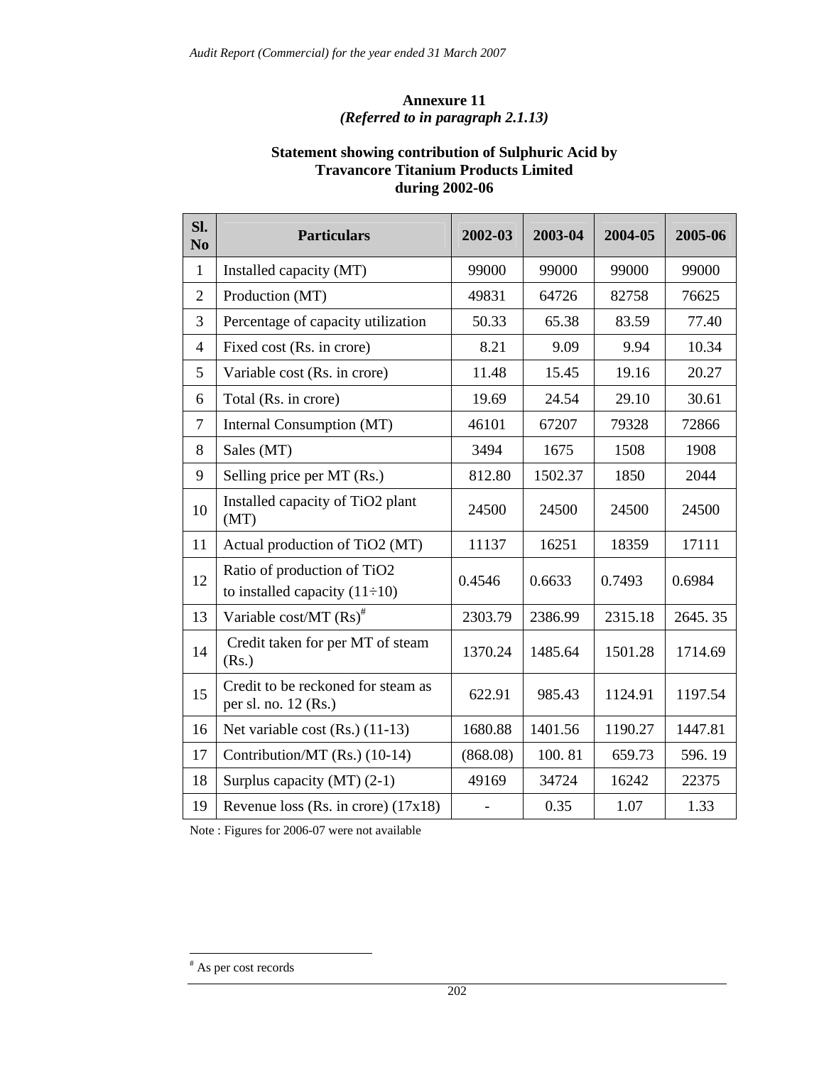**Annexure 11**
***(Referred to in paragraph 2.1.13)***

**Statement showing contribution of Sulphuric Acid by Travancore Titanium Products Limited during 2002-06**

| Sl. No | Particulars | 2002-03 | 2003-04 | 2004-05 | 2005-06 |
|---|---|---|---|---|---|
| 1 | Installed capacity (MT) | 99000 | 99000 | 99000 | 99000 |
| 2 | Production (MT) | 49831 | 64726 | 82758 | 76625 |
| 3 | Percentage of capacity utilization | 50.33 | 65.38 | 83.59 | 77.40 |
| 4 | Fixed cost (Rs. in crore) | 8.21 | 9.09 | 9.94 | 10.34 |
| 5 | Variable cost (Rs. in crore) | 11.48 | 15.45 | 19.16 | 20.27 |
| 6 | Total (Rs. in crore) | 19.69 | 24.54 | 29.10 | 30.61 |
| 7 | Internal Consumption (MT) | 46101 | 67207 | 79328 | 72866 |
| 8 | Sales (MT) | 3494 | 1675 | 1508 | 1908 |
| 9 | Selling price per MT (Rs.) | 812.80 | 1502.37 | 1850 | 2044 |
| 10 | Installed capacity of TiO2 plant (MT) | 24500 | 24500 | 24500 | 24500 |
| 11 | Actual production of TiO2 (MT) | 11137 | 16251 | 18359 | 17111 |
| 12 | Ratio of production of TiO2 to installed capacity (11÷10) | 0.4546 | 0.6633 | 0.7493 | 0.6984 |
| 13 | Variable cost/MT (Rs)[#] | 2303.79 | 2386.99 | 2315.18 | 2645. 35 |
| 14 | Credit taken for per MT of steam (Rs.) | 1370.24 | 1485.64 | 1501.28 | 1714.69 |
| 15 | Credit to be reckoned for steam as per sl. no. 12 (Rs.) | 622.91 | 985.43 | 1124.91 | 1197.54 |
| 16 | Net variable cost (Rs.) (11-13) | 1680.88 | 1401.56 | 1190.27 | 1447.81 |
| 17 | Contribution/MT (Rs.) (10-14) | (868.08) | 100. 81 | 659.73 | 596. 19 |
| 18 | Surplus capacity (MT) (2-1) | 49169 | 34724 | 16242 | 22375 |
| 19 | Revenue loss (Rs. in crore) (17x18) | - | 0.35 | 1.07 | 1.33 |

Note : Figures for 2006-07 were not available

[#] As per cost records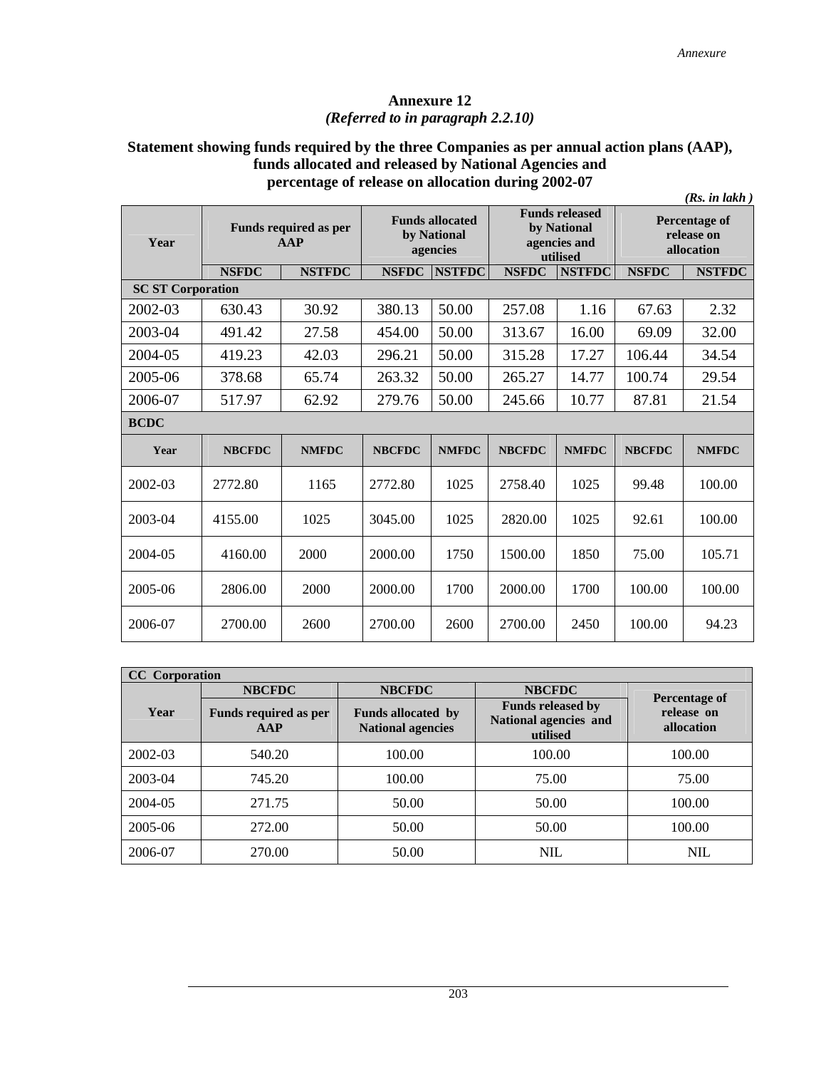## Annexure 12

*(Referred to in paragraph 2.2.10)*

### Statement showing funds required by the three Companies as per annual action plans (AAP), funds allocated and released by National Agencies and percentage of release on allocation during 2002-07

***(Rs. in lakh )***

| Year | Funds required as per AAP | | Funds allocated by National agencies | | Funds released by National agencies and utilised | | Percentage of release on allocation | |
|---|---|---|---|---|---|---|---|---|
| | NSFDC | NSTFDC | NSFDC | NSTFDC | NSFDC | NSTFDC | NSFDC | NSTFDC |
| **SC ST Corporation** | | | | | | | | |
| 2002-03 | 630.43 | 30.92 | 380.13 | 50.00 | 257.08 | 1.16 | 67.63 | 2.32 |
| 2003-04 | 491.42 | 27.58 | 454.00 | 50.00 | 313.67 | 16.00 | 69.09 | 32.00 |
| 2004-05 | 419.23 | 42.03 | 296.21 | 50.00 | 315.28 | 17.27 | 106.44 | 34.54 |
| 2005-06 | 378.68 | 65.74 | 263.32 | 50.00 | 265.27 | 14.77 | 100.74 | 29.54 |
| 2006-07 | 517.97 | 62.92 | 279.76 | 50.00 | 245.66 | 10.77 | 87.81 | 21.54 |
| **BCDC** | | | | | | | | |
| **Year** | **NBCFDC** | **NMFDC** | **NBCFDC** | **NMFDC** | **NBCFDC** | **NMFDC** | **NBCFDC** | **NMFDC** |
| 2002-03 | 2772.80 | 1165 | 2772.80 | 1025 | 2758.40 | 1025 | 99.48 | 100.00 |
| 2003-04 | 4155.00 | 1025 | 3045.00 | 1025 | 2820.00 | 1025 | 92.61 | 100.00 |
| 2004-05 | 4160.00 | 2000 | 2000.00 | 1750 | 1500.00 | 1850 | 75.00 | 105.71 |
| 2005-06 | 2806.00 | 2000 | 2000.00 | 1700 | 2000.00 | 1700 | 100.00 | 100.00 |
| 2006-07 | 2700.00 | 2600 | 2700.00 | 2600 | 2700.00 | 2450 | 100.00 | 94.23 |

| **CC Corporation** | | | | |
|---|---|---|---|---|
| **Year** | **NBCFDC**<br>**Funds required as per AAP** | **NBCFDC**<br>**Funds allocated by National agencies** | **NBCFDC**<br>**Funds released by National agencies and utilised** | **Percentage of release on allocation** |
| 2002-03 | 540.20 | 100.00 | 100.00 | 100.00 |
| 2003-04 | 745.20 | 100.00 | 75.00 | 75.00 |
| 2004-05 | 271.75 | 50.00 | 50.00 | 100.00 |
| 2005-06 | 272.00 | 50.00 | 50.00 | 100.00 |
| 2006-07 | 270.00 | 50.00 | NIL | NIL |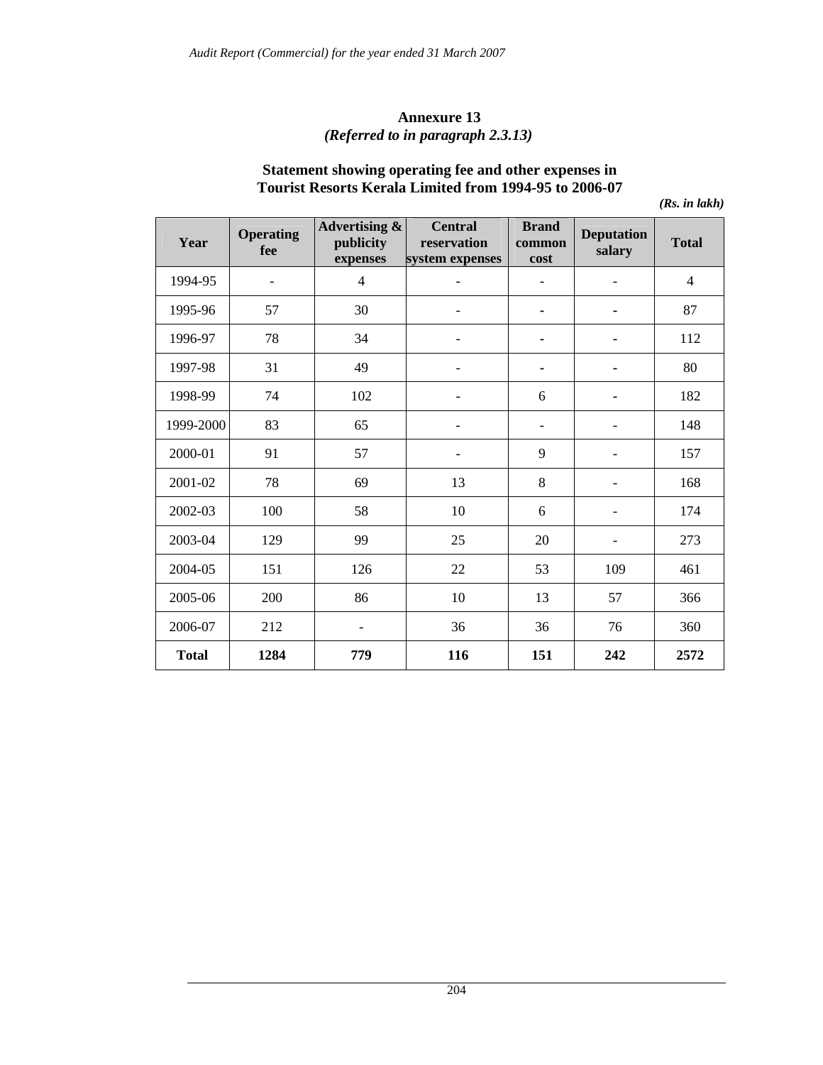# Annexure 13
*(Referred to in paragraph 2.3.13)*

## Statement showing operating fee and other expenses in Tourist Resorts Kerala Limited from 1994-95 to 2006-07

***(Rs. in lakh)***

| Year | Operating fee | Advertising & publicity expenses | Central reservation system expenses | Brand common cost | Deputation salary | Total |
|---|---|---|---|---|---|---|
| 1994-95 | - | 4 | - | - | - | 4 |
| 1995-96 | 57 | 30 | - | - | - | 87 |
| 1996-97 | 78 | 34 | - | - | - | 112 |
| 1997-98 | 31 | 49 | - | - | - | 80 |
| 1998-99 | 74 | 102 | - | 6 | - | 182 |
| 1999-2000 | 83 | 65 | - | - | - | 148 |
| 2000-01 | 91 | 57 | - | 9 | - | 157 |
| 2001-02 | 78 | 69 | 13 | 8 | - | 168 |
| 2002-03 | 100 | 58 | 10 | 6 | - | 174 |
| 2003-04 | 129 | 99 | 25 | 20 | - | 273 |
| 2004-05 | 151 | 126 | 22 | 53 | 109 | 461 |
| 2005-06 | 200 | 86 | 10 | 13 | 57 | 366 |
| 2006-07 | 212 | - | 36 | 36 | 76 | 360 |
| **Total** | **1284** | **779** | **116** | **151** | **242** | **2572** |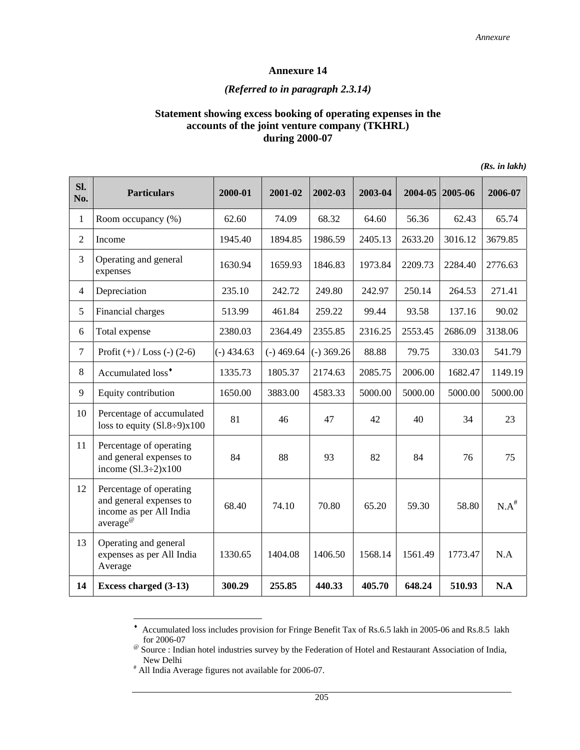## Annexure 14

### *(Referred to in paragraph 2.3.14)*

### Statement showing excess booking of operating expenses in the accounts of the joint venture company (TKHRL) during 2000-07

***(Rs. in lakh)***

| Sl. No. | Particulars | 2000-01 | 2001-02 | 2002-03 | 2003-04 | 2004-05 | 2005-06 | 2006-07 |
|---|---|---|---|---|---|---|---|---|
| 1 | Room occupancy (%) | 62.60 | 74.09 | 68.32 | 64.60 | 56.36 | 62.43 | 65.74 |
| 2 | Income | 1945.40 | 1894.85 | 1986.59 | 2405.13 | 2633.20 | 3016.12 | 3679.85 |
| 3 | Operating and general expenses | 1630.94 | 1659.93 | 1846.83 | 1973.84 | 2209.73 | 2284.40 | 2776.63 |
| 4 | Depreciation | 235.10 | 242.72 | 249.80 | 242.97 | 250.14 | 264.53 | 271.41 |
| 5 | Financial charges | 513.99 | 461.84 | 259.22 | 99.44 | 93.58 | 137.16 | 90.02 |
| 6 | Total expense | 2380.03 | 2364.49 | 2355.85 | 2316.25 | 2553.45 | 2686.09 | 3138.06 |
| 7 | Profit (+) / Loss (-) (2-6) | (-) 434.63 | (-) 469.64 | (-) 369.26 | 88.88 | 79.75 | 330.03 | 541.79 |
| 8 | Accumulated loss[♦] | 1335.73 | 1805.37 | 2174.63 | 2085.75 | 2006.00 | 1682.47 | 1149.19 |
| 9 | Equity contribution | 1650.00 | 3883.00 | 4583.33 | 5000.00 | 5000.00 | 5000.00 | 5000.00 |
| 10 | Percentage of accumulated loss to equity (Sl.8÷9)x100 | 81 | 46 | 47 | 42 | 40 | 34 | 23 |
| 11 | Percentage of operating and general expenses to income (Sl.3÷2)x100 | 84 | 88 | 93 | 82 | 84 | 76 | 75 |
| 12 | Percentage of operating and general expenses to income as per All India average[@] | 68.40 | 74.10 | 70.80 | 65.20 | 59.30 | 58.80 | N.A[#] |
| 13 | Operating and general expenses as per All India Average | 1330.65 | 1404.08 | 1406.50 | 1568.14 | 1561.49 | 1773.47 | N.A |
| **14** | **Excess charged (3-13)** | **300.29** | **255.85** | **440.33** | **405.70** | **648.24** | **510.93** | **N.A** |

---

[♦] Accumulated loss includes provision for Fringe Benefit Tax of Rs.6.5 lakh in 2005-06 and Rs.8.5 lakh for 2006-07

[@] Source : Indian hotel industries survey by the Federation of Hotel and Restaurant Association of India, New Delhi

[#] All India Average figures not available for 2006-07.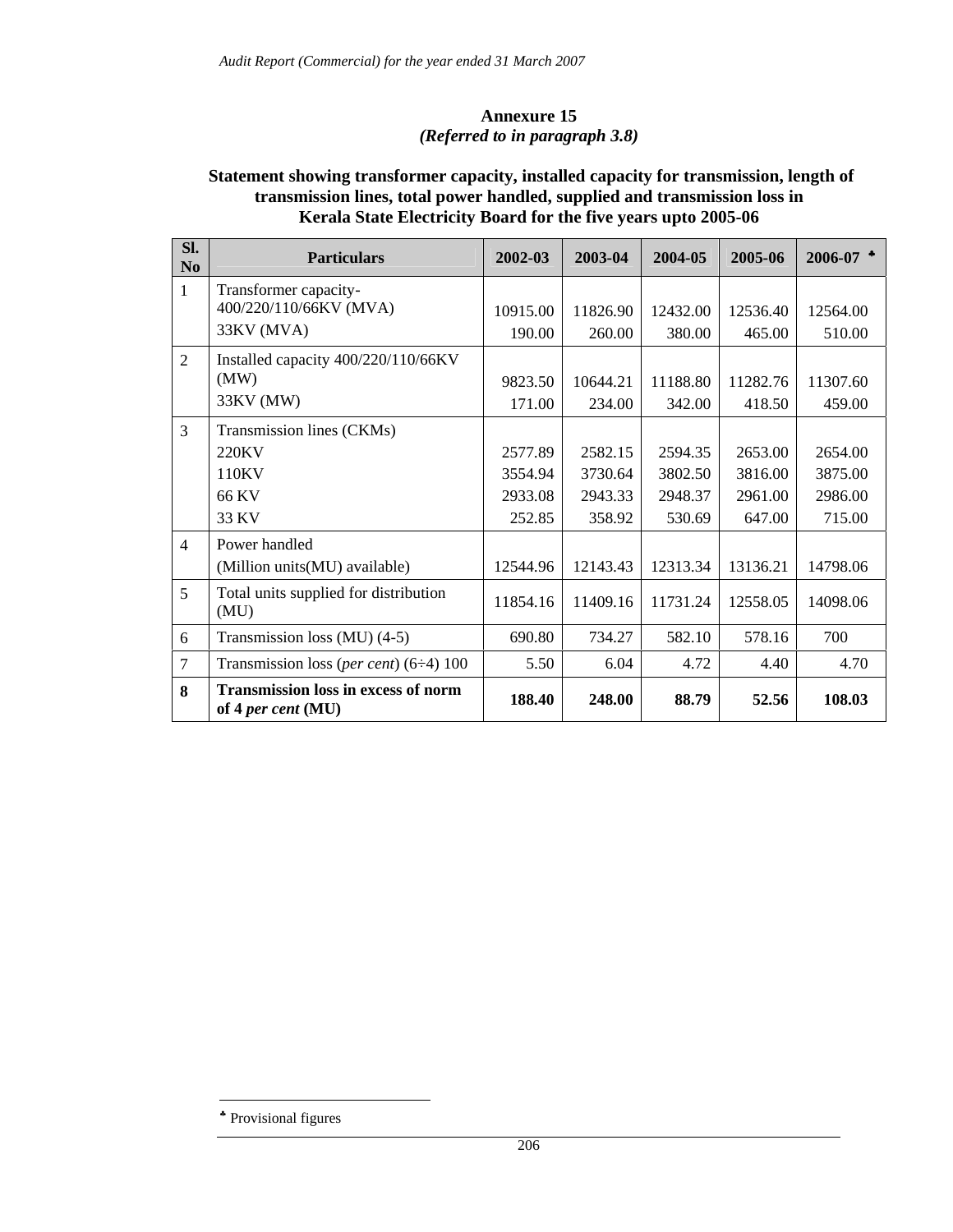## Annexure 15
*(Referred to in paragraph 3.8)*

### Statement showing transformer capacity, installed capacity for transmission, length of transmission lines, total power handled, supplied and transmission loss in Kerala State Electricity Board for the five years upto 2005-06

| Sl. No | Particulars | 2002-03 | 2003-04 | 2004-05 | 2005-06 | 2006-07 ♣ |
|---|---|---|---|---|---|---|
| 1 | Transformer capacity- 400/220/110/66KV (MVA) | 10915.00 | 11826.90 | 12432.00 | 12536.40 | 12564.00 |
| | 33KV (MVA) | 190.00 | 260.00 | 380.00 | 465.00 | 510.00 |
| 2 | Installed capacity 400/220/110/66KV (MW) | 9823.50 | 10644.21 | 11188.80 | 11282.76 | 11307.60 |
| | 33KV (MW) | 171.00 | 234.00 | 342.00 | 418.50 | 459.00 |
| 3 | Transmission lines (CKMs) | | | | | |
| | 220KV | 2577.89 | 2582.15 | 2594.35 | 2653.00 | 2654.00 |
| | 110KV | 3554.94 | 3730.64 | 3802.50 | 3816.00 | 3875.00 |
| | 66 KV | 2933.08 | 2943.33 | 2948.37 | 2961.00 | 2986.00 |
| | 33 KV | 252.85 | 358.92 | 530.69 | 647.00 | 715.00 |
| 4 | Power handled (Million units(MU) available) | 12544.96 | 12143.43 | 12313.34 | 13136.21 | 14798.06 |
| 5 | Total units supplied for distribution (MU) | 11854.16 | 11409.16 | 11731.24 | 12558.05 | 14098.06 |
| 6 | Transmission loss (MU) (4-5) | 690.80 | 734.27 | 582.10 | 578.16 | 700 |
| 7 | Transmission loss (*per cent*) (6÷4) 100 | 5.50 | 6.04 | 4.72 | 4.40 | 4.70 |
| **8** | **Transmission loss in excess of norm of 4 *per cent* (MU)** | **188.40** | **248.00** | **88.79** | **52.56** | **108.03** |

♣ Provisional figures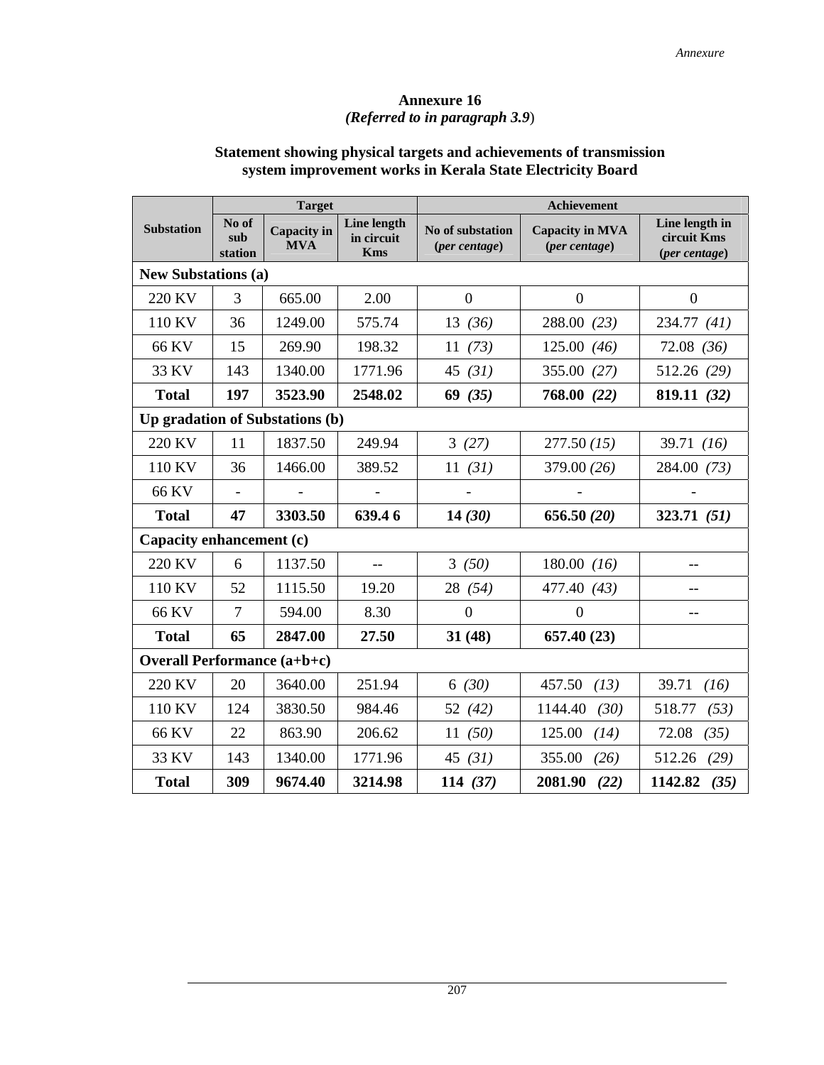## Annexure 16

*(Referred to in paragraph 3.9)*

### Statement showing physical targets and achievements of transmission system improvement works in Kerala State Electricity Board

| Substation | Target | | | Achievement | | |
|---|---|---|---|---|---|---|
| | No of sub station | Capacity in MVA | Line length in circuit Kms | No of substation (*per centage*) | Capacity in MVA (*per centage*) | Line length in circuit Kms (*per centage*) |
| **New Substations (a)** | | | | | | |
| 220 KV | 3 | 665.00 | 2.00 | 0 | 0 | 0 |
| 110 KV | 36 | 1249.00 | 575.74 | 13 *(36)* | 288.00 *(23)* | 234.77 *(41)* |
| 66 KV | 15 | 269.90 | 198.32 | 11 *(73)* | 125.00 *(46)* | 72.08 *(36)* |
| 33 KV | 143 | 1340.00 | 1771.96 | 45 *(31)* | 355.00 *(27)* | 512.26 *(29)* |
| **Total** | **197** | **3523.90** | **2548.02** | **69** ***(35)*** | **768.00** ***(22)*** | **819.11** ***(32)*** |
| **Up gradation of Substations (b)** | | | | | | |
| 220 KV | 11 | 1837.50 | 249.94 | 3 *(27)* | 277.50 *(15)* | 39.71 *(16)* |
| 110 KV | 36 | 1466.00 | 389.52 | 11 *(31)* | 379.00 *(26)* | 284.00 *(73)* |
| 66 KV | - | - | - | - | - | - |
| **Total** | **47** | **3303.50** | **639.4 6** | **14** ***(30)*** | **656.50** ***(20)*** | **323.71** ***(51)*** |
| **Capacity enhancement (c)** | | | | | | |
| 220 KV | 6 | 1137.50 | -- | 3 *(50)* | 180.00 *(16)* | -- |
| 110 KV | 52 | 1115.50 | 19.20 | 28 *(54)* | 477.40 *(43)* | -- |
| 66 KV | 7 | 594.00 | 8.30 | 0 | 0 | -- |
| **Total** | **65** | **2847.00** | **27.50** | **31 (48)** | **657.40 (23)** | |
| **Overall Performance (a+b+c)** | | | | | | |
| 220 KV | 20 | 3640.00 | 251.94 | 6 *(30)* | 457.50 *(13)* | 39.71 *(16)* |
| 110 KV | 124 | 3830.50 | 984.46 | 52 *(42)* | 1144.40 *(30)* | 518.77 *(53)* |
| 66 KV | 22 | 863.90 | 206.62 | 11 *(50)* | 125.00 *(14)* | 72.08 *(35)* |
| 33 KV | 143 | 1340.00 | 1771.96 | 45 *(31)* | 355.00 *(26)* | 512.26 *(29)* |
| **Total** | **309** | **9674.40** | **3214.98** | **114** ***(37)*** | **2081.90** ***(22)*** | **1142.82** ***(35)*** |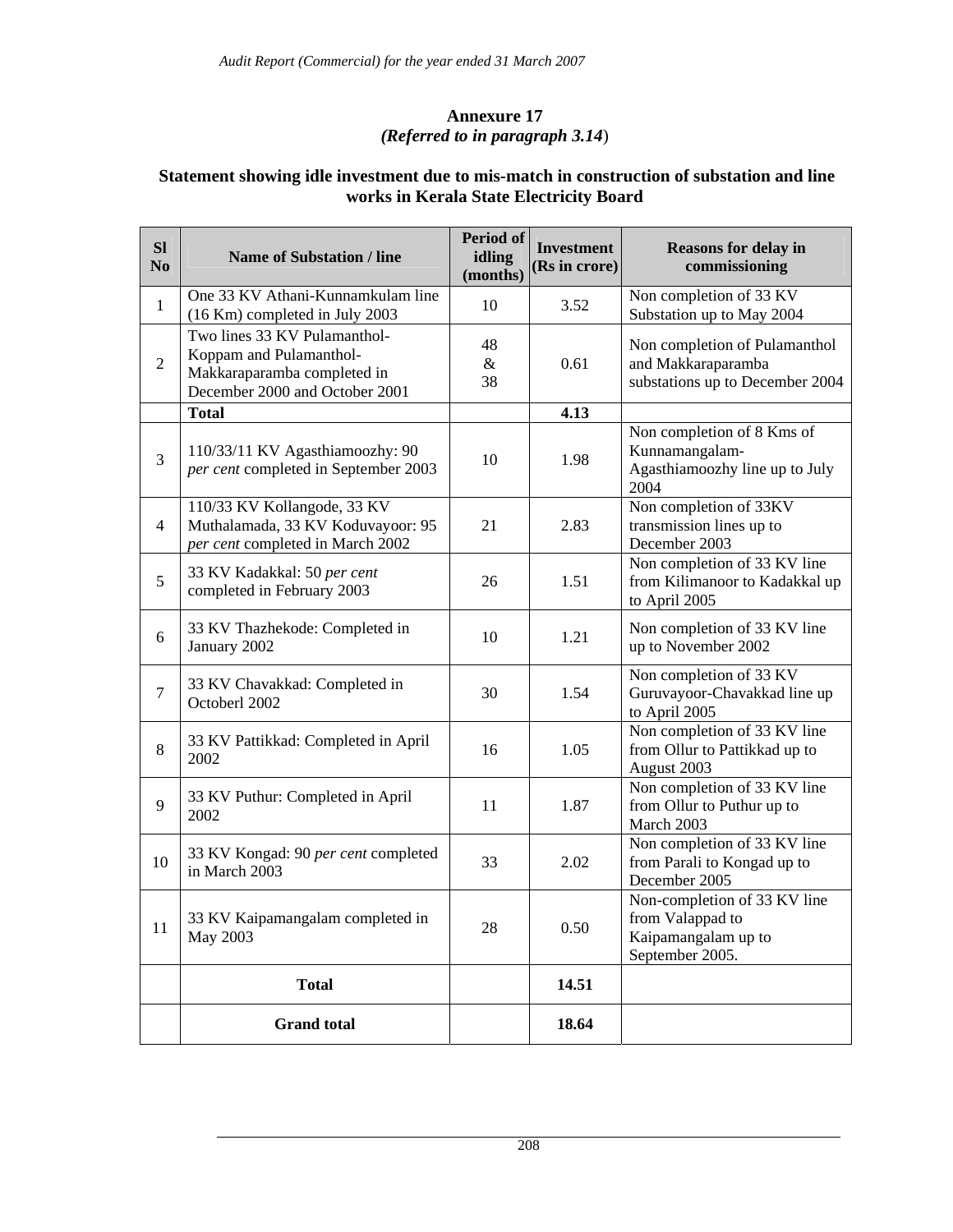## Annexure 17

***(Referred to in paragraph 3.14)***

### Statement showing idle investment due to mis-match in construction of substation and line works in Kerala State Electricity Board

| Sl No | Name of Substation / line | Period of idling (months) | Investment (Rs in crore) | Reasons for delay in commissioning |
|---|---|---|---|---|
| 1 | One 33 KV Athani-Kunnamkulam line (16 Km) completed in July 2003 | 10 | 3.52 | Non completion of 33 KV Substation up to May 2004 |
| 2 | Two lines 33 KV Pulamanthol-Koppam and Pulamanthol-Makkaraparamba completed in December 2000 and October 2001 | 48 & 38 | 0.61 | Non completion of Pulamanthol and Makkaraparamba substations up to December 2004 |
| | **Total** | | **4.13** | |
| 3 | 110/33/11 KV Agasthiamoozhy: 90 *per cent* completed in September 2003 | 10 | 1.98 | Non completion of 8 Kms of Kunnamangalam-Agasthiamoozhy line up to July 2004 |
| 4 | 110/33 KV Kollangode, 33 KV Muthalamada, 33 KV Koduvayoor: 95 *per cent* completed in March 2002 | 21 | 2.83 | Non completion of 33KV transmission lines up to December 2003 |
| 5 | 33 KV Kadakkal: 50 *per cent* completed in February 2003 | 26 | 1.51 | Non completion of 33 KV line from Kilimanoor to Kadakkal up to April 2005 |
| 6 | 33 KV Thazhekode: Completed in January 2002 | 10 | 1.21 | Non completion of 33 KV line up to November 2002 |
| 7 | 33 KV Chavakkad: Completed in Octoberl 2002 | 30 | 1.54 | Non completion of 33 KV Guruvayoor-Chavakkad line up to April 2005 |
| 8 | 33 KV Pattikkad: Completed in April 2002 | 16 | 1.05 | Non completion of 33 KV line from Ollur to Pattikkad up to August 2003 |
| 9 | 33 KV Puthur: Completed in April 2002 | 11 | 1.87 | Non completion of 33 KV line from Ollur to Puthur up to March 2003 |
| 10 | 33 KV Kongad: 90 *per cent* completed in March 2003 | 33 | 2.02 | Non completion of 33 KV line from Parali to Kongad up to December 2005 |
| 11 | 33 KV Kaipamangalam completed in May 2003 | 28 | 0.50 | Non-completion of 33 KV line from Valappad to Kaipamangalam up to September 2005. |
| | **Total** | | **14.51** | |
| | **Grand total** | | **18.64** | |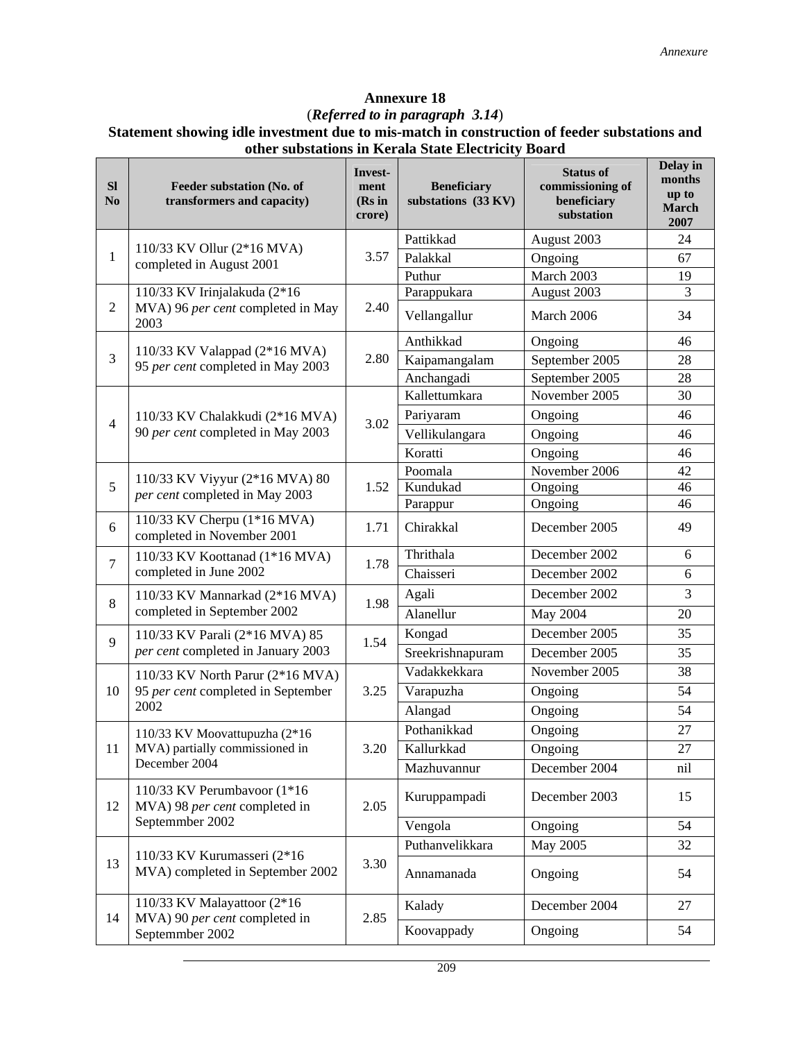## Annexure 18

(***Referred to in paragraph 3.14***)

**Statement showing idle investment due to mis-match in construction of feeder substations and other substations in Kerala State Electricity Board**

| Sl No | Feeder substation (No. of transformers and capacity) | Invest-ment (Rs in crore) | Beneficiary substations (33 KV) | Status of commissioning of beneficiary substation | Delay in months up to March 2007 |
|---|---|---|---|---|---|
| 1 | 110/33 KV Ollur (2*16 MVA) completed in August 2001 | 3.57 | Pattikkad | August 2003 | 24 |
| | | | Palakkal | Ongoing | 67 |
| | | | Puthur | March 2003 | 19 |
| 2 | 110/33 KV Irinjalakuda (2*16 MVA) 96 *per cent* completed in May 2003 | 2.40 | Parappukara | August 2003 | 3 |
| | | | Vellangallur | March 2006 | 34 |
| 3 | 110/33 KV Valappad (2*16 MVA) 95 *per cent* completed in May 2003 | 2.80 | Anthikkad | Ongoing | 46 |
| | | | Kaipamangalam | September 2005 | 28 |
| | | | Anchangadi | September 2005 | 28 |
| 4 | 110/33 KV Chalakkudi (2*16 MVA) 90 *per cent* completed in May 2003 | 3.02 | Kallettumkara | November 2005 | 30 |
| | | | Pariyaram | Ongoing | 46 |
| | | | Vellikulangara | Ongoing | 46 |
| | | | Koratti | Ongoing | 46 |
| 5 | 110/33 KV Viyyur (2*16 MVA) 80 *per cent* completed in May 2003 | 1.52 | Poomala | November 2006 | 42 |
| | | | Kundukad | Ongoing | 46 |
| | | | Parappur | Ongoing | 46 |
| 6 | 110/33 KV Cherpu (1*16 MVA) completed in November 2001 | 1.71 | Chirakkal | December 2005 | 49 |
| 7 | 110/33 KV Koottanad (1*16 MVA) completed in June 2002 | 1.78 | Thrithala | December 2002 | 6 |
| | | | Chaisseri | December 2002 | 6 |
| 8 | 110/33 KV Mannarkad (2*16 MVA) completed in September 2002 | 1.98 | Agali | December 2002 | 3 |
| | | | Alanellur | May 2004 | 20 |
| 9 | 110/33 KV Parali (2*16 MVA) 85 *per cent* completed in January 2003 | 1.54 | Kongad | December 2005 | 35 |
| | | | Sreekrishnapuram | December 2005 | 35 |
| 10 | 110/33 KV North Parur (2*16 MVA) 95 *per cent* completed in September 2002 | 3.25 | Vadakkekkara | November 2005 | 38 |
| | | | Varapuzha | Ongoing | 54 |
| | | | Alangad | Ongoing | 54 |
| 11 | 110/33 KV Moovattupuzha (2*16 MVA) partially commissioned in December 2004 | 3.20 | Pothanikkad | Ongoing | 27 |
| | | | Kallurkkad | Ongoing | 27 |
| | | | Mazhuvannur | December 2004 | nil |
| 12 | 110/33 KV Perumbavoor (1*16 MVA) 98 *per cent* completed in Septemmber 2002 | 2.05 | Kuruppampadi | December 2003 | 15 |
| | | | Vengola | Ongoing | 54 |
| 13 | 110/33 KV Kurumasseri (2*16 MVA) completed in September 2002 | 3.30 | Puthanvelikkara | May 2005 | 32 |
| | | | Annamanada | Ongoing | 54 |
| 14 | 110/33 KV Malayattoor (2*16 MVA) 90 *per cent* completed in Septemmber 2002 | 2.85 | Kalady | December 2004 | 27 |
| | | | Koovappady | Ongoing | 54 |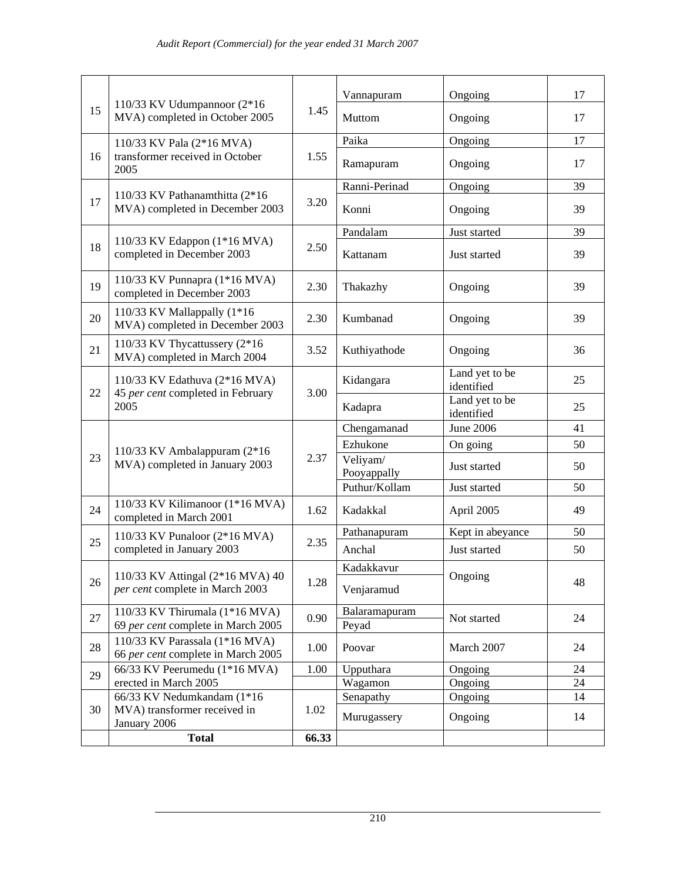| | | | | | |
|---|---|---|---|---|---|
| 15 | 110/33 KV Udumpannoor (2*16 MVA) completed in October 2005 | 1.45 | Vannapuram | Ongoing | 17 |
| | | | Muttom | Ongoing | 17 |
| 16 | 110/33 KV Pala (2*16 MVA) transformer received in October 2005 | 1.55 | Paika | Ongoing | 17 |
| | | | Ramapuram | Ongoing | 17 |
| 17 | 110/33 KV Pathanamthitta (2*16 MVA) completed in December 2003 | 3.20 | Ranni-Perinad | Ongoing | 39 |
| | | | Konni | Ongoing | 39 |
| 18 | 110/33 KV Edappon (1*16 MVA) completed in December 2003 | 2.50 | Pandalam | Just started | 39 |
| | | | Kattanam | Just started | 39 |
| 19 | 110/33 KV Punnapra (1*16 MVA) completed in December 2003 | 2.30 | Thakazhy | Ongoing | 39 |
| 20 | 110/33 KV Mallappally (1*16 MVA) completed in December 2003 | 2.30 | Kumbanad | Ongoing | 39 |
| 21 | 110/33 KV Thycattussery (2*16 MVA) completed in March 2004 | 3.52 | Kuthiyathode | Ongoing | 36 |
| 22 | 110/33 KV Edathuva (2*16 MVA) 45 *per cent* completed in February 2005 | 3.00 | Kidangara | Land yet to be identified | 25 |
| | | | Kadapra | Land yet to be identified | 25 |
| 23 | 110/33 KV Ambalappuram (2*16 MVA) completed in January 2003 | 2.37 | Chengamanad | June 2006 | 41 |
| | | | Ezhukone | On going | 50 |
| | | | Veliyam/ Pooyappally | Just started | 50 |
| | | | Puthur/Kollam | Just started | 50 |
| 24 | 110/33 KV Kilimanoor (1*16 MVA) completed in March 2001 | 1.62 | Kadakkal | April 2005 | 49 |
| 25 | 110/33 KV Punaloor (2*16 MVA) completed in January 2003 | 2.35 | Pathanapuram | Kept in abeyance | 50 |
| | | | Anchal | Just started | 50 |
| 26 | 110/33 KV Attingal (2*16 MVA) 40 *per cent* complete in March 2003 | 1.28 | Kadakkavur | Ongoing | 48 |
| | | | Venjaramud | | |
| 27 | 110/33 KV Thirumala (1*16 MVA) 69 *per cent* complete in March 2005 | 0.90 | Balaramapuram | Not started | 24 |
| | | | Peyad | | |
| 28 | 110/33 KV Parassala (1*16 MVA) 66 *per cent* complete in March 2005 | 1.00 | Poovar | March 2007 | 24 |
| 29 | 66/33 KV Peerumedu (1*16 MVA) erected in March 2005 | 1.00 | Upputhara | Ongoing | 24 |
| | | | Wagamon | Ongoing | 24 |
| 30 | 66/33 KV Nedumkandam (1*16 MVA) transformer received in January 2006 | 1.02 | Senapathy | Ongoing | 14 |
| | | | Murugassery | Ongoing | 14 |
| | **Total** | **66.33** | | | |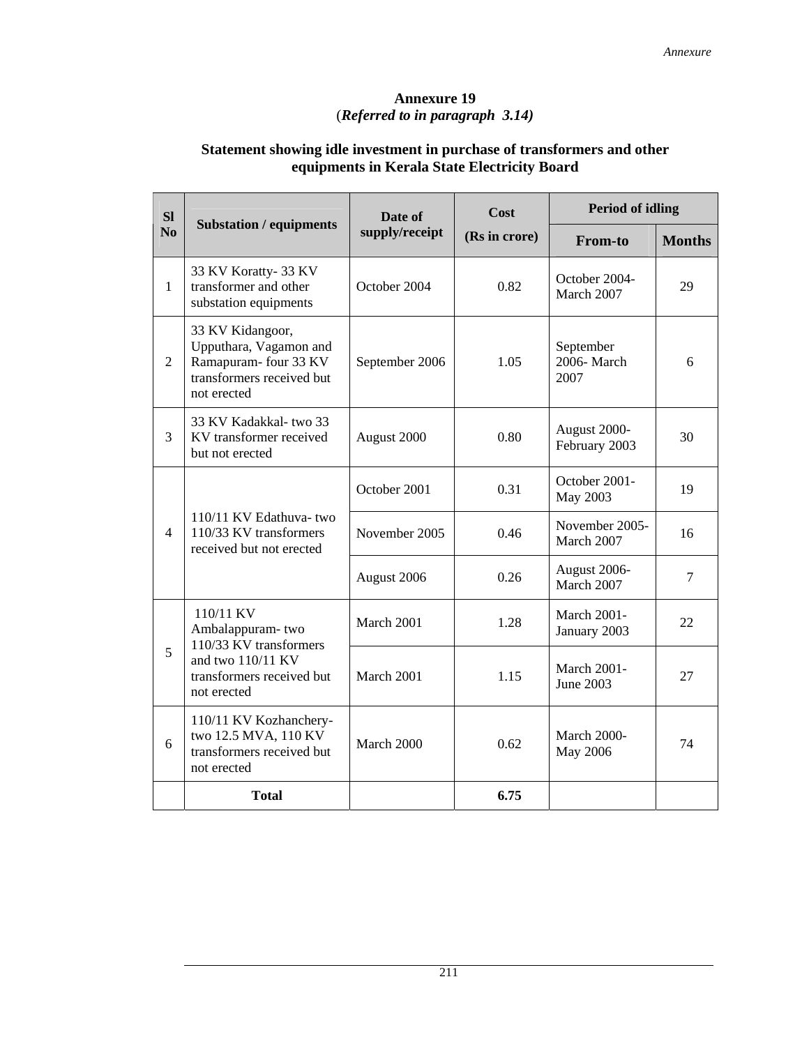# Annexure 19

(*Referred to in paragraph 3.14)*

## Statement showing idle investment in purchase of transformers and other equipments in Kerala State Electricity Board

| Sl No | Substation / equipments | Date of supply/receipt | Cost (Rs in crore) | Period of idling | |
|---|---|---|---|---|---|
| | | | | From-to | Months |
| 1 | 33 KV Koratty- 33 KV transformer and other substation equipments | October 2004 | 0.82 | October 2004- March 2007 | 29 |
| 2 | 33 KV Kidangoor, Upputhara, Vagamon and Ramapuram- four 33 KV transformers received but not erected | September 2006 | 1.05 | September 2006- March 2007 | 6 |
| 3 | 33 KV Kadakkal- two 33 KV transformer received but not erected | August 2000 | 0.80 | August 2000- February 2003 | 30 |
| 4 | 110/11 KV Edathuva- two 110/33 KV transformers received but not erected | October 2001 | 0.31 | October 2001- May 2003 | 19 |
| | | November 2005 | 0.46 | November 2005- March 2007 | 16 |
| | | August 2006 | 0.26 | August 2006- March 2007 | 7 |
| 5 | 110/11 KV Ambalappuram- two 110/33 KV transformers and two 110/11 KV transformers received but not erected | March 2001 | 1.28 | March 2001- January 2003 | 22 |
| | | March 2001 | 1.15 | March 2001- June 2003 | 27 |
| 6 | 110/11 KV Kozhanchery- two 12.5 MVA, 110 KV transformers received but not erected | March 2000 | 0.62 | March 2000- May 2006 | 74 |
| | **Total** | | **6.75** | | |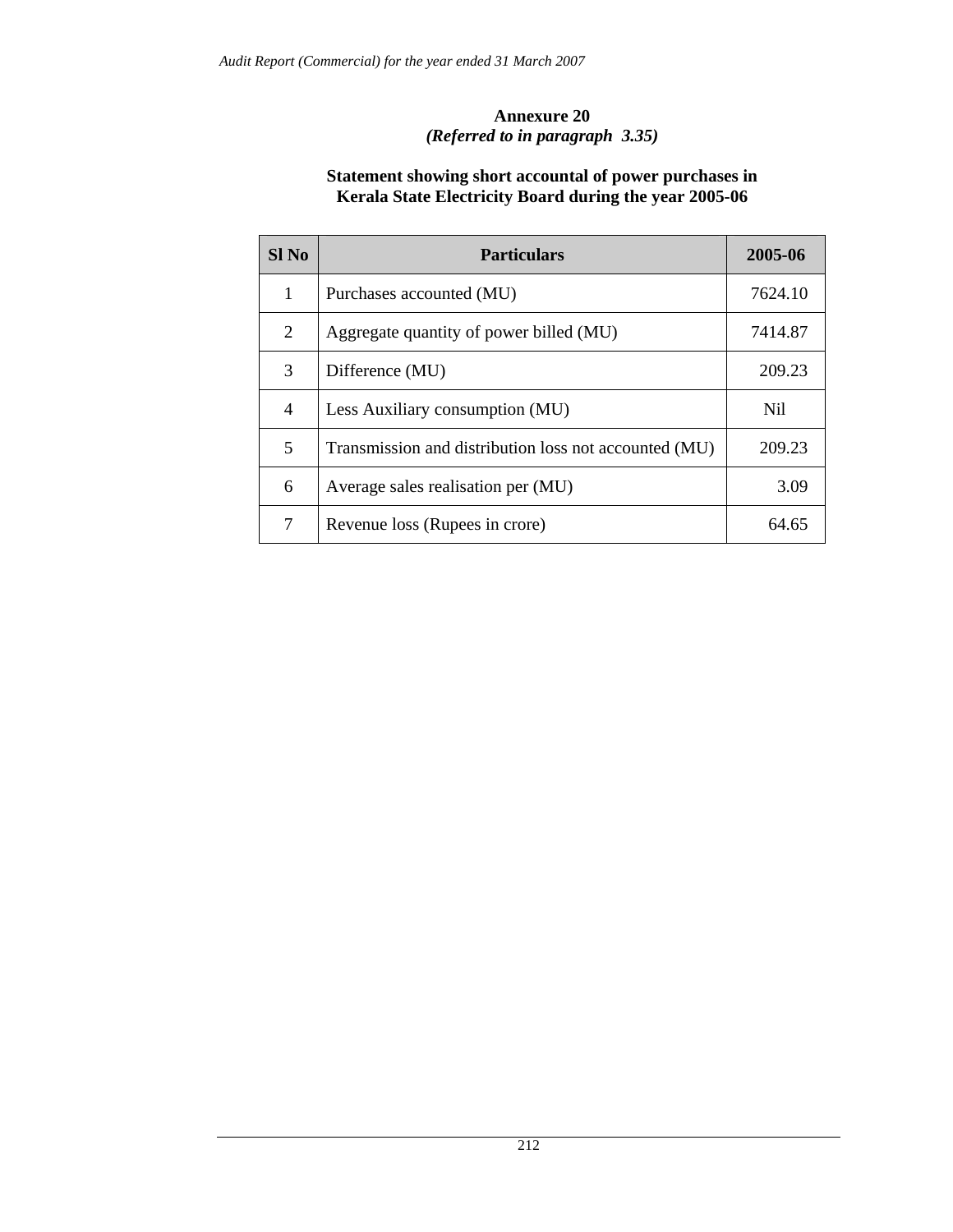## Annexure 20
*(Referred to in paragraph 3.35)*

### Statement showing short accountal of power purchases in Kerala State Electricity Board during the year 2005-06

| Sl No | Particulars | 2005-06 |
|---|---|---|
| 1 | Purchases accounted (MU) | 7624.10 |
| 2 | Aggregate quantity of power billed (MU) | 7414.87 |
| 3 | Difference (MU) | 209.23 |
| 4 | Less Auxiliary consumption (MU) | Nil |
| 5 | Transmission and distribution loss not accounted (MU) | 209.23 |
| 6 | Average sales realisation per (MU) | 3.09 |
| 7 | Revenue loss (Rupees in crore) | 64.65 |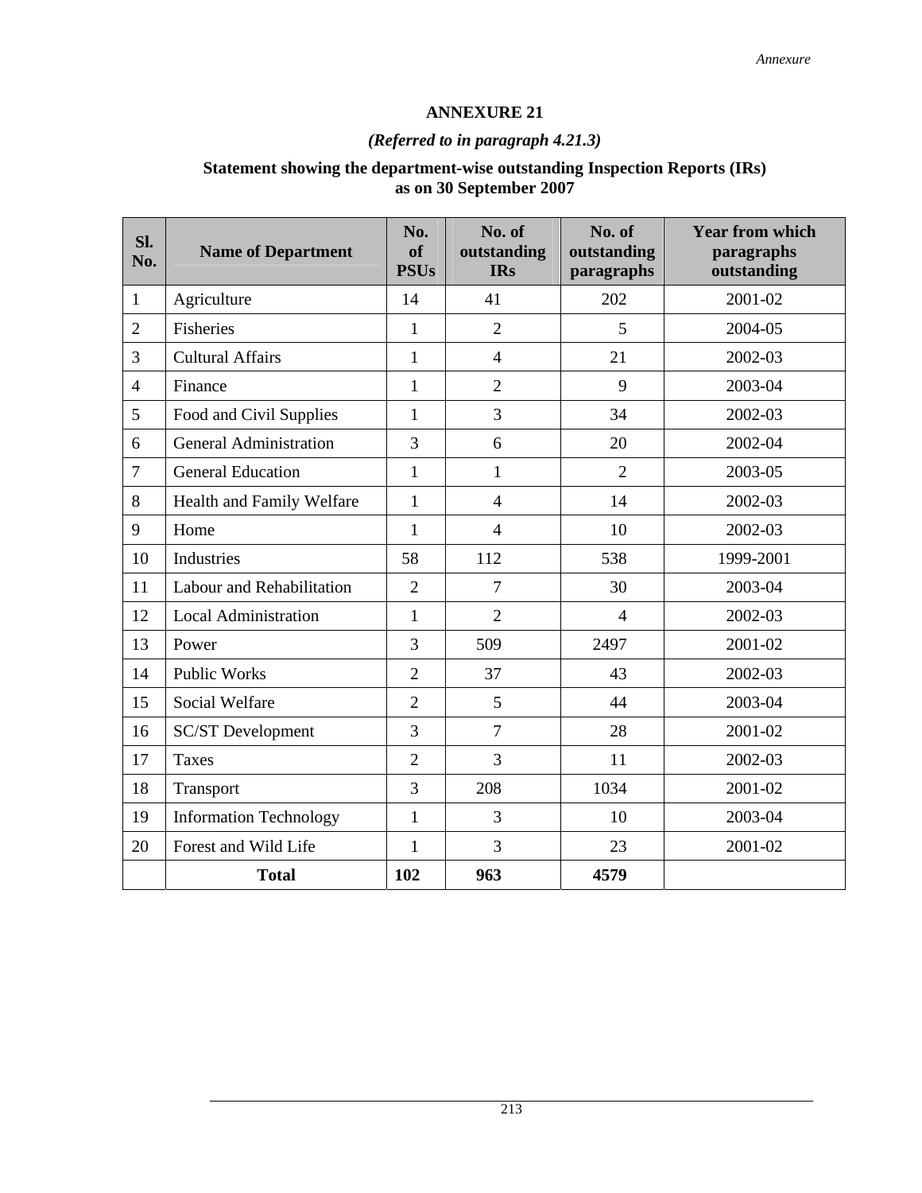# ANNEXURE 21

*(Referred to in paragraph 4.21.3)*

**Statement showing the department-wise outstanding Inspection Reports (IRs) as on 30 September 2007**

| Sl. No. | Name of Department | No. of PSUs | No. of outstanding IRs | No. of outstanding paragraphs | Year from which paragraphs outstanding |
|---|---|---|---|---|---|
| 1 | Agriculture | 14 | 41 | 202 | 2001-02 |
| 2 | Fisheries | 1 | 2 | 5 | 2004-05 |
| 3 | Cultural Affairs | 1 | 4 | 21 | 2002-03 |
| 4 | Finance | 1 | 2 | 9 | 2003-04 |
| 5 | Food and Civil Supplies | 1 | 3 | 34 | 2002-03 |
| 6 | General Administration | 3 | 6 | 20 | 2002-04 |
| 7 | General Education | 1 | 1 | 2 | 2003-05 |
| 8 | Health and Family Welfare | 1 | 4 | 14 | 2002-03 |
| 9 | Home | 1 | 4 | 10 | 2002-03 |
| 10 | Industries | 58 | 112 | 538 | 1999-2001 |
| 11 | Labour and Rehabilitation | 2 | 7 | 30 | 2003-04 |
| 12 | Local Administration | 1 | 2 | 4 | 2002-03 |
| 13 | Power | 3 | 509 | 2497 | 2001-02 |
| 14 | Public Works | 2 | 37 | 43 | 2002-03 |
| 15 | Social Welfare | 2 | 5 | 44 | 2003-04 |
| 16 | SC/ST Development | 3 | 7 | 28 | 2001-02 |
| 17 | Taxes | 2 | 3 | 11 | 2002-03 |
| 18 | Transport | 3 | 208 | 1034 | 2001-02 |
| 19 | Information Technology | 1 | 3 | 10 | 2003-04 |
| 20 | Forest and Wild Life | 1 | 3 | 23 | 2001-02 |
| | **Total** | **102** | **963** | **4579** | |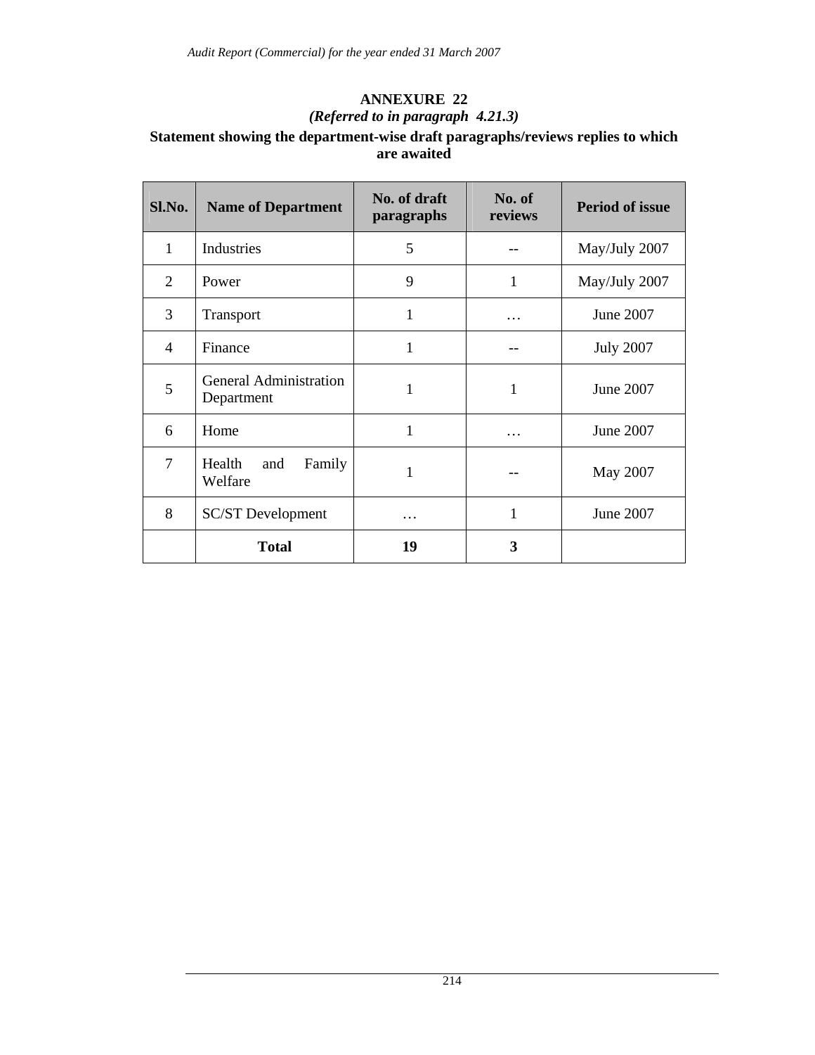## ANNEXURE 22

*(Referred to in paragraph 4.21.3)*

**Statement showing the department-wise draft paragraphs/reviews replies to which are awaited**

| Sl.No. | Name of Department | No. of draft paragraphs | No. of reviews | Period of issue |
|---|---|---|---|---|
| 1 | Industries | 5 | -- | May/July 2007 |
| 2 | Power | 9 | 1 | May/July 2007 |
| 3 | Transport | 1 | … | June 2007 |
| 4 | Finance | 1 | -- | July 2007 |
| 5 | General Administration Department | 1 | 1 | June 2007 |
| 6 | Home | 1 | … | June 2007 |
| 7 | Health and Family Welfare | 1 | -- | May 2007 |
| 8 | SC/ST Development | … | 1 | June 2007 |
| | **Total** | **19** | **3** | |